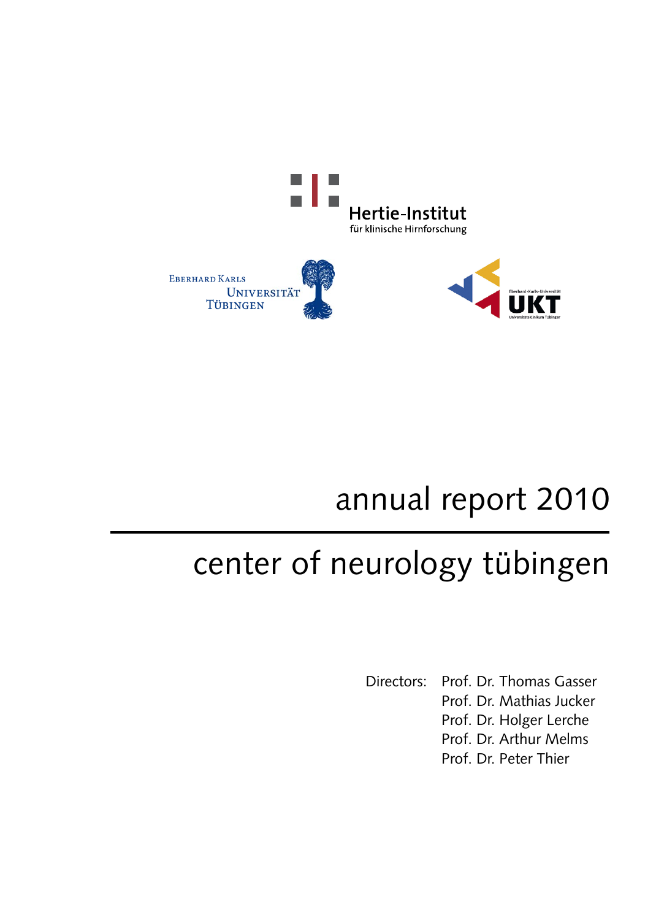Hertie-Institut
für klinische Hirnforschung

Eberhard Karls Universität Tübingen

Eberhard-Karls-Universität UKT Universitätsklinikum Tübingen

# annual report 2010

# center of neurology tübingen

Directors: Prof. Dr. Thomas Gasser
Prof. Dr. Mathias Jucker
Prof. Dr. Holger Lerche
Prof. Dr. Arthur Melms
Prof. Dr. Peter Thier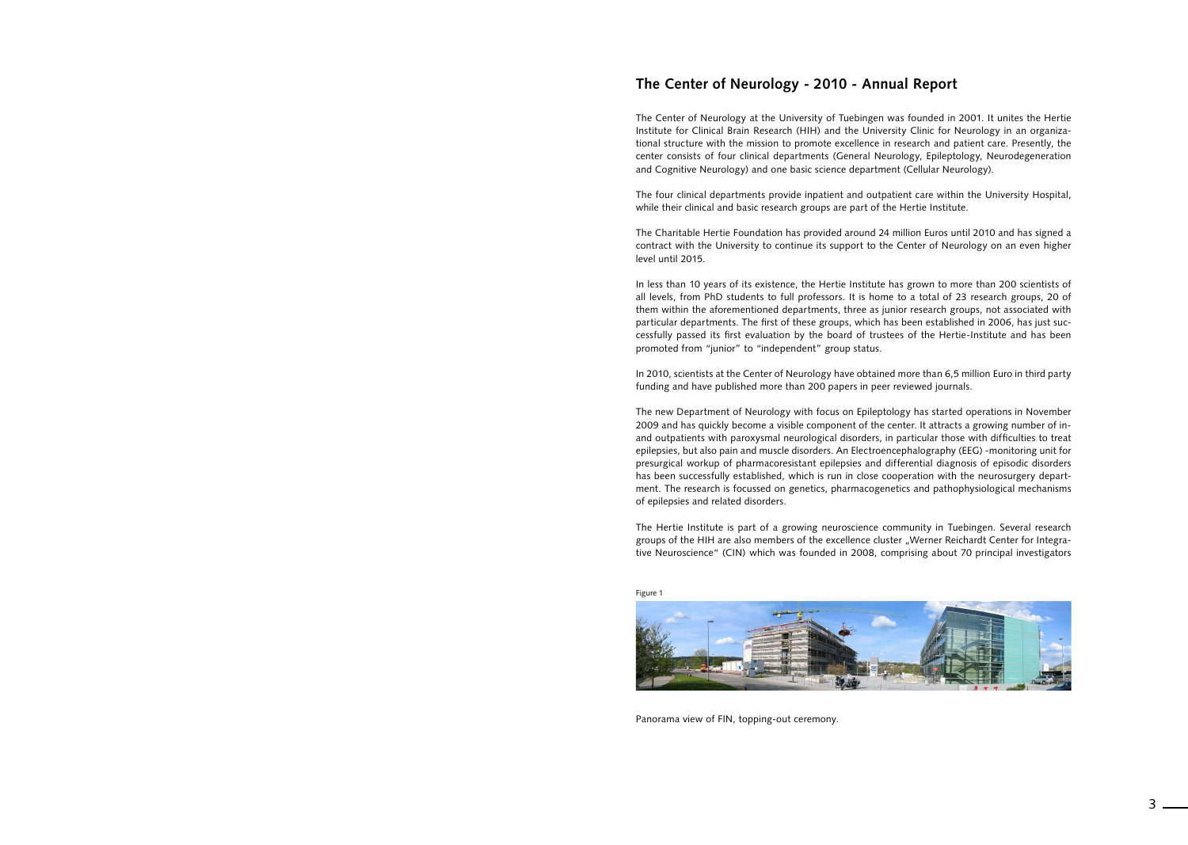## The Center of Neurology - 2010 - Annual Report

The Center of Neurology at the University of Tuebingen was founded in 2001. It unites the Hertie Institute for Clinical Brain Research (HIH) and the University Clinic for Neurology in an organizational structure with the mission to promote excellence in research and patient care. Presently, the center consists of four clinical departments (General Neurology, Epileptology, Neurodegeneration and Cognitive Neurology) and one basic science department (Cellular Neurology).

The four clinical departments provide inpatient and outpatient care within the University Hospital, while their clinical and basic research groups are part of the Hertie Institute.

The Charitable Hertie Foundation has provided around 24 million Euros until 2010 and has signed a contract with the University to continue its support to the Center of Neurology on an even higher level until 2015.

In less than 10 years of its existence, the Hertie Institute has grown to more than 200 scientists of all levels, from PhD students to full professors. It is home to a total of 23 research groups, 20 of them within the aforementioned departments, three as junior research groups, not associated with particular departments. The first of these groups, which has been established in 2006, has just successfully passed its first evaluation by the board of trustees of the Hertie-Institute and has been promoted from "junior" to "independent" group status.

In 2010, scientists at the Center of Neurology have obtained more than 6,5 million Euro in third party funding and have published more than 200 papers in peer reviewed journals.

The new Department of Neurology with focus on Epileptology has started operations in November 2009 and has quickly become a visible component of the center. It attracts a growing number of in- and outpatients with paroxysmal neurological disorders, in particular those with difficulties to treat epilepsies, but also pain and muscle disorders. An Electroencephalography (EEG) -monitoring unit for presurgical workup of pharmacoresistant epilepsies and differential diagnosis of episodic disorders has been successfully established, which is run in close cooperation with the neurosurgery department. The research is focussed on genetics, pharmacogenetics and pathophysiological mechanisms of epilepsies and related disorders.

The Hertie Institute is part of a growing neuroscience community in Tuebingen. Several research groups of the HIH are also members of the excellence cluster „Werner Reichardt Center for Integrative Neuroscience" (CIN) which was founded in 2008, comprising about 70 principal investigators

Figure 1

Panorama view of FIN, topping-out ceremony.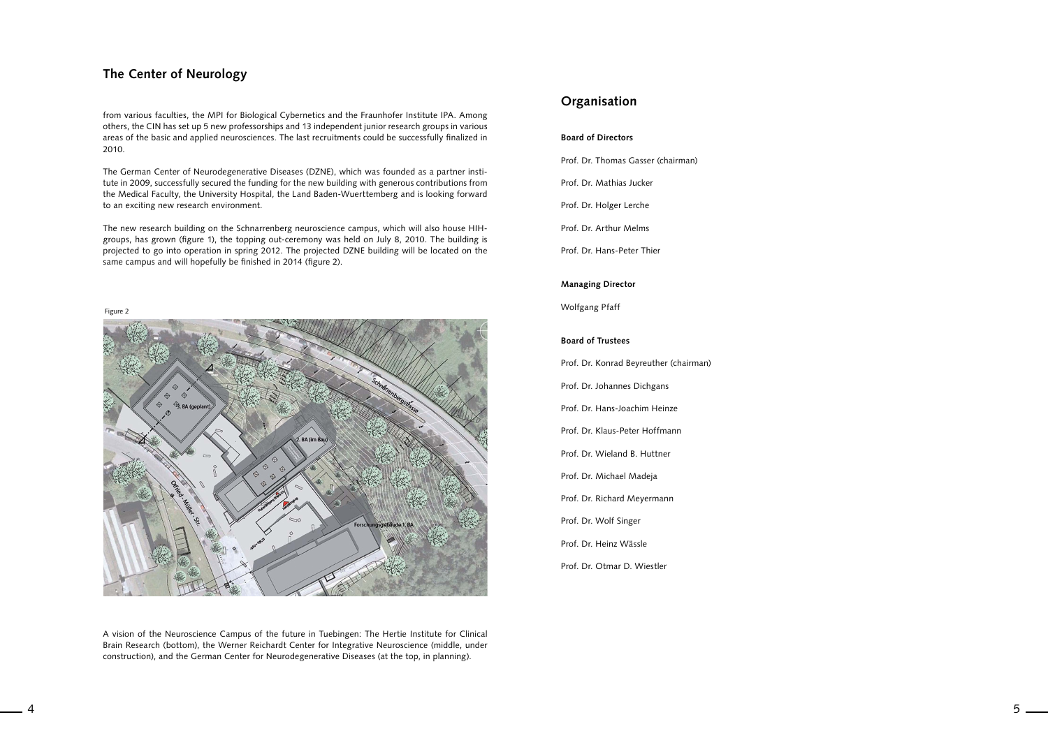## The Center of Neurology

from various faculties, the MPI for Biological Cybernetics and the Fraunhofer Institute IPA. Among others, the CIN has set up 5 new professorships and 13 independent junior research groups in various areas of the basic and applied neurosciences. The last recruitments could be successfully finalized in 2010.

The German Center of Neurodegenerative Diseases (DZNE), which was founded as a partner institute in 2009, successfully secured the funding for the new building with generous contributions from the Medical Faculty, the University Hospital, the Land Baden-Wuerttemberg and is looking forward to an exciting new research environment.

The new research building on the Schnarrenberg neuroscience campus, which will also house HIH-groups, has grown (figure 1), the topping out-ceremony was held on July 8, 2010. The building is projected to go into operation in spring 2012. The projected DZNE building will be located on the same campus and will hopefully be finished in 2014 (figure 2).

Figure 2

A vision of the Neuroscience Campus of the future in Tuebingen: The Hertie Institute for Clinical Brain Research (bottom), the Werner Reichardt Center for Integrative Neuroscience (middle, under construction), and the German Center for Neurodegenerative Diseases (at the top, in planning).

## Organisation

**Board of Directors**

Prof. Dr. Thomas Gasser (chairman)

Prof. Dr. Mathias Jucker

Prof. Dr. Holger Lerche

Prof. Dr. Arthur Melms

Prof. Dr. Hans-Peter Thier

**Managing Director**

Wolfgang Pfaff

**Board of Trustees**

Prof. Dr. Konrad Beyreuther (chairman)

Prof. Dr. Johannes Dichgans

Prof. Dr. Hans-Joachim Heinze

Prof. Dr. Klaus-Peter Hoffmann

Prof. Dr. Wieland B. Huttner

Prof. Dr. Michael Madeja

Prof. Dr. Richard Meyermann

Prof. Dr. Wolf Singer

Prof. Dr. Heinz Wässle

Prof. Dr. Otmar D. Wiestler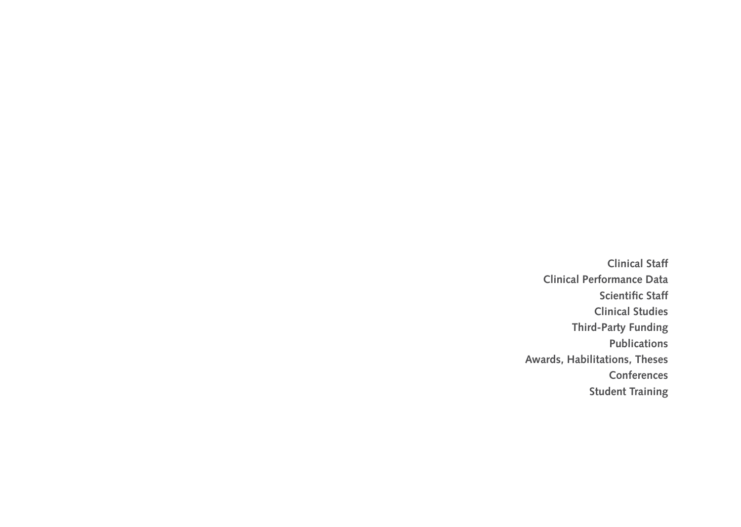**Clinical Staff**

**Clinical Performance Data**

**Scientific Staff**

**Clinical Studies**

**Third-Party Funding**

**Publications**

**Awards, Habilitations, Theses**

**Conferences**

**Student Training**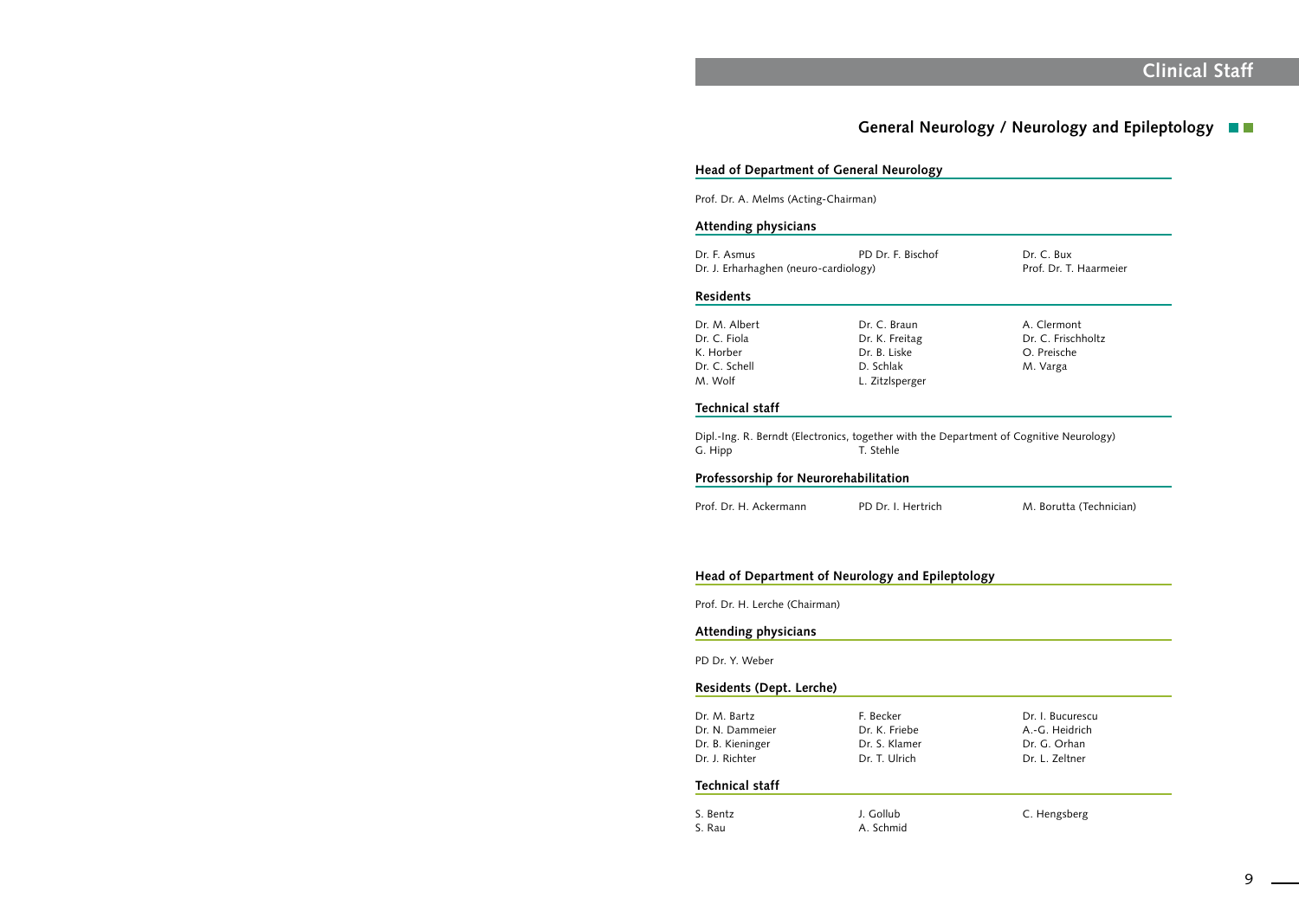# Clinical Staff

## General Neurology / Neurology and Epileptology

### Head of Department of General Neurology

Prof. Dr. A. Melms (Acting-Chairman)

### Attending physicians

Dr. F. Asmus
PD Dr. F. Bischof
Dr. C. Bux
Dr. J. Erharhaghen (neuro-cardiology)
Prof. Dr. T. Haarmeier

### Residents

Dr. M. Albert
Dr. C. Braun
A. Clermont
Dr. C. Fiola
Dr. K. Freitag
Dr. C. Frischholtz
K. Horber
Dr. B. Liske
O. Preische
Dr. C. Schell
D. Schlak
M. Varga
M. Wolf
L. Zitzlsperger

### Technical staff

Dipl.-Ing. R. Berndt (Electronics, together with the Department of Cognitive Neurology)
G. Hipp
T. Stehle

### Professorship for Neurorehabilitation

Prof. Dr. H. Ackermann
PD Dr. I. Hertrich
M. Borutta (Technician)

### Head of Department of Neurology and Epileptology

Prof. Dr. H. Lerche (Chairman)

### Attending physicians

PD Dr. Y. Weber

### Residents (Dept. Lerche)

Dr. M. Bartz
F. Becker
Dr. I. Bucurescu
Dr. N. Dammeier
Dr. K. Friebe
A.-G. Heidrich
Dr. B. Kieninger
Dr. S. Klamer
Dr. G. Orhan
Dr. J. Richter
Dr. T. Ulrich
Dr. L. Zeltner

### Technical staff

S. Bentz
J. Gollub
C. Hengsberg
S. Rau
A. Schmid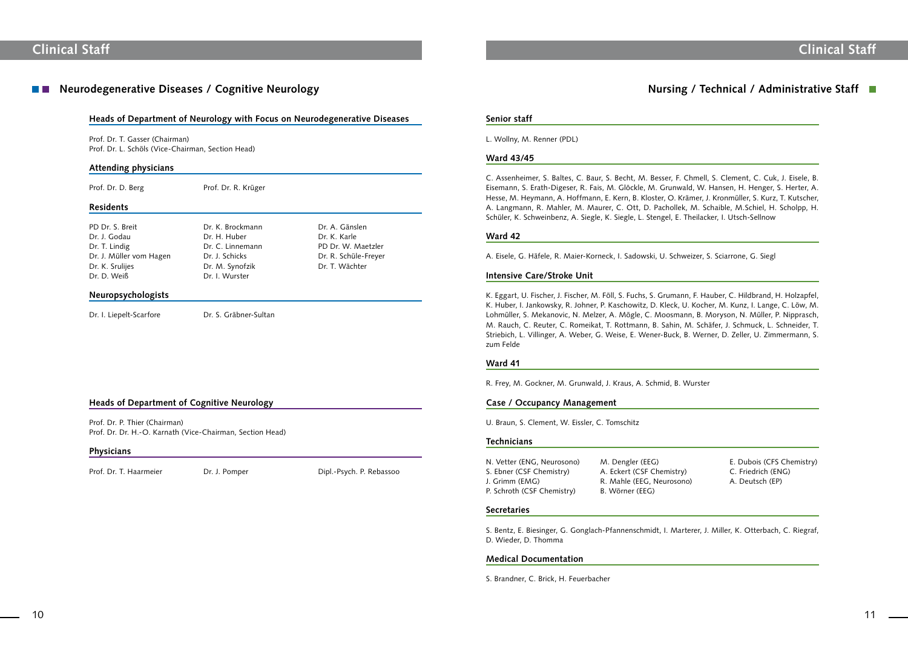## Neurodegenerative Diseases / Cognitive Neurology

### Heads of Department of Neurology with Focus on Neurodegenerative Diseases

Prof. Dr. T. Gasser (Chairman)
Prof. Dr. L. Schöls (Vice-Chairman, Section Head)

### Attending physicians

Prof. Dr. D. Berg
Prof. Dr. R. Krüger

### Residents

PD Dr. S. Breit
Dr. J. Godau
Dr. T. Lindig
Dr. J. Müller vom Hagen
Dr. K. Srulijes
Dr. D. Weiß
Dr. K. Brockmann
Dr. H. Huber
Dr. C. Linnemann
Dr. J. Schicks
Dr. M. Synofzik
Dr. I. Wurster
Dr. A. Gänslen
Dr. K. Karle
PD Dr. W. Maetzler
Dr. R. Schüle-Freyer
Dr. T. Wächter

### Neuropsychologists

Dr. I. Liepelt-Scarfone
Dr. S. Gräbner-Sultan

### Heads of Department of Cognitive Neurology

Prof. Dr. P. Thier (Chairman)
Prof. Dr. Dr. H.-O. Karnath (Vice-Chairman, Section Head)

### Physicians

Prof. Dr. T. Haarmeier
Dr. J. Pomper
Dipl.-Psych. P. Rebassoo

## Nursing / Technical / Administrative Staff

### Senior staff

L. Wollny, M. Renner (PDL)

### Ward 43/45

C. Assenheimer, S. Baltes, C. Baur, S. Becht, M. Besser, F. Chmell, S. Clement, C. Cuk, J. Eisele, B. Eisemann, S. Erath-Digeser, R. Fais, M. Glöckle, M. Grunwald, W. Hansen, H. Henger, S. Herter, A. Hesse, M. Heymann, A. Hoffmann, E. Kern, B. Kloster, O. Krämer, J. Kronmüller, S. Kurz, T. Kutscher, A. Langmann, R. Mahler, M. Maurer, C. Ott, D. Pachollek, M. Schaible, M.Schiel, H. Scholpp, H. Schüler, K. Schweinbenz, A. Siegle, K. Siegle, L. Stengel, E. Theilacker, I. Utsch-Sellnow

### Ward 42

A. Eisele, G. Häfele, R. Maier-Korneck, I. Sadowski, U. Schweizer, S. Sciarrone, G. Siegl

### Intensive Care/Stroke Unit

K. Eggart, U. Fischer, J. Fischer, M. Föll, S. Fuchs, S. Grumann, F. Hauber, C. Hildbrand, H. Holzapfel, K. Huber, I. Jankowsky, R. Johner, P. Kaschowitz, D. Kleck, U. Kocher, M. Kunz, I. Lange, C. Löw, M. Lohmüller, S. Mekanovic, N. Melzer, A. Mögle, C. Moosmann, B. Moryson, N. Müller, P. Nipprasch, M. Rauch, C. Reuter, C. Romeikat, T. Rottmann, B. Sahin, M. Schäfer, J. Schmuck, L. Schneider, T. Striebich, L. Villinger, A. Weber, G. Weise, E. Wener-Buck, B. Werner, D. Zeller, U. Zimmermann, S. zum Felde

### Ward 41

R. Frey, M. Gockner, M. Grunwald, J. Kraus, A. Schmid, B. Wurster

### Case / Occupancy Management

U. Braun, S. Clement, W. Eissler, C. Tomschitz

### Technicians

N. Vetter (ENG, Neurosono)
S. Ebner (CSF Chemistry)
J. Grimm (EMG)
P. Schroth (CSF Chemistry)
M. Dengler (EEG)
A. Eckert (CSF Chemistry)
R. Mahle (EEG, Neurosono)
B. Wörner (EEG)
E. Dubois (CFS Chemistry)
C. Friedrich (ENG)
A. Deutsch (EP)

### Secretaries

S. Bentz, E. Biesinger, G. Gonglach-Pfannenschmidt, I. Marterer, J. Miller, K. Otterbach, C. Riegraf, D. Wieder, D. Thomma

### Medical Documentation

S. Brandner, C. Brick, H. Feuerbacher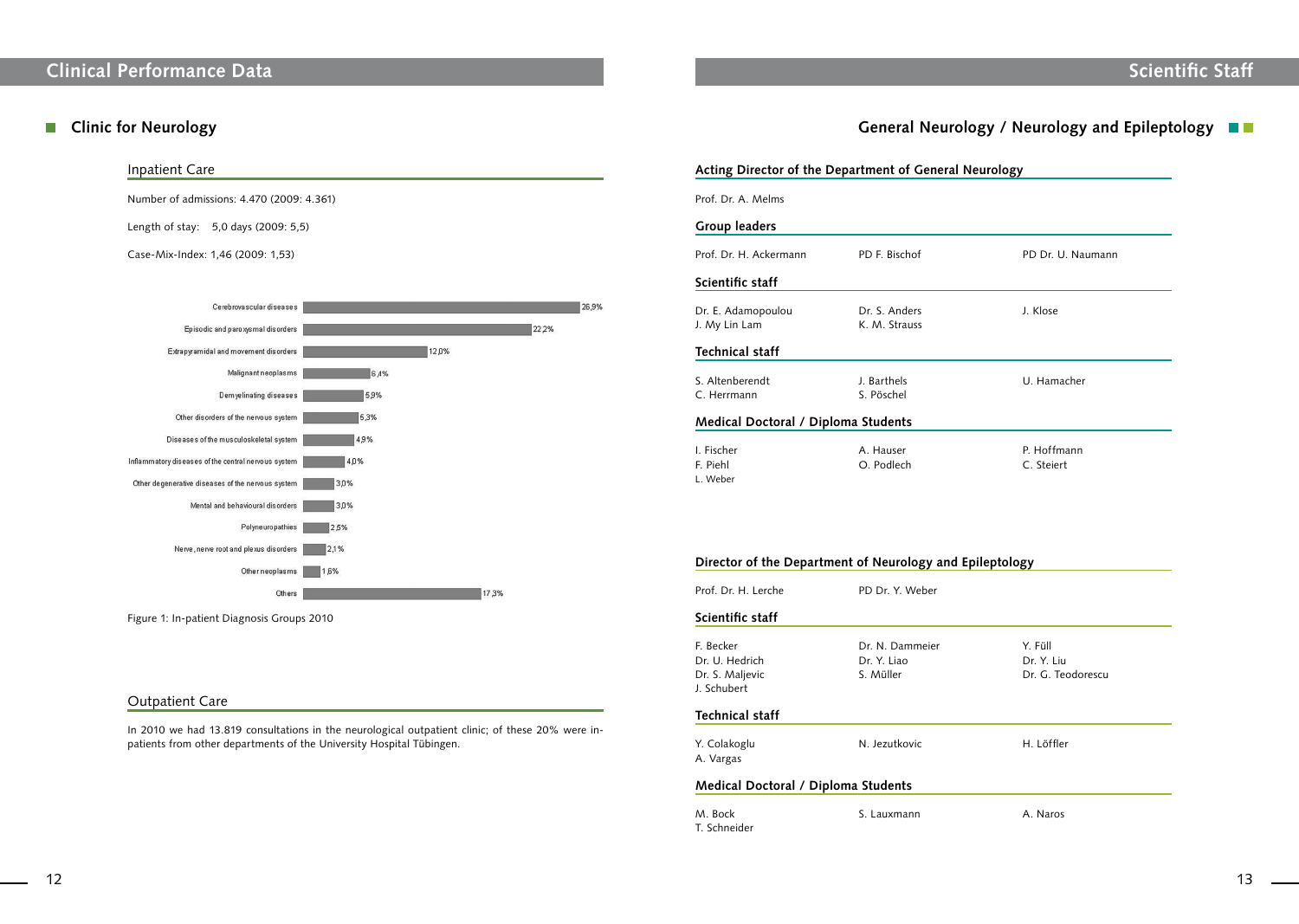# Clinical Performance Data

## Clinic for Neurology

### Inpatient Care

Number of admissions: 4.470 (2009: 4.361)

Length of stay: 5,0 days (2009: 5,5)

Case-Mix-Index: 1,46 (2009: 1,53)

| Diagnosis group | Share |
|---|---|
| Cerebrovascular diseases | 26,9% |
| Episodic and paroxysmal disorders | 22,2% |
| Extrapyramidal and movement disorders | 12,0% |
| Malignant neoplasms | 6,4% |
| Demyelinating diseases | 5,9% |
| Other disorders of the nervous system | 5,3% |
| Diseases of the musculoskeletal system | 4,9% |
| Inflammatory diseases of the central nervous system | 4,0% |
| Other degenerative diseases of the nervous system | 3,0% |
| Mental and behavioural disorders | 3,0% |
| Polyneuropathies | 2,5% |
| Nerve, nerve root and plexus disorders | 2,1% |
| Other neoplasms | 1,6% |
| Others | 17,3% |

Figure 1: In-patient Diagnosis Groups 2010

### Outpatient Care

In 2010 we had 13.819 consultations in the neurological outpatient clinic; of these 20% were in-patients from other departments of the University Hospital Tübingen.

# Scientific Staff

## General Neurology / Neurology and Epileptology

### Acting Director of the Department of General Neurology

Prof. Dr. A. Melms

### Group leaders

Prof. Dr. H. Ackermann, PD F. Bischof, PD Dr. U. Naumann

### Scientific staff

Dr. E. Adamopoulou, Dr. S. Anders, J. Klose, J. My Lin Lam, K. M. Strauss

### Technical staff

S. Altenberendt, J. Barthels, U. Hamacher, C. Herrmann, S. Pöschel

### Medical Doctoral / Diploma Students

I. Fischer, A. Hauser, P. Hoffmann, F. Piehl, O. Podlech, C. Steiert, L. Weber

### Director of the Department of Neurology and Epileptology

Prof. Dr. H. Lerche, PD Dr. Y. Weber

### Scientific staff

F. Becker, Dr. N. Dammeier, Y. Füll, Dr. U. Hedrich, Dr. Y. Liao, Dr. Y. Liu, Dr. S. Maljevic, S. Müller, Dr. G. Teodorescu, J. Schubert

### Technical staff

Y. Colakoglu, N. Jezutkovic, H. Löffler, A. Vargas

### Medical Doctoral / Diploma Students

M. Bock, S. Lauxmann, A. Naros, T. Schneider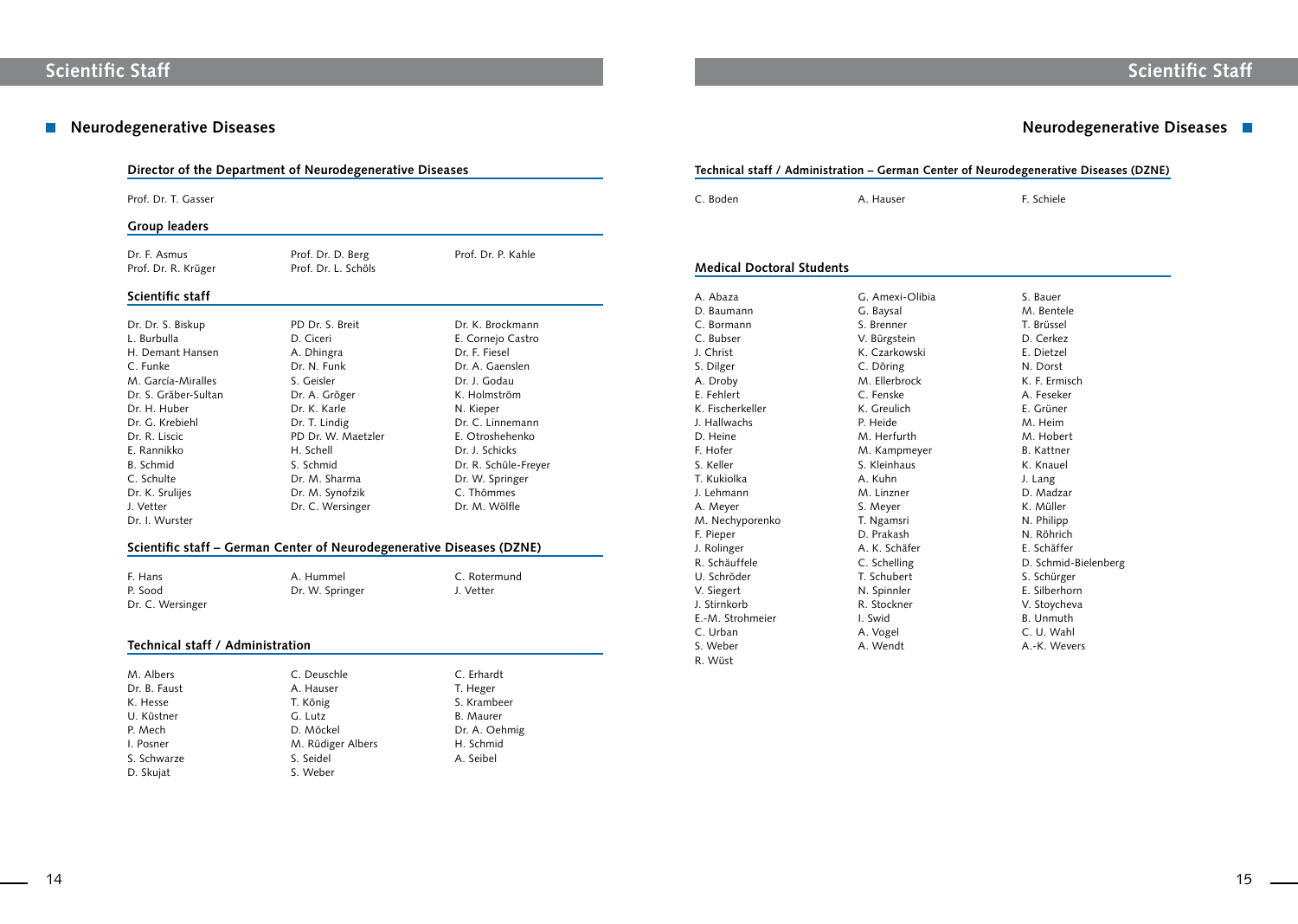# Scientific Staff

## Neurodegenerative Diseases

### Director of the Department of Neurodegenerative Diseases

Prof. Dr. T. Gasser

### Group leaders

Dr. F. Asmus
Prof. Dr. R. Krüger
Prof. Dr. D. Berg
Prof. Dr. L. Schöls
Prof. Dr. P. Kahle

### Scientific staff

Dr. Dr. S. Biskup
L. Burbulla
H. Demant Hansen
C. Funke
M. García-Miralles
Dr. S. Gräber-Sultan
Dr. H. Huber
Dr. G. Krebiehl
Dr. R. Liscic
E. Rannikko
B. Schmid
C. Schulte
Dr. K. Srulijes
J. Vetter
Dr. I. Wurster
PD Dr. S. Breit
D. Ciceri
A. Dhingra
Dr. N. Funk
S. Geisler
Dr. A. Gröger
Dr. K. Karle
Dr. T. Lindig
PD Dr. W. Maetzler
H. Schell
S. Schmid
Dr. M. Sharma
Dr. M. Synofzik
Dr. C. Wersinger
Dr. K. Brockmann
E. Cornejo Castro
Dr. F. Fiesel
Dr. A. Gaenslen
Dr. J. Godau
K. Holmström
N. Kieper
Dr. C. Linnemann
E. Otroshehenko
Dr. J. Schicks
Dr. R. Schüle-Freyer
Dr. W. Springer
C. Thömmes
Dr. M. Wölfle

### Scientific staff – German Center of Neurodegenerative Diseases (DZNE)

F. Hans
P. Sood
Dr. C. Wersinger
A. Hummel
Dr. W. Springer
C. Rotermund
J. Vetter

### Technical staff / Administration

M. Albers
Dr. B. Faust
K. Hesse
U. Küstner
P. Mech
I. Posner
S. Schwarze
D. Skujat
C. Deuschle
A. Hauser
T. König
G. Lutz
D. Möckel
M. Rüdiger Albers
S. Seidel
S. Weber
C. Erhardt
T. Heger
S. Krambeer
B. Maurer
Dr. A. Oehmig
H. Schmid
A. Seibel

### Technical staff / Administration – German Center of Neurodegenerative Diseases (DZNE)

C. Boden
A. Hauser
F. Schiele

### Medical Doctoral Students

A. Abaza
D. Baumann
C. Bormann
C. Bubser
J. Christ
S. Dilger
A. Droby
E. Fehlert
K. Fischerkeller
J. Hallwachs
D. Heine
F. Hofer
S. Keller
T. Kukiolka
J. Lehmann
A. Meyer
M. Nechyporenko
F. Pieper
J. Rolinger
R. Schäuffele
U. Schröder
V. Siegert
J. Stirnkorb
E.-M. Strohmeier
C. Urban
S. Weber
R. Wüst
G. Amexi-Olibia
G. Baysal
S. Brenner
V. Bürgstein
K. Czarkowski
C. Döring
M. Ellerbrock
C. Fenske
K. Greulich
P. Heide
M. Herfurth
M. Kampmeyer
S. Kleinhaus
A. Kuhn
M. Linzner
S. Meyer
T. Ngamsri
D. Prakash
A. K. Schäfer
C. Schelling
T. Schubert
N. Spinnler
R. Stockner
I. Swid
A. Vogel
A. Wendt
S. Bauer
M. Bentele
T. Brüssel
D. Cerkez
E. Dietzel
N. Dorst
K. F. Ermisch
A. Feseker
E. Grüner
M. Heim
M. Hobert
B. Kattner
K. Knauel
J. Lang
D. Madzar
K. Müller
N. Philipp
N. Röhrich
E. Schäffer
D. Schmid-Bielenberg
S. Schürger
E. Silberhorn
V. Stoycheva
B. Unmuth
C. U. Wahl
A.-K. Wevers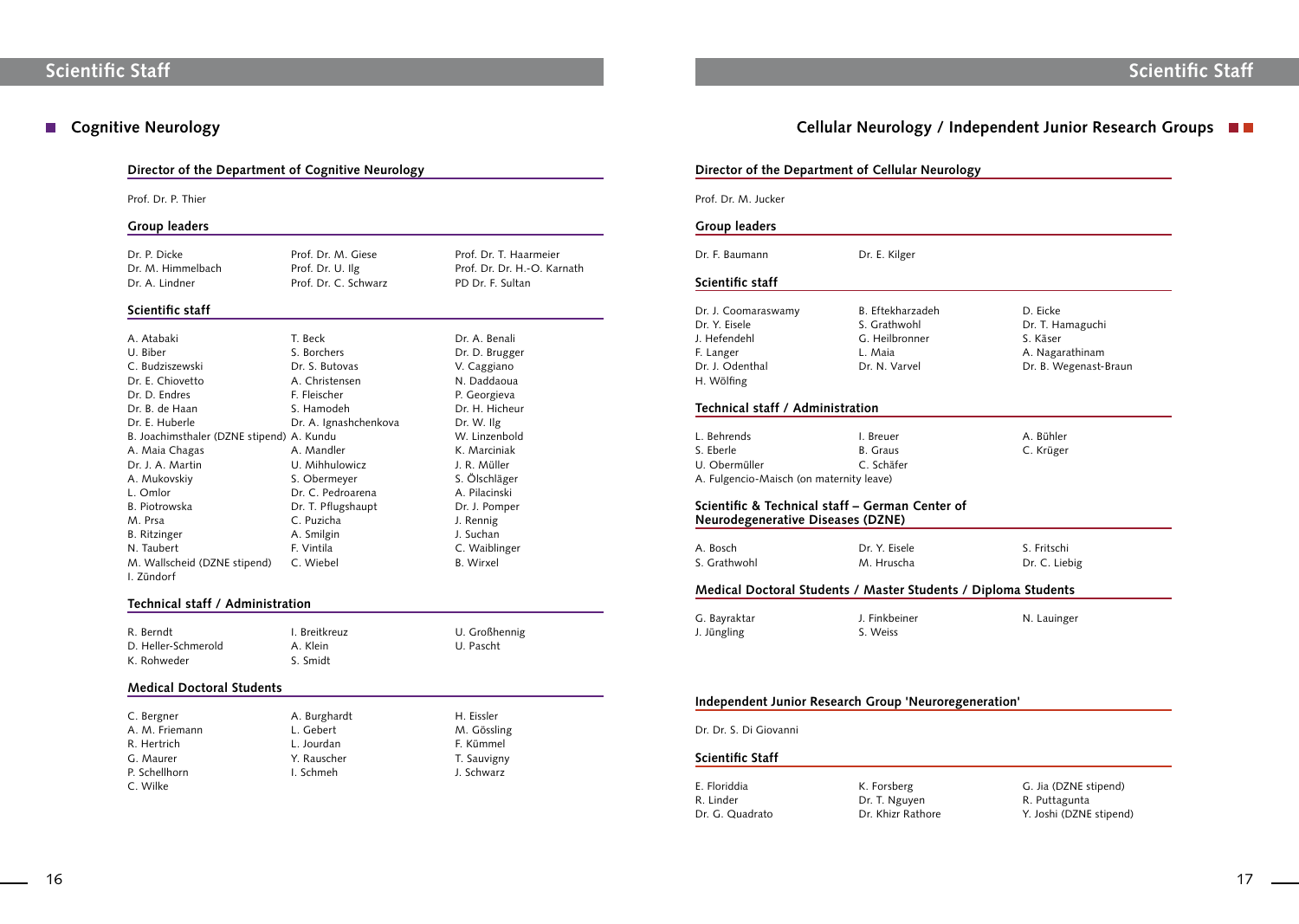## Cognitive Neurology

### Director of the Department of Cognitive Neurology

Prof. Dr. P. Thier

### Group leaders

| | | |
|---|---|---|
| Dr. P. Dicke | Prof. Dr. M. Giese | Prof. Dr. T. Haarmeier |
| Dr. M. Himmelbach | Prof. Dr. U. Ilg | Prof. Dr. Dr. H.-O. Karnath |
| Dr. A. Lindner | Prof. Dr. C. Schwarz | PD Dr. F. Sultan |

### Scientific staff

| | | |
|---|---|---|
| A. Atabaki | T. Beck | Dr. A. Benali |
| U. Biber | S. Borchers | Dr. D. Brugger |
| C. Budziszewski | Dr. S. Butovas | V. Caggiano |
| Dr. E. Chiovetto | A. Christensen | N. Daddaoua |
| Dr. D. Endres | F. Fleischer | P. Georgieva |
| Dr. B. de Haan | S. Hamodeh | Dr. H. Hicheur |
| Dr. E. Huberle | Dr. A. Ignashchenkova | Dr. W. Ilg |
| B. Joachimsthaler (DZNE stipend) | A. Kundu | W. Linzenbold |
| A. Maia Chagas | A. Mandler | K. Marciniak |
| Dr. J. A. Martin | U. Mihhulowicz | J. R. Müller |
| A. Mukovskiy | S. Obermeyer | S. Ölschläger |
| L. Omlor | Dr. C. Pedroarena | A. Pilacinski |
| B. Piotrowska | Dr. T. Pflugshaupt | Dr. J. Pomper |
| M. Prsa | C. Puzicha | J. Rennig |
| B. Ritzinger | A. Smilgin | J. Suchan |
| N. Taubert | F. Vintila | C. Waiblinger |
| M. Wallscheid (DZNE stipend) | C. Wiebel | B. Wirxel |
| I. Zündorf | | |

### Technical staff / Administration

| | | |
|---|---|---|
| R. Berndt | I. Breitkreuz | U. Großhennig |
| D. Heller-Schmerold | A. Klein | U. Pascht |
| K. Rohweder | S. Smidt | |

### Medical Doctoral Students

| | | |
|---|---|---|
| C. Bergner | A. Burghardt | H. Eissler |
| A. M. Friemann | L. Gebert | M. Gössling |
| R. Hertrich | L. Jourdan | F. Kümmel |
| G. Maurer | Y. Rauscher | T. Sauvigny |
| P. Schellhorn | I. Schmeh | J. Schwarz |
| C. Wilke | | |

## Cellular Neurology / Independent Junior Research Groups

### Director of the Department of Cellular Neurology

Prof. Dr. M. Jucker

### Group leaders

| | |
|---|---|
| Dr. F. Baumann | Dr. E. Kilger |

### Scientific staff

| | | |
|---|---|---|
| Dr. J. Coomaraswamy | B. Eftekharzadeh | D. Eicke |
| Dr. Y. Eisele | S. Grathwohl | Dr. T. Hamaguchi |
| J. Hefendehl | G. Heilbronner | S. Käser |
| F. Langer | L. Maia | A. Nagarathinam |
| Dr. J. Odenthal | Dr. N. Varvel | Dr. B. Wegenast-Braun |
| H. Wölfing | | |

### Technical staff / Administration

| | | |
|---|---|---|
| L. Behrends | I. Breuer | A. Bühler |
| S. Eberle | B. Graus | C. Krüger |
| U. Obermüller | C. Schäfer | |
| A. Fulgencio-Maisch (on maternity leave) | | |

### Scientific & Technical staff – German Center of Neurodegenerative Diseases (DZNE)

| | | |
|---|---|---|
| A. Bosch | Dr. Y. Eisele | S. Fritschi |
| S. Grathwohl | M. Hruscha | Dr. C. Liebig |

### Medical Doctoral Students / Master Students / Diploma Students

| | | |
|---|---|---|
| G. Bayraktar | J. Finkbeiner | N. Lauinger |
| J. Jüngling | S. Weiss | |

### Independent Junior Research Group 'Neuroregeneration'

Dr. Dr. S. Di Giovanni

### Scientific Staff

| | | |
|---|---|---|
| E. Floriddia | K. Forsberg | G. Jia (DZNE stipend) |
| R. Linder | Dr. T. Nguyen | R. Puttagunta |
| Dr. G. Quadrato | Dr. Khizr Rathore | Y. Joshi (DZNE stipend) |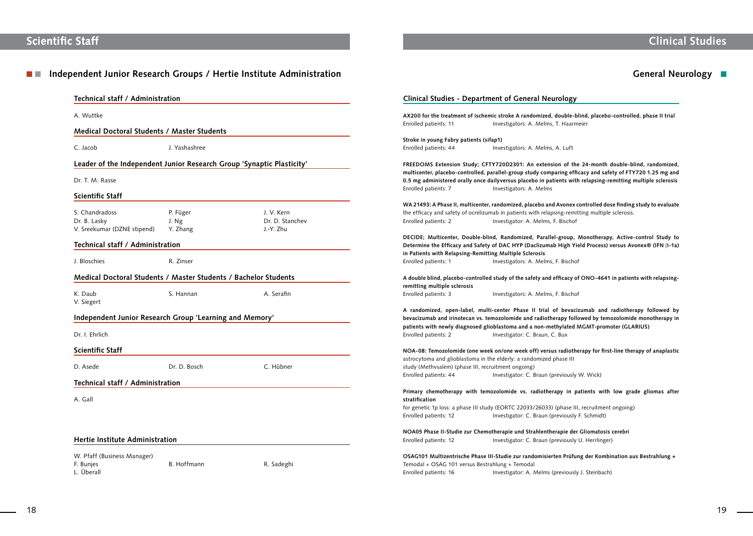# Scientific Staff

## Independent Junior Research Groups / Hertie Institute Administration

### Technical staff / Administration

A. Wuttke

### Medical Doctoral Students / Master Students

C. Jacob    J. Yashashree

### Leader of the Independent Junior Research Group 'Synaptic Plasticity'

Dr. T. M. Rasse

### Scientific Staff

| | | |
|---|---|---|
| S. Chandradoss | P. Füger | J. V. Kern |
| Dr. B. Lasky | J. Ng | Dr. D. Stanchev |
| V. Sreekumar (DZNE stipend) | Y. Zhang | J.-Y. Zhu |

### Technical staff / Administration

J. Bloschies    R. Zinser

### Medical Doctoral Students / Master Students / Bachelor Students

| | | |
|---|---|---|
| K. Daub | S. Hannan | A. Serafin |
| V. Siegert | | |

### Independent Junior Research Group 'Learning and Memory'

Dr. I. Ehrlich

### Scientific Staff

D. Asede    Dr. D. Bosch    C. Hübner

### Technical staff / Administration

A. Gall

### Hertie Institute Administration

| | | |
|---|---|---|
| W. Pfaff (Business Manager) | | |
| F. Bunjes | B. Hoffmann | R. Sadeghi |
| L. Überall | | |

# Clinical Studies

## General Neurology

### Clinical Studies - Department of General Neurology

**AX200 for the treatment of ischemic stroke A randomized, double-blind, placebo-controlled, phase II trial**
Enrolled patients: 11    Investigators: A. Melms, T. Haarmeier

**Stroke in young Fabry patients (sifap1)**
Enrolled patients: 44    Investigators: A. Melms, A. Luft

**FREEDOMS Extension Study; CFTY720D2301: An extension of the 24-month double-blind, randomized, multicenter, placebo-controlled, parallel-group study comparing efficacy and safety of FTY720 1.25 mg and 0.5 mg administered orally once dailyversus placebo in patients with relapsing-remitting multiple sclerosis**
Enrolled patients: 7    Investigators: A. Melms

**WA 21493: A Phase II, multicenter, randomized, placebo and Avonex controlled dose finding study to evaluate** the efficacy and safety of ocrelizumab in patients with relapsing-remitting multiple sclerosis.
Enrolled patients: 2    Investigator: A. Melms, F. Bischof

**DECIDE; Multicenter, Double-blind, Randomized, Parallel-group, Monotherapy, Active-control Study to Determine the Efficacy and Safety of DAC HYP (Daclizumab High Yield Process) versus Avonex® (IFN β-1a) in Patients with Relapsing-Remitting Multiple Sclerosis**
Enrolled patients: 1    Investigators: A. Melms, F. Bischof

**A double blind, placebo-controlled study of the safety and efficacy of ONO-4641 in patients with relapsing-remitting multiple sclerosis**
Enrolled patients: 3    Investigators: A. Melms, F. Bischof

**A randomized, open-label, multi-center Phase II trial of bevacizumab and radiotherapy followed by bevacizumab and irinotecan vs. temozolomide and radiotherapy followed by temozolomide monotherapy in patients with newly diagnosed glioblastoma and a non-methylated MGMT-promoter (GLARIUS)**
Enrolled patients: 2    Investigator: C. Braun, C. Bux

**NOA-08: Temozolomide (one week on/one week off) versus radiotherapy for first-line therapy of anaplastic** astrocytoma and glioblastoma in the elderly: a randomized phase III study (Methvsalem) (phase III, recruitment ongoing)
Enrolled patients: 44    Investigator: C. Braun (previously W. Wick)

**Primary chemotherapy with temozolomide vs. radiotherapy in patients with low grade gliomas after stratification** for genetic 1p loss: a phase III study (EORTC 22033/26033) (phase III, recruitment ongoing)
Enrolled patients: 12    Investigator: C. Braun (previously F. Schmidt)

**NOA05 Phase II-Studie zur Chemotherapie und Strahlentherapie der Gliomatosis cerebri**
Enrolled patients: 12    Investigator: C. Braun (previously U. Herrlinger)

**OSAG101 Multizentrische Phase III-Studie zur randomisierten Prüfung der Kombination aus Bestrahlung +** Temodal + OSAG 101 versus Bestrahlung + Temodal
Enrolled patients: 16    Investigator: A. Melms (previously J. Steinbach)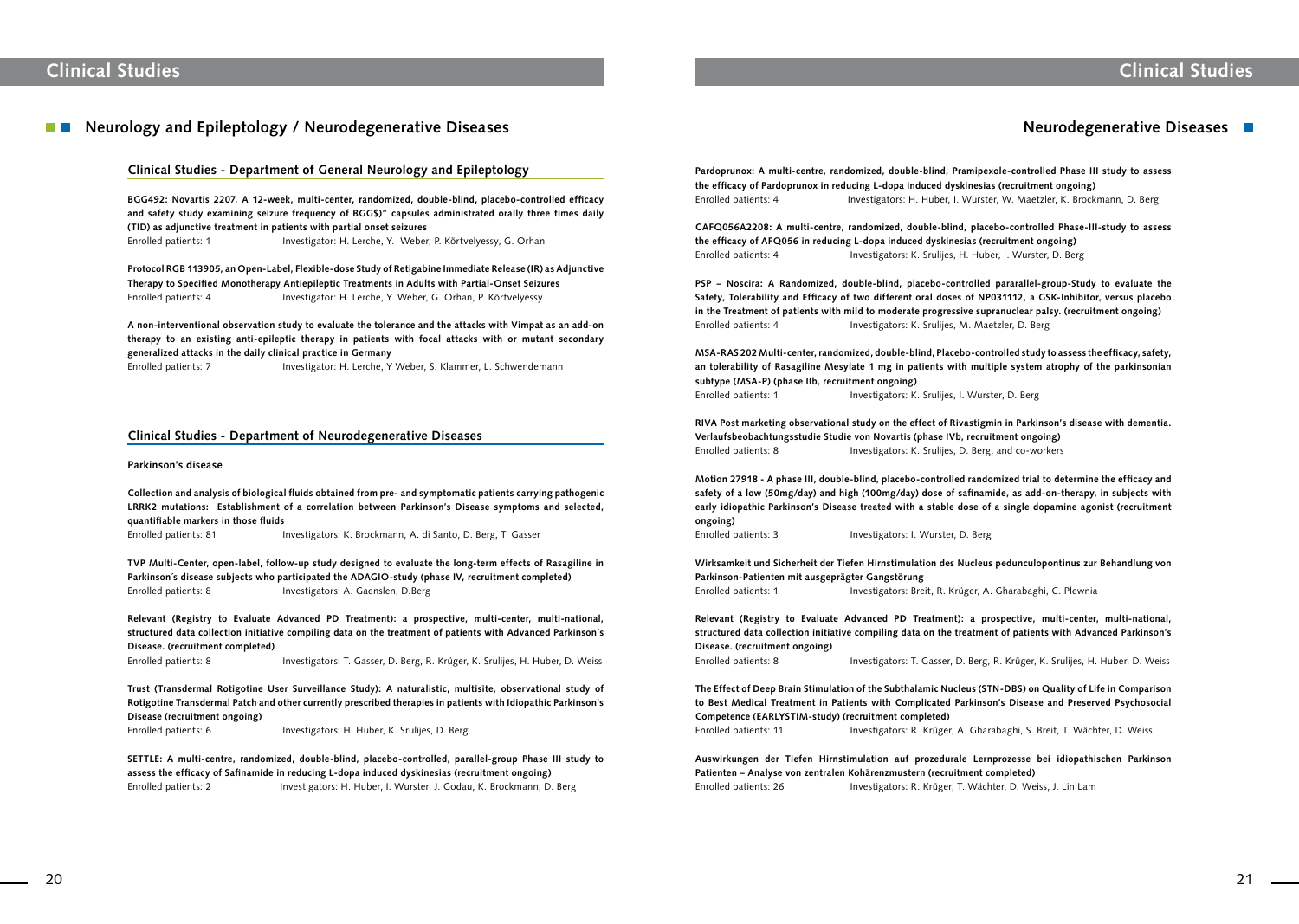## Neurology and Epileptology / Neurodegenerative Diseases

### Clinical Studies - Department of General Neurology and Epileptology

**BGG492: Novartis 2207, A 12-week, multi-center, randomized, double-blind, placebo-controlled efficacy and safety study examining seizure frequency of BGG$)" capsules administrated orally three times daily (TID) as adjunctive treatment in patients with partial onset seizures**
Enrolled patients: 1 Investigator: H. Lerche, Y. Weber, P. Körtvelyessy, G. Orhan

**Protocol RGB 113905, an Open-Label, Flexible-dose Study of Retigabine Immediate Release (IR) as Adjunctive Therapy to Specified Monotherapy Antiepileptic Treatments in Adults with Partial-Onset Seizures**
Enrolled patients: 4 Investigator: H. Lerche, Y. Weber, G. Orhan, P. Körtvelyessy

**A non-interventional observation study to evaluate the tolerance and the attacks with Vimpat as an add-on therapy to an existing anti-epileptic therapy in patients with focal attacks with or mutant secondary generalized attacks in the daily clinical practice in Germany**
Enrolled patients: 7 Investigator: H. Lerche, Y Weber, S. Klammer, L. Schwendemann

### Clinical Studies - Department of Neurodegenerative Diseases

**Parkinson's disease**

**Collection and analysis of biological fluids obtained from pre- and symptomatic patients carrying pathogenic LRRK2 mutations: Establishment of a correlation between Parkinson's Disease symptoms and selected, quantifiable markers in those fluids**
Enrolled patients: 81 Investigators: K. Brockmann, A. di Santo, D. Berg, T. Gasser

**TVP Multi-Center, open-label, follow-up study designed to evaluate the long-term effects of Rasagiline in Parkinson´s disease subjects who participated the ADAGIO-study (phase IV, recruitment completed)**
Enrolled patients: 8 Investigators: A. Gaenslen, D.Berg

**Relevant (Registry to Evaluate Advanced PD Treatment): a prospective, multi-center, multi-national, structured data collection initiative compiling data on the treatment of patients with Advanced Parkinson's Disease. (recruitment completed)**
Enrolled patients: 8 Investigators: T. Gasser, D. Berg, R. Krüger, K. Srulijes, H. Huber, D. Weiss

**Trust (Transdermal Rotigotine User Surveillance Study): A naturalistic, multisite, observational study of Rotigotine Transdermal Patch and other currently prescribed therapies in patients with Idiopathic Parkinson's Disease (recruitment ongoing)**
Enrolled patients: 6 Investigators: H. Huber, K. Srulijes, D. Berg

**SETTLE: A multi-centre, randomized, double-blind, placebo-controlled, parallel-group Phase III study to assess the efficacy of Safinamide in reducing L-dopa induced dyskinesias (recruitment ongoing)**
Enrolled patients: 2 Investigators: H. Huber, I. Wurster, J. Godau, K. Brockmann, D. Berg

## Neurodegenerative Diseases

**Pardoprunox: A multi-centre, randomized, double-blind, Pramipexole-controlled Phase III study to assess the efficacy of Pardoprunox in reducing L-dopa induced dyskinesias (recruitment ongoing)**
Enrolled patients: 4 Investigators: H. Huber, I. Wurster, W. Maetzler, K. Brockmann, D. Berg

**CAFQ056A2208: A multi-centre, randomized, double-blind, placebo-controlled Phase-III-study to assess the efficacy of AFQ056 in reducing L-dopa induced dyskinesias (recruitment ongoing)**
Enrolled patients: 4 Investigators: K. Srulijes, H. Huber, I. Wurster, D. Berg

**PSP – Noscira: A Randomized, double-blind, placebo-controlled pararallel-group-Study to evaluate the Safety, Tolerability and Efficacy of two different oral doses of NP031112, a GSK-Inhibitor, versus placebo in the Treatment of patients with mild to moderate progressive supranuclear palsy. (recruitment ongoing)**
Enrolled patients: 4 Investigators: K. Srulijes, M. Maetzler, D. Berg

**MSA-RAS 202 Multi-center, randomized, double-blind, Placebo-controlled study to assess the efficacy, safety, an tolerability of Rasagiline Mesylate 1 mg in patients with multiple system atrophy of the parkinsonian subtype (MSA-P) (phase IIb, recruitment ongoing)**
Enrolled patients: 1 Investigators: K. Srulijes, I. Wurster, D. Berg

**RIVA Post marketing observational study on the effect of Rivastigmin in Parkinson's disease with dementia. Verlaufsbeobachtungsstudie Studie von Novartis (phase IVb, recruitment ongoing)**
Enrolled patients: 8 Investigators: K. Srulijes, D. Berg, and co-workers

**Motion 27918 - A phase III, double-blind, placebo-controlled randomized trial to determine the efficacy and safety of a low (50mg/day) and high (100mg/day) dose of safinamide, as add-on-therapy, in subjects with early idiopathic Parkinson's Disease treated with a stable dose of a single dopamine agonist (recruitment ongoing)**
Enrolled patients: 3 Investigators: I. Wurster, D. Berg

**Wirksamkeit und Sicherheit der Tiefen Hirnstimulation des Nucleus pedunculopontinus zur Behandlung von Parkinson-Patienten mit ausgeprägter Gangstörung**
Enrolled patients: 1 Investigators: Breit, R. Krüger, A. Gharabaghi, C. Plewnia

**Relevant (Registry to Evaluate Advanced PD Treatment): a prospective, multi-center, multi-national, structured data collection initiative compiling data on the treatment of patients with Advanced Parkinson's Disease. (recruitment ongoing)**
Enrolled patients: 8 Investigators: T. Gasser, D. Berg, R. Krüger, K. Srulijes, H. Huber, D. Weiss

**The Effect of Deep Brain Stimulation of the Subthalamic Nucleus (STN-DBS) on Quality of Life in Comparison to Best Medical Treatment in Patients with Complicated Parkinson's Disease and Preserved Psychosocial Competence (EARLYSTIM-study) (recruitment completed)**
Enrolled patients: 11 Investigators: R. Krüger, A. Gharabaghi, S. Breit, T. Wächter, D. Weiss

**Auswirkungen der Tiefen Hirnstimulation auf prozedurale Lernprozesse bei idiopathischen Parkinson Patienten – Analyse von zentralen Kohärenzmustern (recruitment completed)**
Enrolled patients: 26 Investigators: R. Krüger, T. Wächter, D. Weiss, J. Lin Lam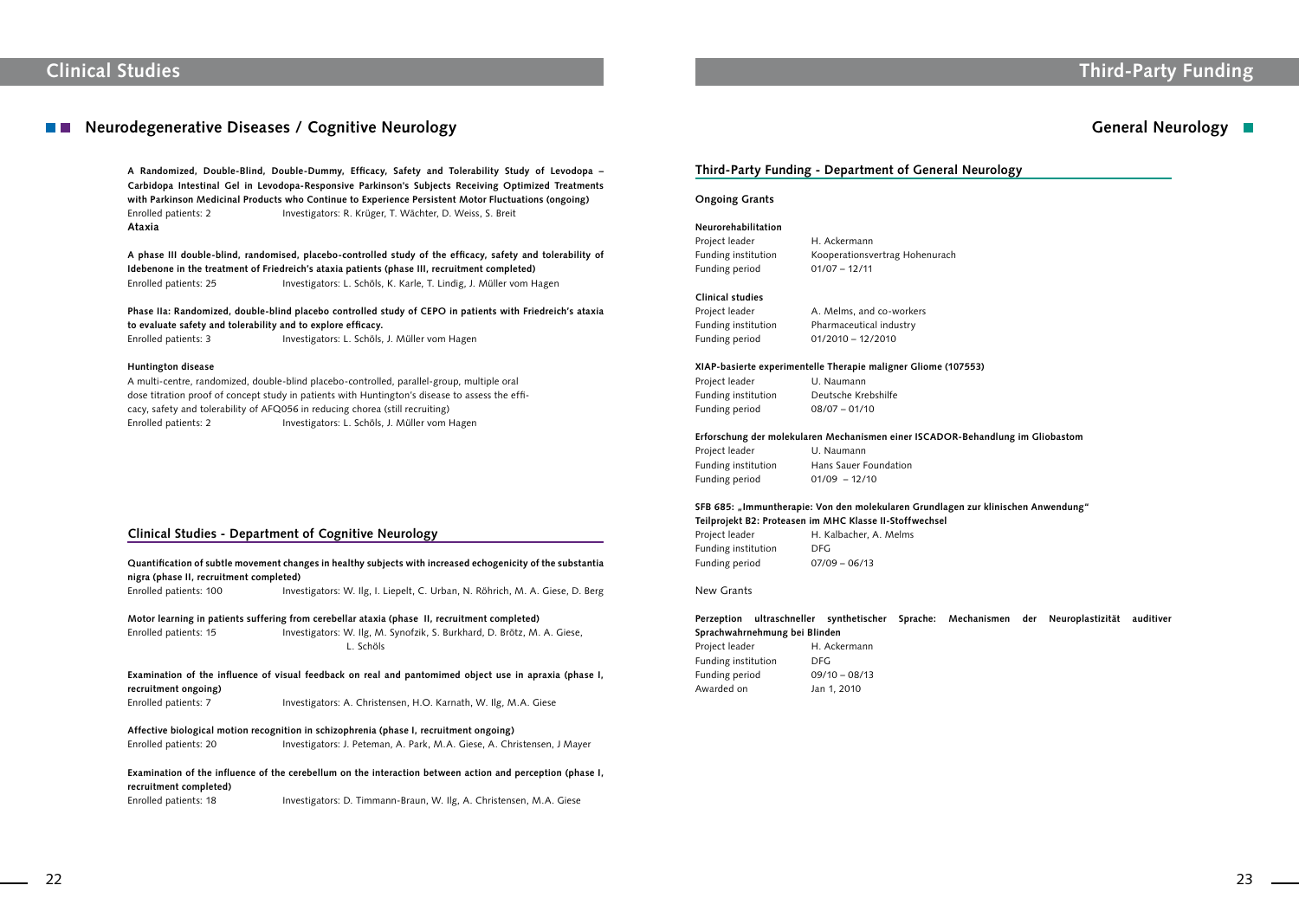# Clinical Studies

## Neurodegenerative Diseases / Cognitive Neurology

**A Randomized, Double-Blind, Double-Dummy, Efficacy, Safety and Tolerability Study of Levodopa – Carbidopa Intestinal Gel in Levodopa-Responsive Parkinson's Subjects Receiving Optimized Treatments with Parkinson Medicinal Products who Continue to Experience Persistent Motor Fluctuations (ongoing)**
Enrolled patients: 2 Investigators: R. Krüger, T. Wächter, D. Weiss, S. Breit

**Ataxia**

**A phase III double-blind, randomised, placebo-controlled study of the efficacy, safety and tolerability of Idebenone in the treatment of Friedreich's ataxia patients (phase III, recruitment completed)**
Enrolled patients: 25 Investigators: L. Schöls, K. Karle, T. Lindig, J. Müller vom Hagen

**Phase IIa: Randomized, double-blind placebo controlled study of CEPO in patients with Friedreich's ataxia to evaluate safety and tolerability and to explore efficacy.**
Enrolled patients: 3 Investigators: L. Schöls, J. Müller vom Hagen

**Huntington disease**

A multi-centre, randomized, double-blind placebo-controlled, parallel-group, multiple oral dose titration proof of concept study in patients with Huntington's disease to assess the efficacy, safety and tolerability of AFQ056 in reducing chorea (still recruiting)
Enrolled patients: 2 Investigators: L. Schöls, J. Müller vom Hagen

### Clinical Studies - Department of Cognitive Neurology

**Quantification of subtle movement changes in healthy subjects with increased echogenicity of the substantia nigra (phase II, recruitment completed)**
Enrolled patients: 100 Investigators: W. Ilg, I. Liepelt, C. Urban, N. Röhrich, M. A. Giese, D. Berg

**Motor learning in patients suffering from cerebellar ataxia (phase II, recruitment completed)**
Enrolled patients: 15 Investigators: W. Ilg, M. Synofzik, S. Burkhard, D. Brötz, M. A. Giese, L. Schöls

**Examination of the influence of visual feedback on real and pantomimed object use in apraxia (phase I, recruitment ongoing)**
Enrolled patients: 7 Investigators: A. Christensen, H.O. Karnath, W. Ilg, M.A. Giese

**Affective biological motion recognition in schizophrenia (phase I, recruitment ongoing)**
Enrolled patients: 20 Investigators: J. Peteman, A. Park, M.A. Giese, A. Christensen, J Mayer

**Examination of the influence of the cerebellum on the interaction between action and perception (phase I, recruitment completed)**
Enrolled patients: 18 Investigators: D. Timmann-Braun, W. Ilg, A. Christensen, M.A. Giese

# Third-Party Funding

## General Neurology

### Third-Party Funding - Department of General Neurology

**Ongoing Grants**

**Neurorehabilitation**
Project leader: H. Ackermann
Funding institution: Kooperationsvertrag Hohenurach
Funding period: 01/07 – 12/11

**Clinical studies**
Project leader: A. Melms, and co-workers
Funding institution: Pharmaceutical industry
Funding period: 01/2010 – 12/2010

**XIAP-basierte experimentelle Therapie maligner Gliome (107553)**
Project leader: U. Naumann
Funding institution: Deutsche Krebshilfe
Funding period: 08/07 – 01/10

**Erforschung der molekularen Mechanismen einer ISCADOR-Behandlung im Gliobastom**
Project leader: U. Naumann
Funding institution: Hans Sauer Foundation
Funding period: 01/09 – 12/10

**SFB 685: „Immuntherapie: Von den molekularen Grundlagen zur klinischen Anwendung"**
**Teilprojekt B2: Proteasen im MHC Klasse II-Stoffwechsel**
Project leader: H. Kalbacher, A. Melms
Funding institution: DFG
Funding period: 07/09 – 06/13

New Grants

**Perzeption ultraschneller synthetischer Sprache: Mechanismen der Neuroplastizität auditiver Sprachwahrnehmung bei Blinden**
Project leader: H. Ackermann
Funding institution: DFG
Funding period: 09/10 – 08/13
Awarded on: Jan 1, 2010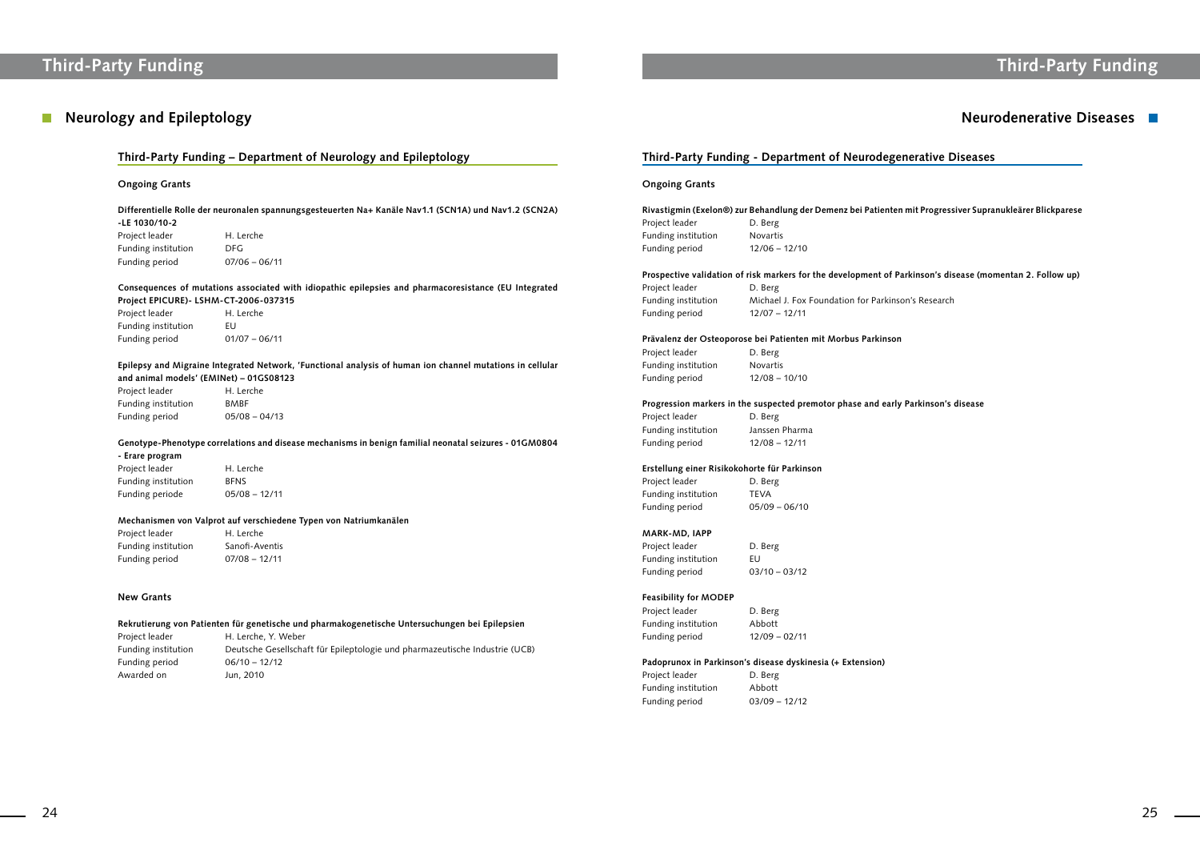# Third-Party Funding

## Neurology and Epileptology

### Third-Party Funding – Department of Neurology and Epileptology

#### Ongoing Grants

**Differentielle Rolle der neuronalen spannungsgesteuerten Na+ Kanäle Nav1.1 (SCN1A) und Nav1.2 (SCN2A) -LE 1030/10-2**

| | |
|---|---|
| Project leader | H. Lerche |
| Funding institution | DFG |
| Funding period | 07/06 – 06/11 |

**Consequences of mutations associated with idiopathic epilepsies and pharmacoresistance (EU Integrated Project EPICURE)- LSHM-CT-2006-037315**

| | |
|---|---|
| Project leader | H. Lerche |
| Funding institution | EU |
| Funding period | 01/07 – 06/11 |

**Epilepsy and Migraine Integrated Network, 'Functional analysis of human ion channel mutations in cellular and animal models' (EMINet) – 01GS08123**

| | |
|---|---|
| Project leader | H. Lerche |
| Funding institution | BMBF |
| Funding period | 05/08 – 04/13 |

**Genotype-Phenotype correlations and disease mechanisms in benign familial neonatal seizures - 01GM0804 - Erare program**

| | |
|---|---|
| Project leader | H. Lerche |
| Funding institution | BFNS |
| Funding periode | 05/08 – 12/11 |

**Mechanismen von Valprot auf verschiedene Typen von Natriumkanälen**

| | |
|---|---|
| Project leader | H. Lerche |
| Funding institution | Sanofi-Aventis |
| Funding period | 07/08 – 12/11 |

#### New Grants

**Rekrutierung von Patienten für genetische und pharmakogenetische Untersuchungen bei Epilepsien**

| | |
|---|---|
| Project leader | H. Lerche, Y. Weber |
| Funding institution | Deutsche Gesellschaft für Epileptologie und pharmazeutische Industrie (UCB) |
| Funding period | 06/10 – 12/12 |
| Awarded on | Jun, 2010 |

## Neurodenerative Diseases

### Third-Party Funding - Department of Neurodegenerative Diseases

#### Ongoing Grants

**Rivastigmin (Exelon®) zur Behandlung der Demenz bei Patienten mit Progressiver Supranukleärer Blickparese**

| | |
|---|---|
| Project leader | D. Berg |
| Funding institution | Novartis |
| Funding period | 12/06 – 12/10 |

**Prospective validation of risk markers for the development of Parkinson's disease (momentan 2. Follow up)**

| | |
|---|---|
| Project leader | D. Berg |
| Funding institution | Michael J. Fox Foundation for Parkinson's Research |
| Funding period | 12/07 – 12/11 |

**Prävalenz der Osteoporose bei Patienten mit Morbus Parkinson**

| | |
|---|---|
| Project leader | D. Berg |
| Funding institution | Novartis |
| Funding period | 12/08 – 10/10 |

**Progression markers in the suspected premotor phase and early Parkinson's disease**

| | |
|---|---|
| Project leader | D. Berg |
| Funding institution | Janssen Pharma |
| Funding period | 12/08 – 12/11 |

**Erstellung einer Risikokohorte für Parkinson**

| | |
|---|---|
| Project leader | D. Berg |
| Funding institution | TEVA |
| Funding period | 05/09 – 06/10 |

**MARK-MD, IAPP**

| | |
|---|---|
| Project leader | D. Berg |
| Funding institution | EU |
| Funding period | 03/10 – 03/12 |

**Feasibility for MODEP**

| | |
|---|---|
| Project leader | D. Berg |
| Funding institution | Abbott |
| Funding period | 12/09 – 02/11 |

**Padoprunox in Parkinson's disease dyskinesia (+ Extension)**

| | |
|---|---|
| Project leader | D. Berg |
| Funding institution | Abbott |
| Funding period | 03/09 – 12/12 |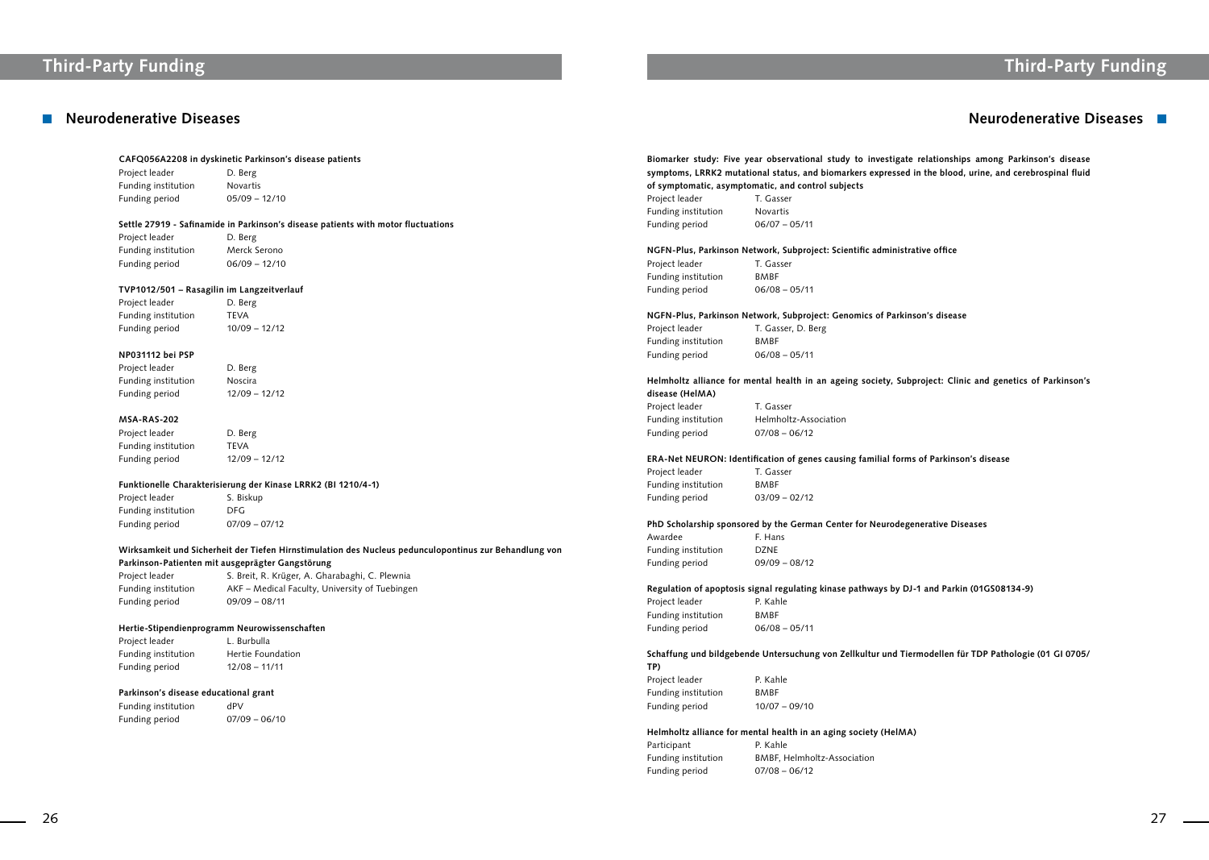# Third-Party Funding

## Neurodegenerative Diseases

**CAFQ056A2208 in dyskinetic Parkinson's disease patients**

Project leader D. Berg
Funding institution Novartis
Funding period 05/09 – 12/10

**Settle 27919 - Safinamide in Parkinson's disease patients with motor fluctuations**

Project leader D. Berg
Funding institution Merck Serono
Funding period 06/09 – 12/10

**TVP1012/501 – Rasagilin im Langzeitverlauf**

Project leader D. Berg
Funding institution TEVA
Funding period 10/09 – 12/12

**NP031112 bei PSP**

Project leader D. Berg
Funding institution Noscira
Funding period 12/09 – 12/12

**MSA-RAS-202**

Project leader D. Berg
Funding institution TEVA
Funding period 12/09 – 12/12

**Funktionelle Charakterisierung der Kinase LRRK2 (BI 1210/4-1)**

Project leader S. Biskup
Funding institution DFG
Funding period 07/09 – 07/12

**Wirksamkeit und Sicherheit der Tiefen Hirnstimulation des Nucleus pedunculopontinus zur Behandlung von Parkinson-Patienten mit ausgeprägter Gangstörung**

Project leader S. Breit, R. Krüger, A. Gharabaghi, C. Plewnia
Funding institution AKF – Medical Faculty, University of Tuebingen
Funding period 09/09 – 08/11

**Hertie-Stipendienprogramm Neurowissenschaften**

Project leader L. Burbulla
Funding institution Hertie Foundation
Funding period 12/08 – 11/11

**Parkinson's disease educational grant**

Funding institution dPV
Funding period 07/09 – 06/10

**Biomarker study: Five year observational study to investigate relationships among Parkinson's disease symptoms, LRRK2 mutational status, and biomarkers expressed in the blood, urine, and cerebrospinal fluid of symptomatic, asymptomatic, and control subjects**

Project leader T. Gasser
Funding institution Novartis
Funding period 06/07 – 05/11

**NGFN-Plus, Parkinson Network, Subproject: Scientific administrative office**

Project leader T. Gasser
Funding institution BMBF
Funding period 06/08 – 05/11

**NGFN-Plus, Parkinson Network, Subproject: Genomics of Parkinson's disease**

Project leader T. Gasser, D. Berg
Funding institution BMBF
Funding period 06/08 – 05/11

**Helmholtz alliance for mental health in an ageing society, Subproject: Clinic and genetics of Parkinson's disease (HelMA)**

Project leader T. Gasser
Funding institution Helmholtz-Association
Funding period 07/08 – 06/12

**ERA-Net NEURON: Identification of genes causing familial forms of Parkinson's disease**

Project leader T. Gasser
Funding institution BMBF
Funding period 03/09 – 02/12

**PhD Scholarship sponsored by the German Center for Neurodegenerative Diseases**

Awardee F. Hans
Funding institution DZNE
Funding period 09/09 – 08/12

**Regulation of apoptosis signal regulating kinase pathways by DJ-1 and Parkin (01GS08134-9)**

Project leader P. Kahle
Funding institution BMBF
Funding period 06/08 – 05/11

**Schaffung und bildgebende Untersuchung von Zellkultur und Tiermodellen für TDP Pathologie (01 GI 0705/TP)**

Project leader P. Kahle
Funding institution BMBF
Funding period 10/07 – 09/10

**Helmholtz alliance for mental health in an aging society (HelMA)**

Participant P. Kahle
Funding institution BMBF, Helmholtz-Association
Funding period 07/08 – 06/12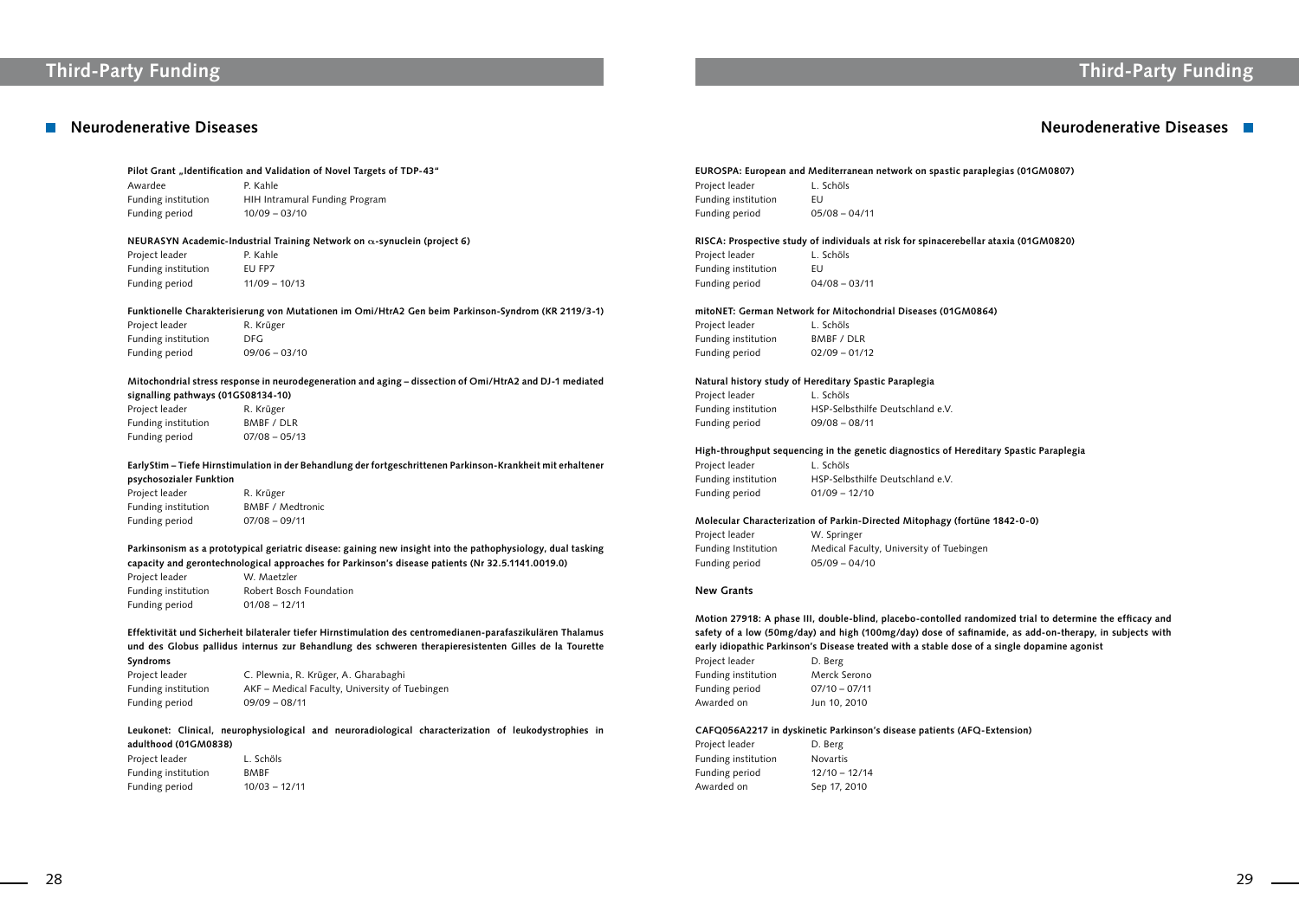## Neurodegenerative Diseases

**Pilot Grant „Identification and Validation of Novel Targets of TDP-43“**

| | |
|---|---|
| Awardee | P. Kahle |
| Funding institution | HIH Intramural Funding Program |
| Funding period | 10/09 – 03/10 |

**NEURASYN Academic-Industrial Training Network on α-synuclein (project 6)**

| | |
|---|---|
| Project leader | P. Kahle |
| Funding institution | EU FP7 |
| Funding period | 11/09 – 10/13 |

**Funktionelle Charakterisierung von Mutationen im Omi/HtrA2 Gen beim Parkinson-Syndrom (KR 2119/3-1)**

| | |
|---|---|
| Project leader | R. Krüger |
| Funding institution | DFG |
| Funding period | 09/06 – 03/10 |

**Mitochondrial stress response in neurodegeneration and aging – dissection of Omi/HtrA2 and DJ-1 mediated signalling pathways (01GS08134-10)**

| | |
|---|---|
| Project leader | R. Krüger |
| Funding institution | BMBF / DLR |
| Funding period | 07/08 – 05/13 |

**EarlyStim – Tiefe Hirnstimulation in der Behandlung der fortgeschrittenen Parkinson-Krankheit mit erhaltener psychosozialer Funktion**

| | |
|---|---|
| Project leader | R. Krüger |
| Funding institution | BMBF / Medtronic |
| Funding period | 07/08 – 09/11 |

**Parkinsonism as a prototypical geriatric disease: gaining new insight into the pathophysiology, dual tasking capacity and gerontechnological approaches for Parkinson's disease patients (Nr 32.5.1141.0019.0)**

| | |
|---|---|
| Project leader | W. Maetzler |
| Funding institution | Robert Bosch Foundation |
| Funding period | 01/08 – 12/11 |

**Effektivität und Sicherheit bilateraler tiefer Hirnstimulation des centromedianen-parafaszikulären Thalamus und des Globus pallidus internus zur Behandlung des schweren therapieresistenten Gilles de la Tourette Syndroms**

| | |
|---|---|
| Project leader | C. Plewnia, R. Krüger, A. Gharabaghi |
| Funding institution | AKF – Medical Faculty, University of Tuebingen |
| Funding period | 09/09 – 08/11 |

**Leukonet: Clinical, neurophysiological and neuroradiological characterization of leukodystrophies in adulthood (01GM0838)**

| | |
|---|---|
| Project leader | L. Schöls |
| Funding institution | BMBF |
| Funding period | 10/03 – 12/11 |

**EUROSPA: European and Mediterranean network on spastic paraplegias (01GM0807)**

| | |
|---|---|
| Project leader | L. Schöls |
| Funding institution | EU |
| Funding period | 05/08 – 04/11 |

**RISCA: Prospective study of individuals at risk for spinacerebellar ataxia (01GM0820)**

| | |
|---|---|
| Project leader | L. Schöls |
| Funding institution | EU |
| Funding period | 04/08 – 03/11 |

**mitoNET: German Network for Mitochondrial Diseases (01GM0864)**

| | |
|---|---|
| Project leader | L. Schöls |
| Funding institution | BMBF / DLR |
| Funding period | 02/09 – 01/12 |

**Natural history study of Hereditary Spastic Paraplegia**

| | |
|---|---|
| Project leader | L. Schöls |
| Funding institution | HSP-Selbsthilfe Deutschland e.V. |
| Funding period | 09/08 – 08/11 |

**High-throughput sequencing in the genetic diagnostics of Hereditary Spastic Paraplegia**

| | |
|---|---|
| Project leader | L. Schöls |
| Funding institution | HSP-Selbsthilfe Deutschland e.V. |
| Funding period | 01/09 – 12/10 |

**Molecular Characterization of Parkin-Directed Mitophagy (fortüne 1842-0-0)**

| | |
|---|---|
| Project leader | W. Springer |
| Funding Institution | Medical Faculty, University of Tuebingen |
| Funding period | 05/09 – 04/10 |

### New Grants

**Motion 27918: A phase III, double-blind, placebo-contolled randomized trial to determine the efficacy and safety of a low (50mg/day) and high (100mg/day) dose of safinamide, as add-on-therapy, in subjects with early idiopathic Parkinson's Disease treated with a stable dose of a single dopamine agonist**

| | |
|---|---|
| Project leader | D. Berg |
| Funding institution | Merck Serono |
| Funding period | 07/10 – 07/11 |
| Awarded on | Jun 10, 2010 |

**CAFQ056A2217 in dyskinetic Parkinson's disease patients (AFQ-Extension)**

| | |
|---|---|
| Project leader | D. Berg |
| Funding institution | Novartis |
| Funding period | 12/10 – 12/14 |
| Awarded on | Sep 17, 2010 |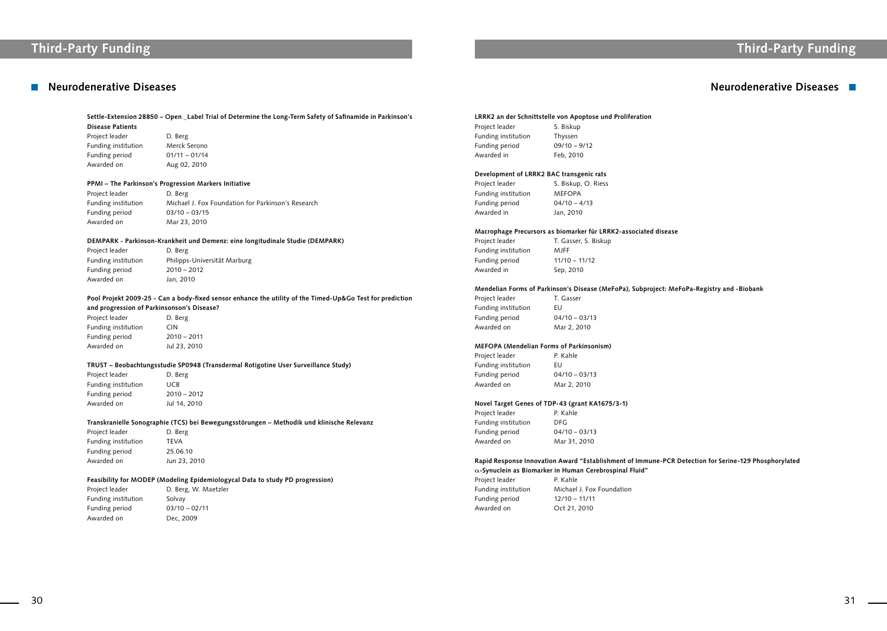# Third-Party Funding

## Neurodegenerative Diseases

**Settle-Extension 28850 – Open _Label Trial of Determine the Long-Term Safety of Safinamide in Parkinson's Disease Patients**

| | |
|---|---|
| Project leader | D. Berg |
| Funding institution | Merck Serono |
| Funding period | 01/11 – 01/14 |
| Awarded on | Aug 02, 2010 |

**PPMI – The Parkinson's Progression Markers Initiative**

| | |
|---|---|
| Project leader | D. Berg |
| Funding institution | Michael J. Fox Foundation for Parkinson's Research |
| Funding period | 03/10 – 03/15 |
| Awarded on | Mar 23, 2010 |

**DEMPARK - Parkinson-Krankheit und Demenz: eine longitudinale Studie (DEMPARK)**

| | |
|---|---|
| Project leader | D. Berg |
| Funding institution | Philipps-Universität Marburg |
| Funding period | 2010 – 2012 |
| Awarded on | Jan, 2010 |

**Pool Projekt 2009-25 - Can a body-fixed sensor enhance the utility of the Timed-Up&Go Test for prediction and progression of Parkinsonson's Disease?**

| | |
|---|---|
| Project leader | D. Berg |
| Funding institution | CIN |
| Funding period | 2010 – 2011 |
| Awarded on | Jul 23, 2010 |

**TRUST – Beobachtungsstudie SP0948 (Transdermal Rotigotine User Surveillance Study)**

| | |
|---|---|
| Project leader | D. Berg |
| Funding institution | UCB |
| Funding period | 2010 – 2012 |
| Awarded on | Jul 14, 2010 |

**Transkranielle Sonographie (TCS) bei Bewegungsstörungen – Methodik und klinische Relevanz**

| | |
|---|---|
| Project leader | D. Berg |
| Funding institution | TEVA |
| Funding period | 25.06.10 |
| Awarded on | Jun 23, 2010 |

**Feasibility for MODEP (Modeling Epidemiologycal Data to study PD progression)**

| | |
|---|---|
| Project leader | D. Berg, W. Maetzler |
| Funding institution | Solvay |
| Funding period | 03/10 – 02/11 |
| Awarded on | Dec, 2009 |

**LRRK2 an der Schnittstelle von Apoptose und Proliferation**

| | |
|---|---|
| Project leader | S. Biskup |
| Funding institution | Thyssen |
| Funding period | 09/10 – 9/12 |
| Awarded in | Feb, 2010 |

**Development of LRRK2 BAC transgenic rats**

| | |
|---|---|
| Project leader | S. Biskup, O. Riess |
| Funding institution | MEFOPA |
| Funding period | 04/10 – 4/13 |
| Awarded in | Jan, 2010 |

**Macrophage Precursors as biomarker für LRRK2-associated disease**

| | |
|---|---|
| Project leader | T. Gasser, S. Biskup |
| Funding institution | MJFF |
| Funding period | 11/10 – 11/12 |
| Awarded in | Sep, 2010 |

**Mendelian Forms of Parkinson's Disease (MeFoPa), Subproject: MeFoPa-Registry and -Biobank**

| | |
|---|---|
| Project leader | T. Gasser |
| Funding institution | EU |
| Funding period | 04/10 – 03/13 |
| Awarded on | Mar 2, 2010 |

**MEFOPA (Mendelian Forms of Parkinsonism)**

| | |
|---|---|
| Project leader | P. Kahle |
| Funding institution | EU |
| Funding period | 04/10 – 03/13 |
| Awarded on | Mar 2, 2010 |

**Novel Target Genes of TDP-43 (grant KA1675/3-1)**

| | |
|---|---|
| Project leader | P. Kahle |
| Funding institution | DFG |
| Funding period | 04/10 – 03/13 |
| Awarded on | Mar 31, 2010 |

**Rapid Response Innovation Award "Establishment of Immune-PCR Detection for Serine-129 Phosphorylated α-Synuclein as Biomarker in Human Cerebrospinal Fluid"**

| | |
|---|---|
| Project leader | P. Kahle |
| Funding institution | Michael J. Fox Foundation |
| Funding period | 12/10 – 11/11 |
| Awarded on | Oct 21, 2010 |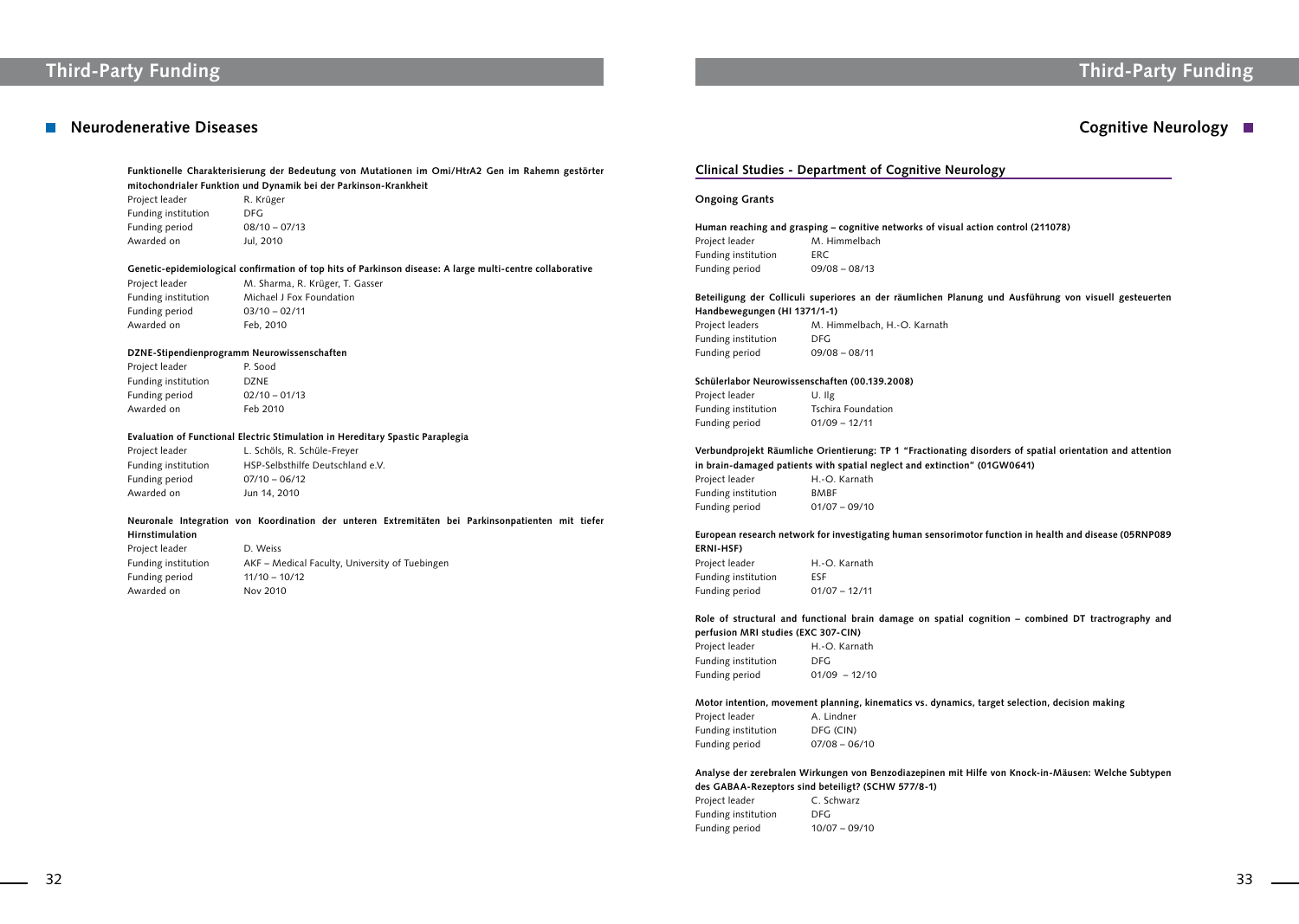## Neurodegenerative Diseases

**Funktionelle Charakterisierung der Bedeutung von Mutationen im Omi/HtrA2 Gen im Rahemn gestörter mitochondrialer Funktion und Dynamik bei der Parkinson-Krankheit**

| | |
|---|---|
| Project leader | R. Krüger |
| Funding institution | DFG |
| Funding period | 08/10 – 07/13 |
| Awarded on | Jul, 2010 |

**Genetic-epidemiological confirmation of top hits of Parkinson disease: A large multi-centre collaborative**

| | |
|---|---|
| Project leader | M. Sharma, R. Krüger, T. Gasser |
| Funding institution | Michael J Fox Foundation |
| Funding period | 03/10 – 02/11 |
| Awarded on | Feb, 2010 |

**DZNE-Stipendienprogramm Neurowissenschaften**

| | |
|---|---|
| Project leader | P. Sood |
| Funding institution | DZNE |
| Funding period | 02/10 – 01/13 |
| Awarded on | Feb 2010 |

**Evaluation of Functional Electric Stimulation in Hereditary Spastic Paraplegia**

| | |
|---|---|
| Project leader | L. Schöls, R. Schüle-Freyer |
| Funding institution | HSP-Selbsthilfe Deutschland e.V. |
| Funding period | 07/10 – 06/12 |
| Awarded on | Jun 14, 2010 |

**Neuronale Integration von Koordination der unteren Extremitäten bei Parkinsonpatienten mit tiefer Hirnstimulation**

| | |
|---|---|
| Project leader | D. Weiss |
| Funding institution | AKF – Medical Faculty, University of Tuebingen |
| Funding period | 11/10 – 10/12 |
| Awarded on | Nov 2010 |

## Cognitive Neurology

### Clinical Studies - Department of Cognitive Neurology

**Ongoing Grants**

**Human reaching and grasping – cognitive networks of visual action control (211078)**

| | |
|---|---|
| Project leader | M. Himmelbach |
| Funding institution | ERC |
| Funding period | 09/08 – 08/13 |

**Beteiligung der Colliculi superiores an der räumlichen Planung und Ausführung von visuell gesteuerten Handbewegungen (HI 1371/1-1)**

| | |
|---|---|
| Project leaders | M. Himmelbach, H.-O. Karnath |
| Funding institution | DFG |
| Funding period | 09/08 – 08/11 |

**Schülerlabor Neurowissenschaften (00.139.2008)**

| | |
|---|---|
| Project leader | U. Ilg |
| Funding institution | Tschira Foundation |
| Funding period | 01/09 – 12/11 |

**Verbundprojekt Räumliche Orientierung: TP 1 "Fractionating disorders of spatial orientation and attention in brain-damaged patients with spatial neglect and extinction" (01GW0641)**

| | |
|---|---|
| Project leader | H.-O. Karnath |
| Funding institution | BMBF |
| Funding period | 01/07 – 09/10 |

**European research network for investigating human sensorimotor function in health and disease (05RNP089 ERNI-HSF)**

| | |
|---|---|
| Project leader | H.-O. Karnath |
| Funding institution | ESF |
| Funding period | 01/07 – 12/11 |

**Role of structural and functional brain damage on spatial cognition – combined DT tractrography and perfusion MRI studies (EXC 307-CIN)**

| | |
|---|---|
| Project leader | H.-O. Karnath |
| Funding institution | DFG |
| Funding period | 01/09 – 12/10 |

**Motor intention, movement planning, kinematics vs. dynamics, target selection, decision making**

| | |
|---|---|
| Project leader | A. Lindner |
| Funding institution | DFG (CIN) |
| Funding period | 07/08 – 06/10 |

**Analyse der zerebralen Wirkungen von Benzodiazepinen mit Hilfe von Knock-in-Mäusen: Welche Subtypen des GABAA-Rezeptors sind beteiligt? (SCHW 577/8-1)**

| | |
|---|---|
| Project leader | C. Schwarz |
| Funding institution | DFG |
| Funding period | 10/07 – 09/10 |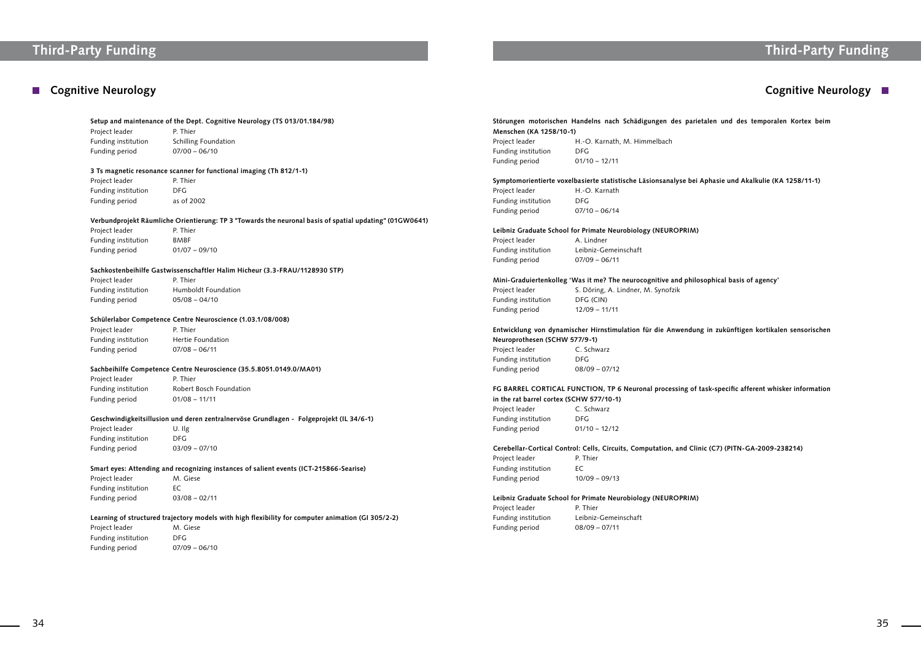# Third-Party Funding

## Cognitive Neurology

**Setup and maintenance of the Dept. Cognitive Neurology (TS 013/01.184/98)**

Project leader P. Thier
Funding institution Schilling Foundation
Funding period 07/00 – 06/10

**3 Ts magnetic resonance scanner for functional imaging (Th 812/1-1)**

Project leader P. Thier
Funding institution DFG
Funding period as of 2002

**Verbundprojekt Räumliche Orientierung: TP 3 "Towards the neuronal basis of spatial updating" (01GW0641)**

Project leader P. Thier
Funding institution BMBF
Funding period 01/07 – 09/10

**Sachkostenbeihilfe Gastwissenschaftler Halim Hicheur (3.3-FRAU/1128930 STP)**

Project leader P. Thier
Funding institution Humboldt Foundation
Funding period 05/08 – 04/10

**Schülerlabor Competence Centre Neuroscience (1.03.1/08/008)**

Project leader P. Thier
Funding institution Hertie Foundation
Funding period 07/08 – 06/11

**Sachbeihilfe Competence Centre Neuroscience (35.5.8051.0149.0/MA01)**

Project leader P. Thier
Funding institution Robert Bosch Foundation
Funding period 01/08 – 11/11

**Geschwindigkeitsillusion und deren zentralnervöse Grundlagen - Folgeprojekt (IL 34/6-1)**

Project leader U. Ilg
Funding institution DFG
Funding period 03/09 – 07/10

**Smart eyes: Attending and recognizing instances of salient events (ICT-215866-Searise)**

Project leader M. Giese
Funding institution EC
Funding period 03/08 – 02/11

**Learning of structured trajectory models with high flexibility for computer animation (GI 305/2-2)**

Project leader M. Giese
Funding institution DFG
Funding period 07/09 – 06/10

**Störungen motorischen Handelns nach Schädigungen des parietalen und des temporalen Kortex beim Menschen (KA 1258/10-1)**

Project leader H.-O. Karnath, M. Himmelbach
Funding institution DFG
Funding period 01/10 – 12/11

**Symptomorientierte voxelbasierte statistische Läsionsanalyse bei Aphasie und Akalkulie (KA 1258/11-1)**

Project leader H.-O. Karnath
Funding institution DFG
Funding period 07/10 – 06/14

**Leibniz Graduate School for Primate Neurobiology (NEUROPRIM)**

Project leader A. Lindner
Funding institution Leibniz-Gemeinschaft
Funding period 07/09 – 06/11

**Mini-Graduiertenkolleg 'Was it me? The neurocognitive and philosophical basis of agency'**

Project leader S. Döring, A. Lindner, M. Synofzik
Funding institution DFG (CIN)
Funding period 12/09 – 11/11

**Entwicklung von dynamischer Hirnstimulation für die Anwendung in zukünftigen kortikalen sensorischen Neuroprothesen (SCHW 577/9-1)**

Project leader C. Schwarz
Funding institution DFG
Funding period 08/09 – 07/12

**FG BARREL CORTICAL FUNCTION, TP 6 Neuronal processing of task-specific afferent whisker information in the rat barrel cortex (SCHW 577/10-1)**

Project leader C. Schwarz
Funding institution DFG
Funding period 01/10 – 12/12

**Cerebellar-Cortical Control: Cells, Circuits, Computation, and Clinic (C7) (PITN-GA-2009-238214)**

Project leader P. Thier
Funding institution EC
Funding period 10/09 – 09/13

**Leibniz Graduate School for Primate Neurobiology (NEUROPRIM)**

Project leader P. Thier
Funding institution Leibniz-Gemeinschaft
Funding period 08/09 – 07/11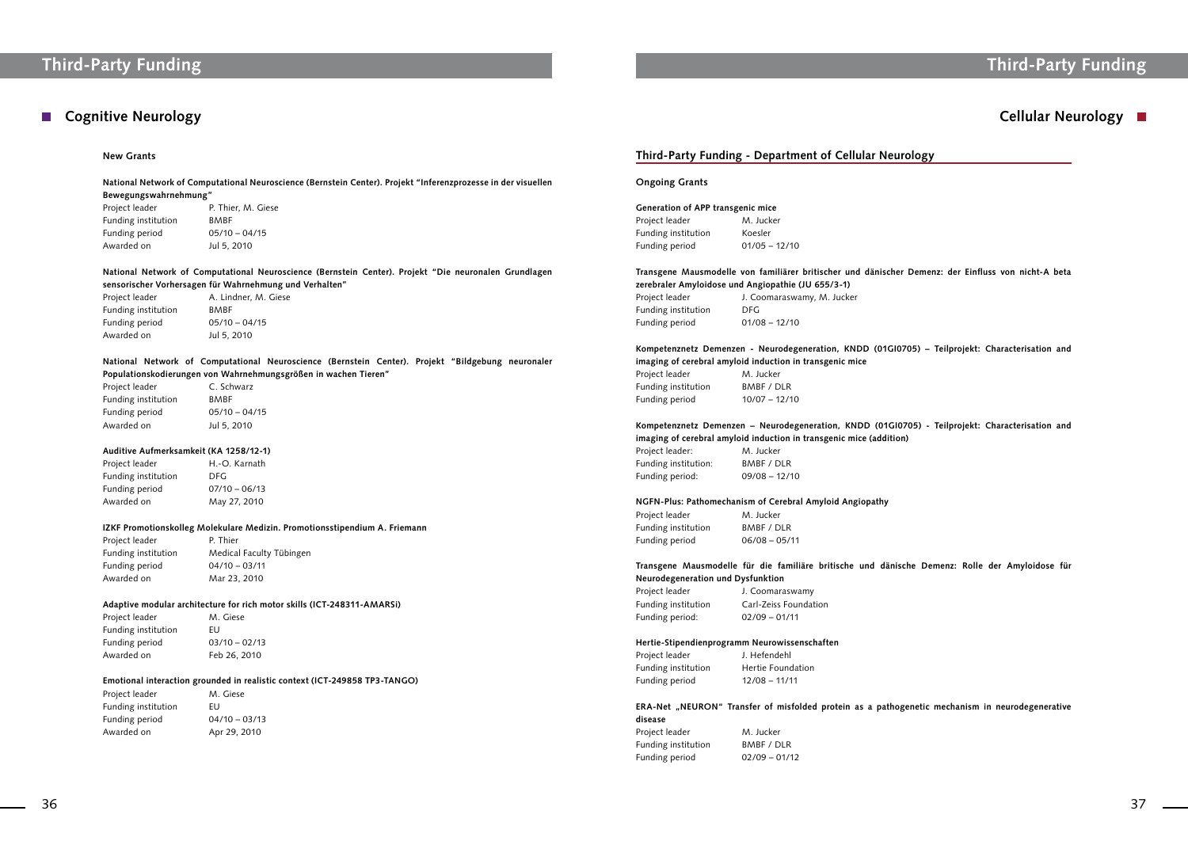# Third-Party Funding

## Cognitive Neurology

### New Grants

**National Network of Computational Neuroscience (Bernstein Center). Projekt "Inferenzprozesse in der visuellen Bewegungswahrnehmung"**

Project leader P. Thier, M. Giese
Funding institution BMBF
Funding period 05/10 – 04/15
Awarded on Jul 5, 2010

**National Network of Computational Neuroscience (Bernstein Center). Projekt "Die neuronalen Grundlagen sensorischer Vorhersagen für Wahrnehmung und Verhalten"**

Project leader A. Lindner, M. Giese
Funding institution BMBF
Funding period 05/10 – 04/15
Awarded on Jul 5, 2010

**National Network of Computational Neuroscience (Bernstein Center). Projekt "Bildgebung neuronaler Populationskodierungen von Wahrnehmungsgrößen in wachen Tieren"**

Project leader C. Schwarz
Funding institution BMBF
Funding period 05/10 – 04/15
Awarded on Jul 5, 2010

**Auditive Aufmerksamkeit (KA 1258/12-1)**

Project leader H.-O. Karnath
Funding institution DFG
Funding period 07/10 – 06/13
Awarded on May 27, 2010

**IZKF Promotionskolleg Molekulare Medizin. Promotionsstipendium A. Friemann**

Project leader P. Thier
Funding institution Medical Faculty Tübingen
Funding period 04/10 – 03/11
Awarded on Mar 23, 2010

**Adaptive modular architecture for rich motor skills (ICT-248311-AMARSi)**

Project leader M. Giese
Funding institution EU
Funding period 03/10 – 02/13
Awarded on Feb 26, 2010

**Emotional interaction grounded in realistic context (ICT-249858 TP3-TANGO)**

Project leader M. Giese
Funding institution EU
Funding period 04/10 – 03/13
Awarded on Apr 29, 2010

# Third-Party Funding

## Cellular Neurology

### Third-Party Funding - Department of Cellular Neurology

#### Ongoing Grants

**Generation of APP transgenic mice**

Project leader M. Jucker
Funding institution Koesler
Funding period 01/05 – 12/10

**Transgene Mausmodelle von familiärer britischer und dänischer Demenz: der Einfluss von nicht-A beta zerebraler Amyloidose und Angiopathie (JU 655/3-1)**

Project leader J. Coomaraswamy, M. Jucker
Funding institution DFG
Funding period 01/08 – 12/10

**Kompetenznetz Demenzen - Neurodegeneration, KNDD (01GI0705) – Teilprojekt: Characterisation and imaging of cerebral amyloid induction in transgenic mice**

Project leader M. Jucker
Funding institution BMBF / DLR
Funding period 10/07 – 12/10

**Kompetenznetz Demenzen – Neurodegeneration, KNDD (01GI0705) - Teilprojekt: Characterisation and imaging of cerebral amyloid induction in transgenic mice (addition)**

Project leader: M. Jucker
Funding institution: BMBF / DLR
Funding period: 09/08 – 12/10

**NGFN-Plus: Pathomechanism of Cerebral Amyloid Angiopathy**

Project leader M. Jucker
Funding institution BMBF / DLR
Funding period 06/08 – 05/11

**Transgene Mausmodelle für die familiäre britische und dänische Demenz: Rolle der Amyloidose für Neurodegeneration und Dysfunktion**

Project leader J. Coomaraswamy
Funding institution Carl-Zeiss Foundation
Funding period: 02/09 – 01/11

**Hertie-Stipendienprogramm Neurowissenschaften**

Project leader J. Hefendehl
Funding institution Hertie Foundation
Funding period 12/08 – 11/11

**ERA-Net „NEURON" Transfer of misfolded protein as a pathogenetic mechanism in neurodegenerative disease**

Project leader M. Jucker
Funding institution BMBF / DLR
Funding period 02/09 – 01/12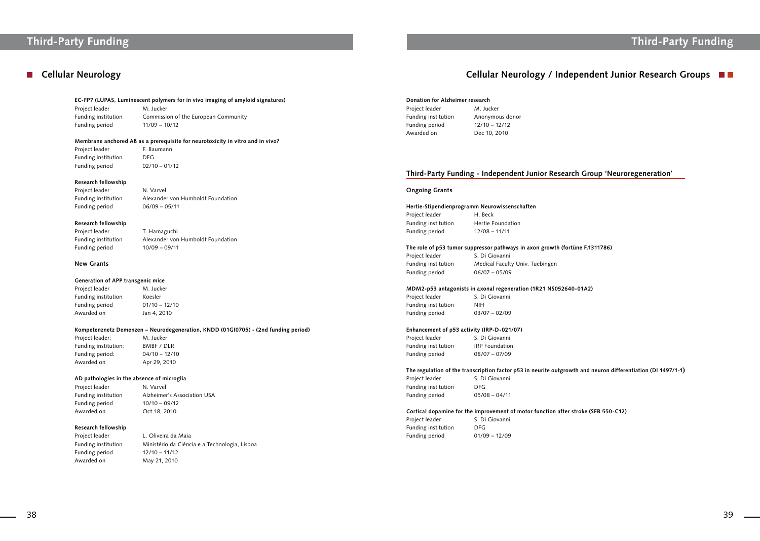# Third-Party Funding

## Cellular Neurology

**EC-FP7 (LUPAS, Luminescent polymers for in vivo imaging of amyloid signatures)**

| | |
|---|---|
| Project leader | M. Jucker |
| Funding institution | Commission of the European Community |
| Funding period | 11/09 – 10/12 |

**Membrane anchored Aß as a prerequisite for neurotoxicity in vitro and in vivo?**

| | |
|---|---|
| Project leader | F. Baumann |
| Funding institution | DFG |
| Funding period | 02/10 – 01/12 |

**Research fellowship**

| | |
|---|---|
| Project leader | N. Varvel |
| Funding institution | Alexander von Humboldt Foundation |
| Funding period | 06/09 – 05/11 |

**Research fellowship**

| | |
|---|---|
| Project leader | T. Hamaguchi |
| Funding institution | Alexander von Humboldt Foundation |
| Funding period | 10/09 – 09/11 |

### New Grants

**Generation of APP transgenic mice**

| | |
|---|---|
| Project leader | M. Jucker |
| Funding institution | Koesler |
| Funding period | 01/10 – 12/10 |
| Awarded on | Jan 4, 2010 |

**Kompetenznetz Demenzen – Neurodegeneration, KNDD (01GI0705) - (2nd funding period)**

| | |
|---|---|
| Project leader: | M. Jucker |
| Funding institution: | BMBF / DLR |
| Funding period: | 04/10 – 12/10 |
| Awarded on | Apr 29, 2010 |

**AD pathologies in the absence of microglia**

| | |
|---|---|
| Project leader | N. Varvel |
| Funding institution | Alzheimer's Association USA |
| Funding period | 10/10 – 09/12 |
| Awarded on | Oct 18, 2010 |

**Research fellowship**

| | |
|---|---|
| Project leader | L. Oliveira da Maia |
| Funding institution | Ministério da Ciéncia e a Technologia, Lisboa |
| Funding period | 12/10 – 11/12 |
| Awarded on | May 21, 2010 |

## Cellular Neurology / Independent Junior Research Groups

**Donation for Alzheimer research**

| | |
|---|---|
| Project leader | M. Jucker |
| Funding institution | Anonymous donor |
| Funding period | 12/10 – 12/12 |
| Awarded on | Dec 10, 2010 |

## Third-Party Funding - Independent Junior Research Group 'Neuroregeneration'

### Ongoing Grants

**Hertie-Stipendienprogramm Neurowissenschaften**

| | |
|---|---|
| Project leader | H. Beck |
| Funding institution | Hertie Foundation |
| Funding period | 12/08 – 11/11 |

**The role of p53 tumor suppressor pathways in axon growth (fortüne F.1311786)**

| | |
|---|---|
| Project leader | S. Di Giovanni |
| Funding institution | Medical Faculty Univ. Tuebingen |
| Funding period | 06/07 – 05/09 |

**MDM2-p53 antagonists in axonal regeneration (1R21 NS052640-01A2)**

| | |
|---|---|
| Project leader | S. Di Giovanni |
| Funding institution | NIH |
| Funding period | 03/07 – 02/09 |

**Enhancement of p53 activity (IRP-D-021/07)**

| | |
|---|---|
| Project leader | S. Di Giovanni |
| Funding institution | IRP Foundation |
| Funding period | 08/07 – 07/09 |

**The regulation of the transcription factor p53 in neurite outgrowth and neuron differentiation (DI 1497/1-1)**

| | |
|---|---|
| Project leader | S. Di Giovanni |
| Funding institution | DFG |
| Funding period | 05/08 – 04/11 |

**Cortical dopamine for the improvement of motor function after stroke (SFB 550-C12)**

| | |
|---|---|
| Project leader | S. Di Giovanni |
| Funding institution | DFG |
| Funding period | 01/09 – 12/09 |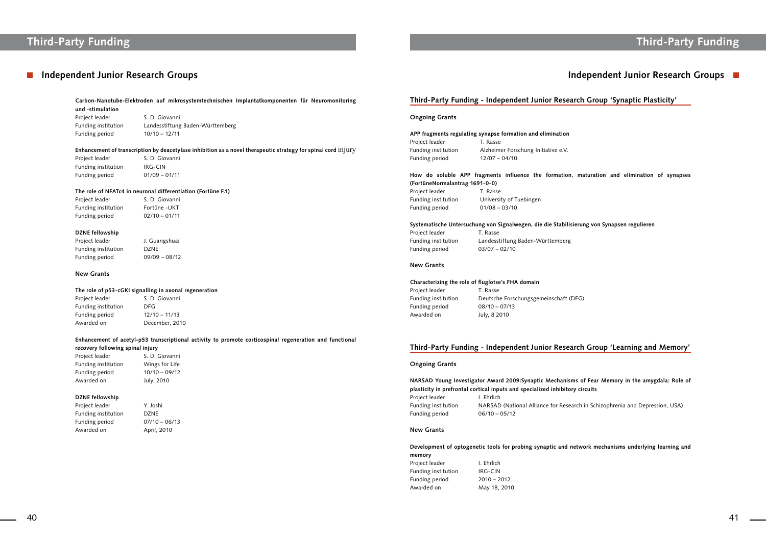# Third-Party Funding

## Independent Junior Research Groups

**Carbon-Nanotube-Elektroden auf mikrosystemtechnischen Implantatkomponenten für Neuromonitoring und -stimulation**

| | |
|---|---|
| Project leader | S. Di Giovanni |
| Funding institution | Landesstiftung Baden-Württemberg |
| Funding period | 10/10 – 12/11 |

**Enhancement of transcription by deacetylase inhibition as a novel therapeutic strategy for spinal cord injury**

| | |
|---|---|
| Project leader | S. Di Giovanni |
| Funding institution | IRG-CIN |
| Funding period | 01/09 – 01/11 |

**The role of NFATc4 in neuronal differentiation (Fortüne F.1)**

| | |
|---|---|
| Project leader | S. Di Giovanni |
| Funding institution | Fortüne -UKT |
| Funding period | 02/10 – 01/11 |

**DZNE fellowship**

| | |
|---|---|
| Project leader | J. Guangshuai |
| Funding institution | DZNE |
| Funding period | 09/09 – 08/12 |

**New Grants**

**The role of p53-cGKI signalling in axonal regeneration**

| | |
|---|---|
| Project leader | S. Di Giovanni |
| Funding institution | DFG |
| Funding period | 12/10 – 11/13 |
| Awarded on | December, 2010 |

**Enhancement of acetyl-p53 transcriptional activity to promote corticospinal regeneration and functional recovery following spinal injury**

| | |
|---|---|
| Project leader | S. Di Giovanni |
| Funding institution | Wings for Life |
| Funding period | 10/10 – 09/12 |
| Awarded on | July, 2010 |

**DZNE fellowship**

| | |
|---|---|
| Project leader | Y. Joshi |
| Funding institution | DZNE |
| Funding period | 07/10 – 06/13 |
| Awarded on | April, 2010 |

## Independent Junior Research Groups

### Third-Party Funding - Independent Junior Research Group 'Synaptic Plasticity'

**Ongoing Grants**

**APP fragments regulating synapse formation and elimination**

| | |
|---|---|
| Project leader | T. Rasse |
| Funding institution | Alzheimer Forschung Initiative e.V. |
| Funding period | 12/07 – 04/10 |

**How do soluble APP fragments influence the formation, maturation and elimination of synapses (FortüneNormalantrag 1691-0-0)**

| | |
|---|---|
| Project leader | T. Rasse |
| Funding institution | University of Tuebingen |
| Funding period | 01/08 – 03/10 |

**Systematische Untersuchung von Signalwegen, die die Stabilisierung von Synapsen regulieren**

| | |
|---|---|
| Project leader | T. Rasse |
| Funding institution | Landesstiftung Baden-Württemberg |
| Funding period | 03/07 – 02/10 |

**New Grants**

**Characterizing the role of fluglotse's FHA domain**

| | |
|---|---|
| Project leader | T. Rasse |
| Funding institution | Deutsche Forschungsgemeinschaft (DFG) |
| Funding period | 08/10 – 07/13 |
| Awarded on | July, 8 2010 |

### Third-Party Funding - Independent Junior Research Group 'Learning and Memory'

**Ongoing Grants**

**NARSAD Young Investigator Award 2009:Synaptic Mechanisms of Fear Memory in the amygdala: Role of plasticity in prefrontal cortical inputs and specialized inhibitory circuits**

| | |
|---|---|
| Project leader | I. Ehrlich |
| Funding institution | NARSAD (National Alliance for Research in Schizophrenia and Depression, USA) |
| Funding period | 06/10 – 05/12 |

**New Grants**

**Development of optogenetic tools for probing synaptic and network mechanisms underlying learning and memory**

| | |
|---|---|
| Project leader | I. Ehrlich |
| Funding institution | IRG-CIN |
| Funding period | 2010 – 2012 |
| Awarded on | May 18, 2010 |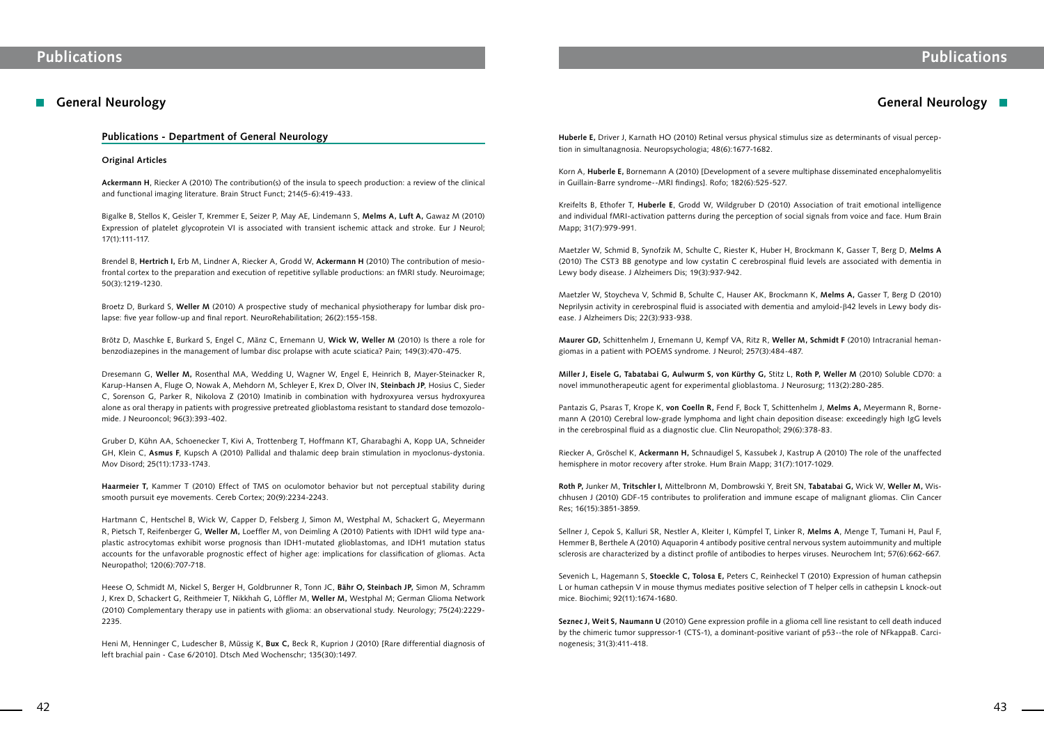# Publications

## General Neurology

### Publications - Department of General Neurology

#### Original Articles

**Ackermann H**, Riecker A (2010) The contribution(s) of the insula to speech production: a review of the clinical and functional imaging literature. Brain Struct Funct; 214(5-6):419-433.

Bigalke B, Stellos K, Geisler T, Kremmer E, Seizer P, May AE, Lindemann S, **Melms A, Luft A,** Gawaz M (2010) Expression of platelet glycoprotein VI is associated with transient ischemic attack and stroke. Eur J Neurol; 17(1):111-117.

Brendel B, **Hertrich I,** Erb M, Lindner A, Riecker A, Grodd W, **Ackermann H** (2010) The contribution of mesiofrontal cortex to the preparation and execution of repetitive syllable productions: an fMRI study. Neuroimage; 50(3):1219-1230.

Broetz D, Burkard S, **Weller M** (2010) A prospective study of mechanical physiotherapy for lumbar disk prolapse: five year follow-up and final report. NeuroRehabilitation; 26(2):155-158.

Brötz D, Maschke E, Burkard S, Engel C, Mänz C, Ernemann U, **Wick W, Weller M** (2010) Is there a role for benzodiazepines in the management of lumbar disc prolapse with acute sciatica? Pain; 149(3):470-475.

Dresemann G, **Weller M,** Rosenthal MA, Wedding U, Wagner W, Engel E, Heinrich B, Mayer-Steinacker R, Karup-Hansen A, Fluge O, Nowak A, Mehdorn M, Schleyer E, Krex D, Olver IN, **Steinbach JP**, Hosius C, Sieder C, Sorenson G, Parker R, Nikolova Z (2010) Imatinib in combination with hydroxyurea versus hydroxyurea alone as oral therapy in patients with progressive pretreated glioblastoma resistant to standard dose temozolomide. J Neurooncol; 96(3):393-402.

Gruber D, Kühn AA, Schoenecker T, Kivi A, Trottenberg T, Hoffmann KT, Gharabaghi A, Kopp UA, Schneider GH, Klein C, **Asmus F**, Kupsch A (2010) Pallidal and thalamic deep brain stimulation in myoclonus-dystonia. Mov Disord; 25(11):1733-1743.

**Haarmeier T,** Kammer T (2010) Effect of TMS on oculomotor behavior but not perceptual stability during smooth pursuit eye movements. Cereb Cortex; 20(9):2234-2243.

Hartmann C, Hentschel B, Wick W, Capper D, Felsberg J, Simon M, Westphal M, Schackert G, Meyermann R, Pietsch T, Reifenberger G, **Weller M,** Loeffler M, von Deimling A (2010) Patients with IDH1 wild type anaplastic astrocytomas exhibit worse prognosis than IDH1-mutated glioblastomas, and IDH1 mutation status accounts for the unfavorable prognostic effect of higher age: implications for classification of gliomas. Acta Neuropathol; 120(6):707-718.

Heese O, Schmidt M, Nickel S, Berger H, Goldbrunner R, Tonn JC, **Bähr O, Steinbach JP,** Simon M, Schramm J, Krex D, Schackert G, Reithmeier T, Nikkhah G, Löffler M, **Weller M,** Westphal M; German Glioma Network (2010) Complementary therapy use in patients with glioma: an observational study. Neurology; 75(24):2229-2235.

Heni M, Henninger C, Ludescher B, Müssig K, **Bux C,** Beck R, Kuprion J (2010) [Rare differential diagnosis of left brachial pain - Case 6/2010]. Dtsch Med Wochenschr; 135(30):1497.

**Huberle E,** Driver J, Karnath HO (2010) Retinal versus physical stimulus size as determinants of visual perception in simultanagnosia. Neuropsychologia; 48(6):1677-1682.

Korn A, **Huberle E,** Bornemann A (2010) [Development of a severe multiphase disseminated encephalomyelitis in Guillain-Barre syndrome--MRI findings]. Rofo; 182(6):525-527.

Kreifelts B, Ethofer T, **Huberle E**, Grodd W, Wildgruber D (2010) Association of trait emotional intelligence and individual fMRI-activation patterns during the perception of social signals from voice and face. Hum Brain Mapp; 31(7):979-991.

Maetzler W, Schmid B, Synofzik M, Schulte C, Riester K, Huber H, Brockmann K, Gasser T, Berg D, **Melms A** (2010) The CST3 BB genotype and low cystatin C cerebrospinal fluid levels are associated with dementia in Lewy body disease. J Alzheimers Dis; 19(3):937-942.

Maetzler W, Stoycheva V, Schmid B, Schulte C, Hauser AK, Brockmann K, **Melms A,** Gasser T, Berg D (2010) Neprilysin activity in cerebrospinal fluid is associated with dementia and amyloid-β42 levels in Lewy body disease. J Alzheimers Dis; 22(3):933-938.

**Maurer GD,** Schittenhelm J, Ernemann U, Kempf VA, Ritz R, **Weller M, Schmidt F** (2010) Intracranial hemangiomas in a patient with POEMS syndrome. J Neurol; 257(3):484-487.

**Miller J, Eisele G, Tabatabai G, Aulwurm S, von Kürthy G,** Stitz L, **Roth P, Weller M** (2010) Soluble CD70: a novel immunotherapeutic agent for experimental glioblastoma. J Neurosurg; 113(2):280-285.

Pantazis G, Psaras T, Krope K, **von Coelln R,** Fend F, Bock T, Schittenhelm J, **Melms A,** Meyermann R, Bornemann A (2010) Cerebral low-grade lymphoma and light chain deposition disease: exceedingly high IgG levels in the cerebrospinal fluid as a diagnostic clue. Clin Neuropathol; 29(6):378-83.

Riecker A, Gröschel K, **Ackermann H,** Schnaudigel S, Kassubek J, Kastrup A (2010) The role of the unaffected hemisphere in motor recovery after stroke. Hum Brain Mapp; 31(7):1017-1029.

**Roth P,** Junker M, **Tritschler I,** Mittelbronn M, Dombrowski Y, Breit SN, **Tabatabai G,** Wick W, **Weller M,** Wischhusen J (2010) GDF-15 contributes to proliferation and immune escape of malignant gliomas. Clin Cancer Res; 16(15):3851-3859.

Sellner J, Cepok S, Kalluri SR, Nestler A, Kleiter I, Kümpfel T, Linker R, **Melms A**, Menge T, Tumani H, Paul F, Hemmer B, Berthele A (2010) Aquaporin 4 antibody positive central nervous system autoimmunity and multiple sclerosis are characterized by a distinct profile of antibodies to herpes viruses. Neurochem Int; 57(6):662-667.

Sevenich L, Hagemann S, **Stoeckle C, Tolosa E,** Peters C, Reinheckel T (2010) Expression of human cathepsin L or human cathepsin V in mouse thymus mediates positive selection of T helper cells in cathepsin L knock-out mice. Biochimi; 92(11):1674-1680.

**Seznec J, Weit S, Naumann U** (2010) Gene expression profile in a glioma cell line resistant to cell death induced by the chimeric tumor suppressor-1 (CTS-1), a dominant-positive variant of p53--the role of NFkappaB. Carcinogenesis; 31(3):411-418.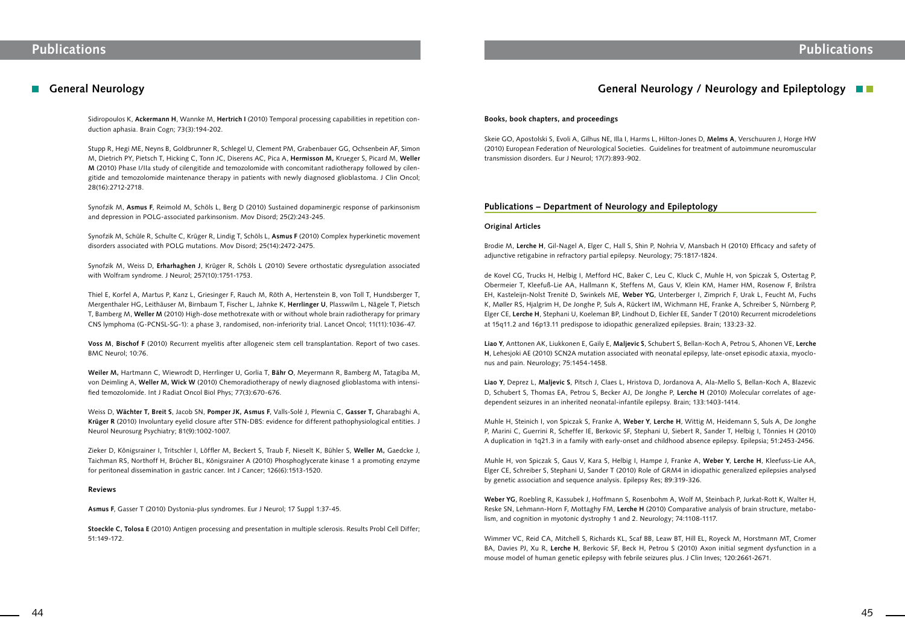## General Neurology

Sidiropoulos K, **Ackermann H**, Wannke M, **Hertrich I** (2010) Temporal processing capabilities in repetition conduction aphasia. Brain Cogn; 73(3):194-202.

Stupp R, Hegi ME, Neyns B, Goldbrunner R, Schlegel U, Clement PM, Grabenbauer GG, Ochsenbein AF, Simon M, Dietrich PY, Pietsch T, Hicking C, Tonn JC, Diserens AC, Pica A, **Hermisson M,** Krueger S, Picard M, **Weller M** (2010) Phase I/IIa study of cilengitide and temozolomide with concomitant radiotherapy followed by cilengitide and temozolomide maintenance therapy in patients with newly diagnosed glioblastoma. J Clin Oncol; 28(16):2712-2718.

Synofzik M, **Asmus F**, Reimold M, Schöls L, Berg D (2010) Sustained dopaminergic response of parkinsonism and depression in POLG-associated parkinsonism. Mov Disord; 25(2):243-245.

Synofzik M, Schüle R, Schulte C, Krüger R, Lindig T, Schöls L, **Asmus F** (2010) Complex hyperkinetic movement disorders associated with POLG mutations. Mov Disord; 25(14):2472-2475.

Synofzik M, Weiss D, **Erharhaghen J**, Krüger R, Schöls L (2010) Severe orthostatic dysregulation associated with Wolfram syndrome. J Neurol; 257(10):1751-1753.

Thiel E, Korfel A, Martus P, Kanz L, Griesinger F, Rauch M, Röth A, Hertenstein B, von Toll T, Hundsberger T, Mergenthaler HG, Leithäuser M, Birnbaum T, Fischer L, Jahnke K, **Herrlinger U**, Plasswilm L, Nägele T, Pietsch T, Bamberg M, **Weller M** (2010) High-dose methotrexate with or without whole brain radiotherapy for primary CNS lymphoma (G-PCNSL-SG-1): a phase 3, randomised, non-inferiority trial. Lancet Oncol; 11(11):1036-47.

**Voss M**, **Bischof F** (2010) Recurrent myelitis after allogeneic stem cell transplantation. Report of two cases. BMC Neurol; 10:76.

**Weiler M,** Hartmann C, Wiewrodt D, Herrlinger U, Gorlia T, **Bähr O**, Meyermann R, Bamberg M, Tatagiba M, von Deimling A, **Weller M, Wick W** (2010) Chemoradiotherapy of newly diagnosed glioblastoma with intensified temozolomide. Int J Radiat Oncol Biol Phys; 77(3):670-676.

Weiss D, **Wächter T**, **Breit S**, Jacob SN, **Pomper JK, Asmus F**, Valls-Solé J, Plewnia C, **Gasser T,** Gharabaghi A, **Krüger R** (2010) Involuntary eyelid closure after STN-DBS: evidence for different pathophysiological entities. J Neurol Neurosurg Psychiatry; 81(9):1002-1007.

Zieker D, Königsrainer I, Tritschler I, Löffler M, Beckert S, Traub F, Nieselt K, Bühler S, **Weller M,** Gaedcke J, Taichman RS, Northoff H, Brücher BL, Königsrainer A (2010) Phosphoglycerate kinase 1 a promoting enzyme for peritoneal dissemination in gastric cancer. Int J Cancer; 126(6):1513-1520.

#### Reviews

**Asmus F**, Gasser T (2010) Dystonia-plus syndromes. Eur J Neurol; 17 Suppl 1:37-45.

**Stoeckle C, Tolosa E** (2010) Antigen processing and presentation in multiple sclerosis. Results Probl Cell Differ; 51:149-172.

## General Neurology / Neurology and Epileptology

#### Books, book chapters, and proceedings

Skeie GO, Apostolski S, Evoli A, Gilhus NE, Illa I, Harms L, Hilton-Jones D, **Melms A**, Verschuuren J, Horge HW (2010) European Federation of Neurological Societies. Guidelines for treatment of autoimmune neuromuscular transmission disorders. Eur J Neurol; 17(7):893-902.

### Publications – Department of Neurology and Epileptology

#### Original Articles

Brodie M, **Lerche H**, Gil-Nagel A, Elger C, Hall S, Shin P, Nohria V, Mansbach H (2010) Efficacy and safety of adjunctive retigabine in refractory partial epilepsy. Neurology; 75:1817-1824.

de Kovel CG, Trucks H, Helbig I, Mefford HC, Baker C, Leu C, Kluck C, Muhle H, von Spiczak S, Ostertag P, Obermeier T, Kleefuß-Lie AA, Hallmann K, Steffens M, Gaus V, Klein KM, Hamer HM, Rosenow F, Brilstra EH, Kasteleijn-Nolst Trenité D, Swinkels ME, **Weber YG**, Unterberger I, Zimprich F, Urak L, Feucht M, Fuchs K, Møller RS, Hjalgrim H, De Jonghe P, Suls A, Rückert IM, Wichmann HE, Franke A, Schreiber S, Nürnberg P, Elger CE, **Lerche H**, Stephani U, Koeleman BP, Lindhout D, Eichler EE, Sander T (2010) Recurrent microdeletions at 15q11.2 and 16p13.11 predispose to idiopathic generalized epilepsies. Brain; 133:23-32.

**Liao Y**, Anttonen AK, Liukkonen E, Gaily E, **Maljevic S**, Schubert S, Bellan-Koch A, Petrou S, Ahonen VE, **Lerche H**, Lehesjoki AE (2010) SCN2A mutation associated with neonatal epilepsy, late-onset episodic ataxia, myoclonus and pain. Neurology; 75:1454-1458.

**Liao Y**, Deprez L, **Maljevic S**, Pitsch J, Claes L, Hristova D, Jordanova A, Ala-Mello S, Bellan-Koch A, Blazevic D, Schubert S, Thomas EA, Petrou S, Becker AJ, De Jonghe P, **Lerche H** (2010) Molecular correlates of age-dependent seizures in an inherited neonatal-infantile epilepsy. Brain; 133:1403-1414.

Muhle H, Steinich I, von Spiczak S, Franke A, **Weber Y**, **Lerche H**, Wittig M, Heidemann S, Suls A, De Jonghe P, Marini C, Guerrini R, Scheffer IE, Berkovic SF, Stephani U, Siebert R, Sander T, Helbig I, Tönnies H (2010) A duplication in 1q21.3 in a family with early-onset and childhood absence epilepsy. Epilepsia; 51:2453-2456.

Muhle H, von Spiczak S, Gaus V, Kara S, Helbig I, Hampe J, Franke A, **Weber Y**, **Lerche H**, Kleefuss-Lie AA, Elger CE, Schreiber S, Stephani U, Sander T (2010) Role of GRM4 in idiopathic generalized epilepsies analysed by genetic association and sequence analysis. Epilepsy Res; 89:319-326.

**Weber YG**, Roebling R, Kassubek J, Hoffmann S, Rosenbohm A, Wolf M, Steinbach P, Jurkat-Rott K, Walter H, Reske SN, Lehmann-Horn F, Mottaghy FM, **Lerche H** (2010) Comparative analysis of brain structure, metabolism, and cognition in myotonic dystrophy 1 and 2. Neurology; 74:1108-1117.

Wimmer VC, Reid CA, Mitchell S, Richards KL, Scaf BB, Leaw BT, Hill EL, Royeck M, Horstmann MT, Cromer BA, Davies PJ, Xu R, **Lerche H**, Berkovic SF, Beck H, Petrou S (2010) Axon initial segment dysfunction in a mouse model of human genetic epilepsy with febrile seizures plus. J Clin Inves; 120:2661-2671.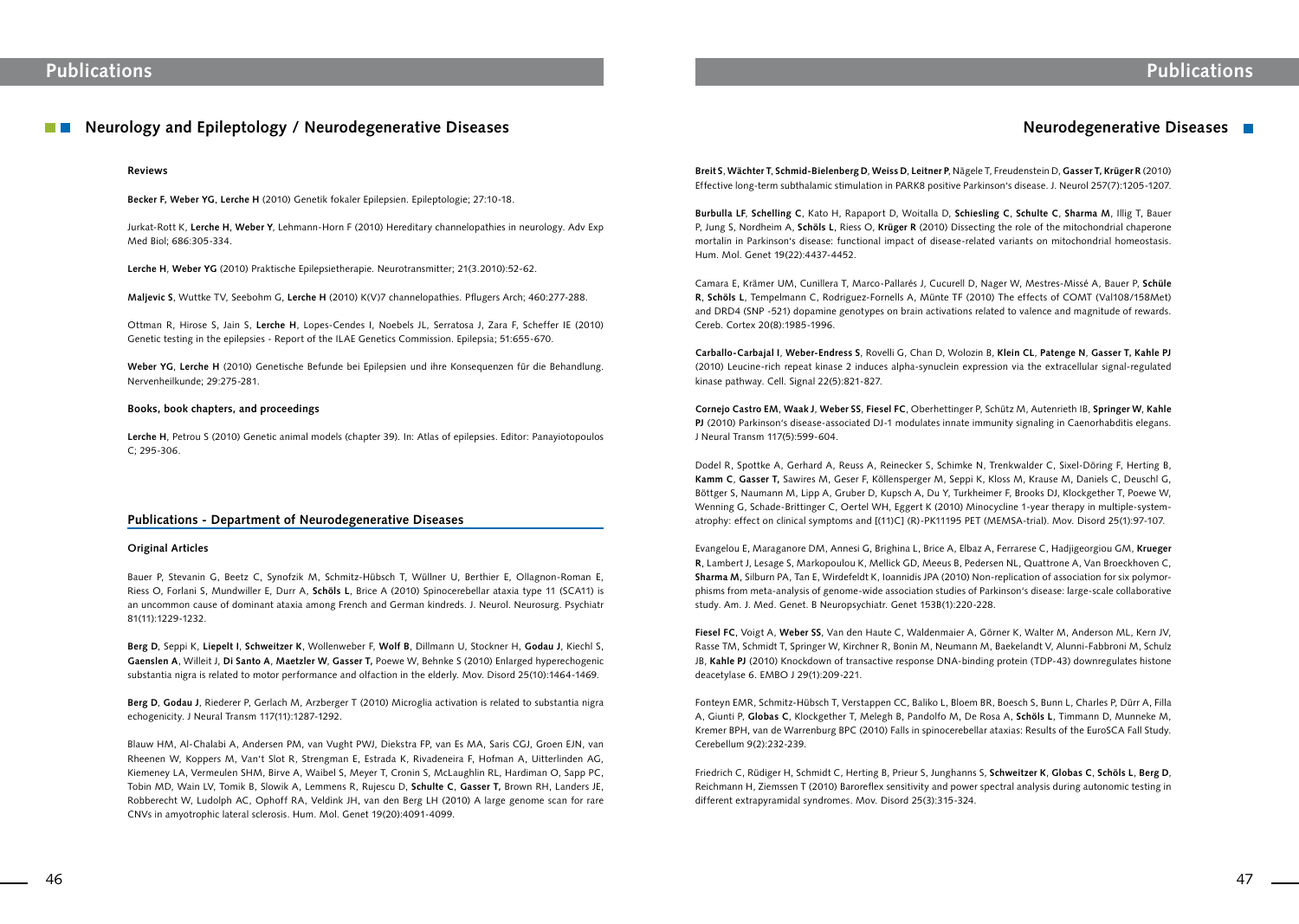# Publications

## Neurology and Epileptology / Neurodegenerative Diseases

### Reviews

**Becker F, Weber YG, Lerche H** (2010) Genetik fokaler Epilepsien. Epileptologie; 27:10-18.

Jurkat-Rott K, **Lerche H**, **Weber Y**, Lehmann-Horn F (2010) Hereditary channelopathies in neurology. Adv Exp Med Biol; 686:305-334.

**Lerche H**, **Weber YG** (2010) Praktische Epilepsietherapie. Neurotransmitter; 21(3.2010):52-62.

**Maljevic S**, Wuttke TV, Seebohm G, **Lerche H** (2010) K(V)7 channelopathies. Pflugers Arch; 460:277-288.

Ottman R, Hirose S, Jain S, **Lerche H**, Lopes-Cendes I, Noebels JL, Serratosa J, Zara F, Scheffer IE (2010) Genetic testing in the epilepsies - Report of the ILAE Genetics Commission. Epilepsia; 51:655-670.

**Weber YG**, **Lerche H** (2010) Genetische Befunde bei Epilepsien und ihre Konsequenzen für die Behandlung. Nervenheilkunde; 29:275-281.

### Books, book chapters, and proceedings

**Lerche H**, Petrou S (2010) Genetic animal models (chapter 39). In: Atlas of epilepsies. Editor: Panayiotopoulos C; 295-306.

## Publications - Department of Neurodegenerative Diseases

### Original Articles

Bauer P, Stevanin G, Beetz C, Synofzik M, Schmitz-Hübsch T, Wüllner U, Berthier E, Ollagnon-Roman E, Riess O, Forlani S, Mundwiller E, Durr A, **Schöls L**, Brice A (2010) Spinocerebellar ataxia type 11 (SCA11) is an uncommon cause of dominant ataxia among French and German kindreds. J. Neurol. Neurosurg. Psychiatr 81(11):1229-1232.

**Berg D**, Seppi K, **Liepelt I**, **Schweitzer K**, Wollenweber F, **Wolf B**, Dillmann U, Stockner H, **Godau J**, Kiechl S, **Gaenslen A**, Willeit J, **Di Santo A**, **Maetzler W**, **Gasser T,** Poewe W, Behnke S (2010) Enlarged hyperechogenic substantia nigra is related to motor performance and olfaction in the elderly. Mov. Disord 25(10):1464-1469.

**Berg D**, **Godau J**, Riederer P, Gerlach M, Arzberger T (2010) Microglia activation is related to substantia nigra echogenicity. J Neural Transm 117(11):1287-1292.

Blauw HM, Al-Chalabi A, Andersen PM, van Vught PWJ, Diekstra FP, van Es MA, Saris CGJ, Groen EJN, van Rheenen W, Koppers M, Van't Slot R, Strengman E, Estrada K, Rivadeneira F, Hofman A, Uitterlinden AG, Kiemeney LA, Vermeulen SHM, Birve A, Waibel S, Meyer T, Cronin S, McLaughlin RL, Hardiman O, Sapp PC, Tobin MD, Wain LV, Tomik B, Slowik A, Lemmens R, Rujescu D, **Schulte C**, **Gasser T,** Brown RH, Landers JE, Robberecht W, Ludolph AC, Ophoff RA, Veldink JH, van den Berg LH (2010) A large genome scan for rare CNVs in amyotrophic lateral sclerosis. Hum. Mol. Genet 19(20):4091-4099.

## Neurodegenerative Diseases

**Breit S**, **Wächter T**, **Schmid-Bielenberg D**, **Weiss D**, **Leitner P**, Nägele T, Freudenstein D, **Gasser T**, **Krüger R** (2010) Effective long-term subthalamic stimulation in PARK8 positive Parkinson's disease. J. Neurol 257(7):1205-1207.

**Burbulla LF**, **Schelling C**, Kato H, Rapaport D, Woitalla D, **Schiesling C**, **Schulte C**, **Sharma M**, Illig T, Bauer P, Jung S, Nordheim A, **Schöls L**, Riess O, **Krüger R** (2010) Dissecting the role of the mitochondrial chaperone mortalin in Parkinson's disease: functional impact of disease-related variants on mitochondrial homeostasis. Hum. Mol. Genet 19(22):4437-4452.

Camara E, Krämer UM, Cunillera T, Marco-Pallarés J, Cucurell D, Nager W, Mestres-Missé A, Bauer P, **Schüle R**, **Schöls L**, Tempelmann C, Rodriguez-Fornells A, Münte TF (2010) The effects of COMT (Val108/158Met) and DRD4 (SNP -521) dopamine genotypes on brain activations related to valence and magnitude of rewards. Cereb. Cortex 20(8):1985-1996.

**Carballo-Carbajal I**, **Weber-Endress S**, Rovelli G, Chan D, Wolozin B, **Klein CL**, **Patenge N**, **Gasser T**, **Kahle PJ** (2010) Leucine-rich repeat kinase 2 induces alpha-synuclein expression via the extracellular signal-regulated kinase pathway. Cell. Signal 22(5):821-827.

**Cornejo Castro EM**, **Waak J**, **Weber SS**, **Fiesel FC**, Oberhettinger P, Schütz M, Autenrieth IB, **Springer W**, **Kahle PJ** (2010) Parkinson's disease-associated DJ-1 modulates innate immunity signaling in Caenorhabditis elegans. J Neural Transm 117(5):599-604.

Dodel R, Spottke A, Gerhard A, Reuss A, Reinecker S, Schimke N, Trenkwalder C, Sixel-Döring F, Herting B, **Kamm C**, **Gasser T,** Sawires M, Geser F, Köllensperger M, Seppi K, Kloss M, Krause M, Daniels C, Deuschl G, Böttger S, Naumann M, Lipp A, Gruber D, Kupsch A, Du Y, Turkheimer F, Brooks DJ, Klockgether T, Poewe W, Wenning G, Schade-Brittinger C, Oertel WH, Eggert K (2010) Minocycline 1-year therapy in multiple-system-atrophy: effect on clinical symptoms and [(11)C] (R)-PK11195 PET (MEMSA-trial). Mov. Disord 25(1):97-107.

Evangelou E, Maraganore DM, Annesi G, Brighina L, Brice A, Elbaz A, Ferrarese C, Hadjigeorgiou GM, **Krueger R**, Lambert J, Lesage S, Markopoulou K, Mellick GD, Meeus B, Pedersen NL, Quattrone A, Van Broeckhoven C, **Sharma M**, Silburn PA, Tan E, Wirdefeldt K, Ioannidis JPA (2010) Non-replication of association for six polymorphisms from meta-analysis of genome-wide association studies of Parkinson's disease: large-scale collaborative study. Am. J. Med. Genet. B Neuropsychiatr. Genet 153B(1):220-228.

**Fiesel FC**, Voigt A, **Weber SS**, Van den Haute C, Waldenmaier A, Görner K, Walter M, Anderson ML, Kern JV, Rasse TM, Schmidt T, Springer W, Kirchner R, Bonin M, Neumann M, Baekelandt V, Alunni-Fabbroni M, Schulz JB, **Kahle PJ** (2010) Knockdown of transactive response DNA-binding protein (TDP-43) downregulates histone deacetylase 6. EMBO J 29(1):209-221.

Fonteyn EMR, Schmitz-Hübsch T, Verstappen CC, Baliko L, Bloem BR, Boesch S, Bunn L, Charles P, Dürr A, Filla A, Giunti P, **Globas C**, Klockgether T, Melegh B, Pandolfo M, De Rosa A, **Schöls L**, Timmann D, Munneke M, Kremer BPH, van de Warrenburg BPC (2010) Falls in spinocerebellar ataxias: Results of the EuroSCA Fall Study. Cerebellum 9(2):232-239.

Friedrich C, Rüdiger H, Schmidt C, Herting B, Prieur S, Junghanns S, **Schweitzer K**, **Globas C**, **Schöls L**, **Berg D**, Reichmann H, Ziemssen T (2010) Baroreflex sensitivity and power spectral analysis during autonomic testing in different extrapyramidal syndromes. Mov. Disord 25(3):315-324.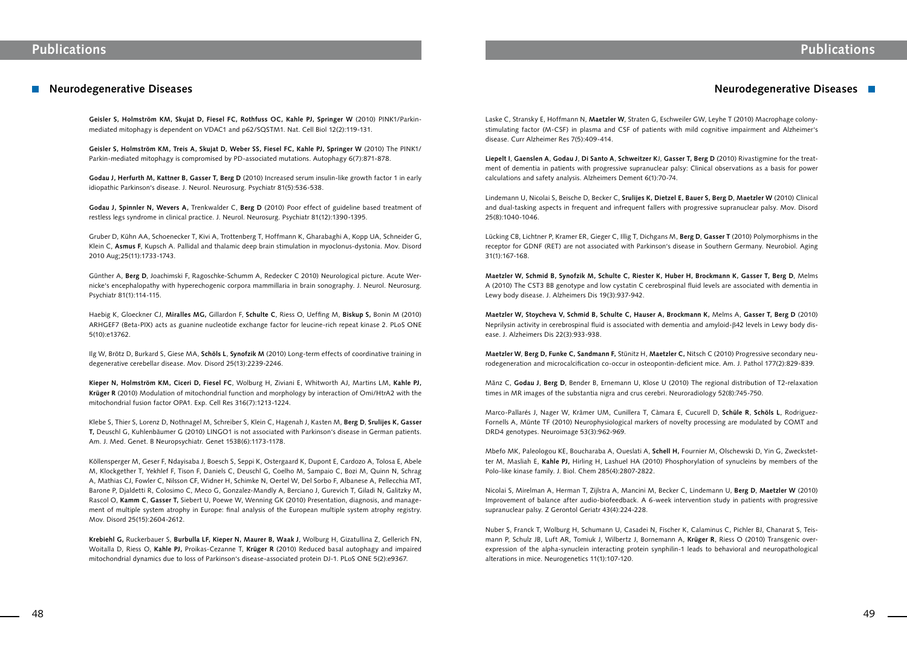## Publications

### Neurodegenerative Diseases

**Geisler S, Holmström KM, Skujat D, Fiesel FC, Rothfuss OC, Kahle PJ, Springer W** (2010) PINK1/Parkin-mediated mitophagy is dependent on VDAC1 and p62/SQSTM1. Nat. Cell Biol 12(2):119-131.

**Geisler S, Holmström KM, Treis A, Skujat D, Weber SS, Fiesel FC, Kahle PJ, Springer W** (2010) The PINK1/Parkin-mediated mitophagy is compromised by PD-associated mutations. Autophagy 6(7):871-878.

**Godau J, Herfurth M, Kattner B, Gasser T, Berg D** (2010) Increased serum insulin-like growth factor 1 in early idiopathic Parkinson's disease. J. Neurol. Neurosurg. Psychiatr 81(5):536-538.

**Godau J, Spinnler N, Wevers A,** Trenkwalder C, **Berg D** (2010) Poor effect of guideline based treatment of restless legs syndrome in clinical practice. J. Neurol. Neurosurg. Psychiatr 81(12):1390-1395.

Gruber D, Kühn AA, Schoenecker T, Kivi A, Trottenberg T, Hoffmann K, Gharabaghi A, Kopp UA, Schneider G, Klein C, **Asmus F**, Kupsch A. Pallidal and thalamic deep brain stimulation in myoclonus-dystonia. Mov. Disord 2010 Aug;25(11):1733-1743.

Günther A, **Berg D**, Joachimski F, Ragoschke-Schumm A, Redecker C 2010) Neurological picture. Acute Wernicke's encephalopathy with hyperechogenic corpora mammillaria in brain sonography. J. Neurol. Neurosurg. Psychiatr 81(1):114-115.

Haebig K, Gloeckner CJ, **Miralles MG,** Gillardon F, **Schulte C**, Riess O, Ueffing M, **Biskup S,** Bonin M (2010) ARHGEF7 (Beta-PIX) acts as guanine nucleotide exchange factor for leucine-rich repeat kinase 2. PLoS ONE 5(10):e13762.

Ilg W, Brötz D, Burkard S, Giese MA, **Schöls L**, **Synofzik M** (2010) Long-term effects of coordinative training in degenerative cerebellar disease. Mov. Disord 25(13):2239-2246.

**Kieper N, Holmström KM, Ciceri D, Fiesel FC**, Wolburg H, Ziviani E, Whitworth AJ, Martins LM, **Kahle PJ, Krüger R** (2010) Modulation of mitochondrial function and morphology by interaction of Omi/HtrA2 with the mitochondrial fusion factor OPA1. Exp. Cell Res 316(7):1213-1224.

Klebe S, Thier S, Lorenz D, Nothnagel M, Schreiber S, Klein C, Hagenah J, Kasten M, **Berg D**, **Srulijes K, Gasser T,** Deuschl G, Kuhlenbäumer G (2010) LINGO1 is not associated with Parkinson's disease in German patients. Am. J. Med. Genet. B Neuropsychiatr. Genet 153B(6):1173-1178.

Köllensperger M, Geser F, Ndayisaba J, Boesch S, Seppi K, Ostergaard K, Dupont E, Cardozo A, Tolosa E, Abele M, Klockgether T, Yekhlef F, Tison F, Daniels C, Deuschl G, Coelho M, Sampaio C, Bozi M, Quinn N, Schrag A, Mathias CJ, Fowler C, Nilsson CF, Widner H, Schimke N, Oertel W, Del Sorbo F, Albanese A, Pellecchia MT, Barone P, Djaldetti R, Colosimo C, Meco G, Gonzalez-Mandly A, Berciano J, Gurevich T, Giladi N, Galitzky M, Rascol O, **Kamm C**, **Gasser T,** Siebert U, Poewe W, Wenning GK (2010) Presentation, diagnosis, and management of multiple system atrophy in Europe: final analysis of the European multiple system atrophy registry. Mov. Disord 25(15):2604-2612.

**Krebiehl G,** Ruckerbauer S, **Burbulla LF, Kieper N, Maurer B, Waak J**, Wolburg H, Gizatullina Z, Gellerich FN, Woitalla D, Riess O, **Kahle PJ,** Proikas-Cezanne T, **Krüger R** (2010) Reduced basal autophagy and impaired mitochondrial dynamics due to loss of Parkinson's disease-associated protein DJ-1. PLoS ONE 5(2):e9367.

Laske C, Stransky E, Hoffmann N, **Maetzler W**, Straten G, Eschweiler GW, Leyhe T (2010) Macrophage colony-stimulating factor (M-CSF) in plasma and CSF of patients with mild cognitive impairment and Alzheimer's disease. Curr Alzheimer Res 7(5):409-414.

**Liepelt I**, **Gaenslen A**, **Godau J**, **Di Santo A**, **Schweitzer K**J, **Gasser T, Berg D** (2010) Rivastigmine for the treatment of dementia in patients with progressive supranuclear palsy: Clinical observations as a basis for power calculations and safety analysis. Alzheimers Dement 6(1):70-74.

Lindemann U, Nicolai S, Beische D, Becker C, **Srulijes K, Dietzel E, Bauer S, Berg D**, **Maetzler W** (2010) Clinical and dual-tasking aspects in frequent and infrequent fallers with progressive supranuclear palsy. Mov. Disord 25(8):1040-1046.

Lücking CB, Lichtner P, Kramer ER, Gieger C, Illig T, Dichgans M, **Berg D**, **Gasser T** (2010) Polymorphisms in the receptor for GDNF (RET) are not associated with Parkinson's disease in Southern Germany. Neurobiol. Aging 31(1):167-168.

**Maetzler W, Schmid B, Synofzik M, Schulte C, Riester K, Huber H, Brockmann K, Gasser T, Berg D**, Melms A (2010) The CST3 BB genotype and low cystatin C cerebrospinal fluid levels are associated with dementia in Lewy body disease. J. Alzheimers Dis 19(3):937-942.

**Maetzler W, Stoycheva V, Schmid B, Schulte C, Hauser A, Brockmann K,** Melms A, **Gasser T, Berg D** (2010) Neprilysin activity in cerebrospinal fluid is associated with dementia and amyloid-β42 levels in Lewy body disease. J. Alzheimers Dis 22(3):933-938.

**Maetzler W**, **Berg D, Funke C, Sandmann F,** Stünitz H, **Maetzler C,** Nitsch C (2010) Progressive secondary neurodegeneration and microcalcification co-occur in osteopontin-deficient mice. Am. J. Pathol 177(2):829-839.

Mänz C, **Godau J**, **Berg D**, Bender B, Ernemann U, Klose U (2010) The regional distribution of T2-relaxation times in MR images of the substantia nigra and crus cerebri. Neuroradiology 52(8):745-750.

Marco-Pallarés J, Nager W, Krämer UM, Cunillera T, Càmara E, Cucurell D, **Schüle R**, **Schöls L**, Rodriguez-Fornells A, Münte TF (2010) Neurophysiological markers of novelty processing are modulated by COMT and DRD4 genotypes. Neuroimage 53(3):962-969.

Mbefo MK, Paleologou KE, Boucharaba A, Oueslati A, **Schell H,** Fournier M, Olschewski D, Yin G, Zweckstetter M, Masliah E, **Kahle PJ,** Hirling H, Lashuel HA (2010) Phosphorylation of synucleins by members of the Polo-like kinase family. J. Biol. Chem 285(4):2807-2822.

Nicolai S, Mirelman A, Herman T, Zijlstra A, Mancini M, Becker C, Lindemann U, **Berg D**, **Maetzler W** (2010) Improvement of balance after audio-biofeedback. A 6-week intervention study in patients with progressive supranuclear palsy. Z Gerontol Geriatr 43(4):224-228.

Nuber S, Franck T, Wolburg H, Schumann U, Casadei N, Fischer K, Calaminus C, Pichler BJ, Chanarat S, Teismann P, Schulz JB, Luft AR, Tomiuk J, Wilbertz J, Bornemann A, **Krüger R**, Riess O (2010) Transgenic overexpression of the alpha-synuclein interacting protein synphilin-1 leads to behavioral and neuropathological alterations in mice. Neurogenetics 11(1):107-120.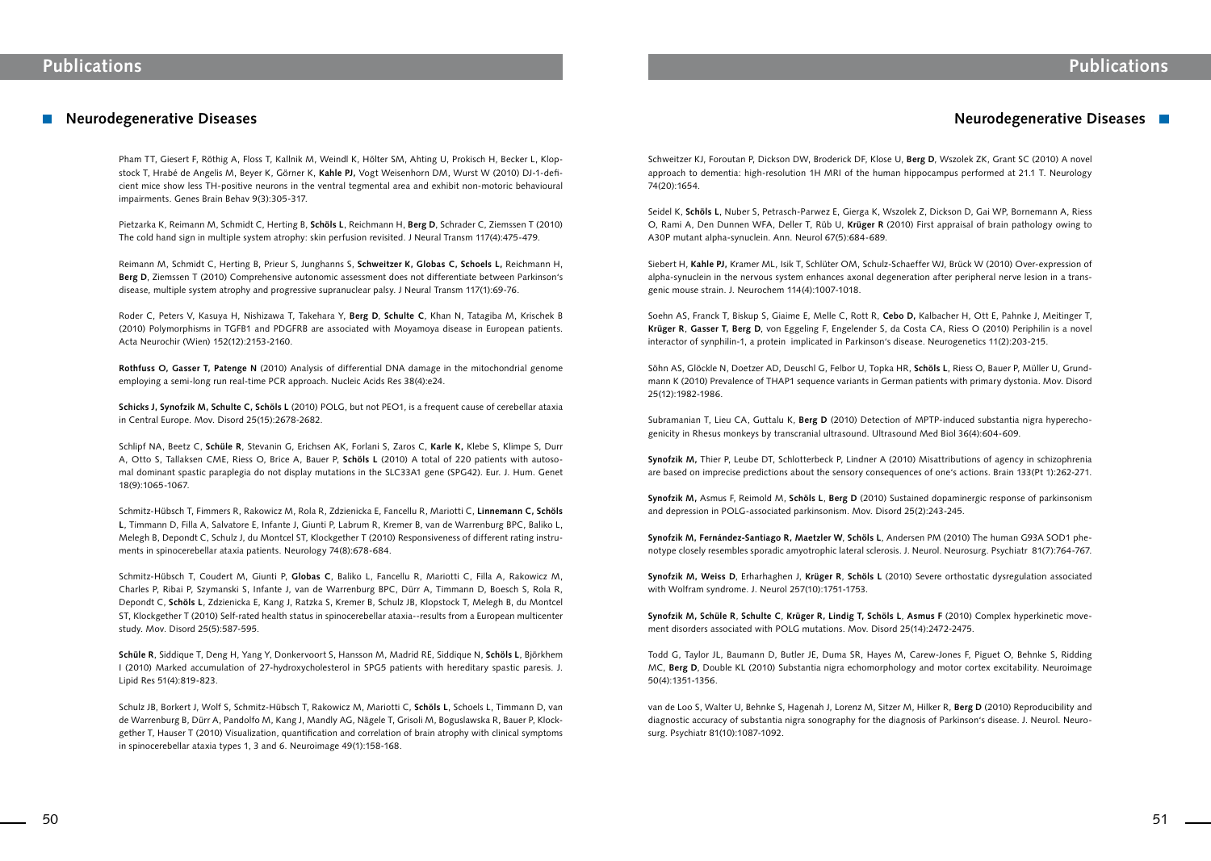# Publications

## Neurodegenerative Diseases

Pham TT, Giesert F, Röthig A, Floss T, Kallnik M, Weindl K, Hölter SM, Ahting U, Prokisch H, Becker L, Klopstock T, Hrabé de Angelis M, Beyer K, Görner K, **Kahle PJ,** Vogt Weisenhorn DM, Wurst W (2010) DJ-1-deficient mice show less TH-positive neurons in the ventral tegmental area and exhibit non-motoric behavioural impairments. Genes Brain Behav 9(3):305-317.

Pietzarka K, Reimann M, Schmidt C, Herting B, **Schöls L**, Reichmann H, **Berg D**, Schrader C, Ziemssen T (2010) The cold hand sign in multiple system atrophy: skin perfusion revisited. J Neural Transm 117(4):475-479.

Reimann M, Schmidt C, Herting B, Prieur S, Junghanns S, **Schweitzer K, Globas C, Schoels L,** Reichmann H, **Berg D**, Ziemssen T (2010) Comprehensive autonomic assessment does not differentiate between Parkinson's disease, multiple system atrophy and progressive supranuclear palsy. J Neural Transm 117(1):69-76.

Roder C, Peters V, Kasuya H, Nishizawa T, Takehara Y, **Berg D**, **Schulte C**, Khan N, Tatagiba M, Krischek B (2010) Polymorphisms in TGFB1 and PDGFRB are associated with Moyamoya disease in European patients. Acta Neurochir (Wien) 152(12):2153-2160.

**Rothfuss O, Gasser T, Patenge N** (2010) Analysis of differential DNA damage in the mitochondrial genome employing a semi-long run real-time PCR approach. Nucleic Acids Res 38(4):e24.

**Schicks J, Synofzik M, Schulte C, Schöls L** (2010) POLG, but not PEO1, is a frequent cause of cerebellar ataxia in Central Europe. Mov. Disord 25(15):2678-2682.

Schlipf NA, Beetz C, **Schüle R**, Stevanin G, Erichsen AK, Forlani S, Zaros C, **Karle K,** Klebe S, Klimpe S, Durr A, Otto S, Tallaksen CME, Riess O, Brice A, Bauer P, **Schöls L** (2010) A total of 220 patients with autosomal dominant spastic paraplegia do not display mutations in the SLC33A1 gene (SPG42). Eur. J. Hum. Genet 18(9):1065-1067.

Schmitz-Hübsch T, Fimmers R, Rakowicz M, Rola R, Zdzienicka E, Fancellu R, Mariotti C, **Linnemann C, Schöls L**, Timmann D, Filla A, Salvatore E, Infante J, Giunti P, Labrum R, Kremer B, van de Warrenburg BPC, Baliko L, Melegh B, Depondt C, Schulz J, du Montcel ST, Klockgether T (2010) Responsiveness of different rating instruments in spinocerebellar ataxia patients. Neurology 74(8):678-684.

Schmitz-Hübsch T, Coudert M, Giunti P, **Globas C**, Baliko L, Fancellu R, Mariotti C, Filla A, Rakowicz M, Charles P, Ribai P, Szymanski S, Infante J, van de Warrenburg BPC, Dürr A, Timmann D, Boesch S, Rola R, Depondt C, **Schöls L**, Zdzienicka E, Kang J, Ratzka S, Kremer B, Schulz JB, Klopstock T, Melegh B, du Montcel ST, Klockgether T (2010) Self-rated health status in spinocerebellar ataxia--results from a European multicenter study. Mov. Disord 25(5):587-595.

**Schüle R**, Siddique T, Deng H, Yang Y, Donkervoort S, Hansson M, Madrid RE, Siddique N, **Schöls L**, Björkhem I (2010) Marked accumulation of 27-hydroxycholesterol in SPG5 patients with hereditary spastic paresis. J. Lipid Res 51(4):819-823.

Schulz JB, Borkert J, Wolf S, Schmitz-Hübsch T, Rakowicz M, Mariotti C, **Schöls L**, Schoels L, Timmann D, van de Warrenburg B, Dürr A, Pandolfo M, Kang J, Mandly AG, Nägele T, Grisoli M, Boguslawska R, Bauer P, Klockgether T, Hauser T (2010) Visualization, quantification and correlation of brain atrophy with clinical symptoms in spinocerebellar ataxia types 1, 3 and 6. Neuroimage 49(1):158-168.

Schweitzer KJ, Foroutan P, Dickson DW, Broderick DF, Klose U, **Berg D**, Wszolek ZK, Grant SC (2010) A novel approach to dementia: high-resolution 1H MRI of the human hippocampus performed at 21.1 T. Neurology 74(20):1654.

Seidel K, **Schöls L**, Nuber S, Petrasch-Parwez E, Gierga K, Wszolek Z, Dickson D, Gai WP, Bornemann A, Riess O, Rami A, Den Dunnen WFA, Deller T, Rüb U, **Krüger R** (2010) First appraisal of brain pathology owing to A30P mutant alpha-synuclein. Ann. Neurol 67(5):684-689.

Siebert H, **Kahle PJ,** Kramer ML, Isik T, Schlüter OM, Schulz-Schaeffer WJ, Brück W (2010) Over-expression of alpha-synuclein in the nervous system enhances axonal degeneration after peripheral nerve lesion in a transgenic mouse strain. J. Neurochem 114(4):1007-1018.

Soehn AS, Franck T, Biskup S, Giaime E, Melle C, Rott R, **Cebo D,** Kalbacher H, Ott E, Pahnke J, Meitinger T, **Krüger R**, **Gasser T, Berg D**, von Eggeling F, Engelender S, da Costa CA, Riess O (2010) Periphilin is a novel interactor of synphilin-1, a protein implicated in Parkinson's disease. Neurogenetics 11(2):203-215.

Söhn AS, Glöckle N, Doetzer AD, Deuschl G, Felbor U, Topka HR, **Schöls L**, Riess O, Bauer P, Müller U, Grundmann K (2010) Prevalence of THAP1 sequence variants in German patients with primary dystonia. Mov. Disord 25(12):1982-1986.

Subramanian T, Lieu CA, Guttalu K, **Berg D** (2010) Detection of MPTP-induced substantia nigra hyperechogenicity in Rhesus monkeys by transcranial ultrasound. Ultrasound Med Biol 36(4):604-609.

**Synofzik M,** Thier P, Leube DT, Schlotterbeck P, Lindner A (2010) Misattributions of agency in schizophrenia are based on imprecise predictions about the sensory consequences of one's actions. Brain 133(Pt 1):262-271.

**Synofzik M,** Asmus F, Reimold M, **Schöls L**, **Berg D** (2010) Sustained dopaminergic response of parkinsonism and depression in POLG-associated parkinsonism. Mov. Disord 25(2):243-245.

**Synofzik M, Fernández-Santiago R, Maetzler W**, **Schöls L**, Andersen PM (2010) The human G93A SOD1 phenotype closely resembles sporadic amyotrophic lateral sclerosis. J. Neurol. Neurosurg. Psychiatr 81(7):764-767.

**Synofzik M, Weiss D**, Erharhaghen J, **Krüger R**, **Schöls L** (2010) Severe orthostatic dysregulation associated with Wolfram syndrome. J. Neurol 257(10):1751-1753.

**Synofzik M, Schüle R**, **Schulte C**, **Krüger R, Lindig T, Schöls L**, **Asmus F** (2010) Complex hyperkinetic movement disorders associated with POLG mutations. Mov. Disord 25(14):2472-2475.

Todd G, Taylor JL, Baumann D, Butler JE, Duma SR, Hayes M, Carew-Jones F, Piguet O, Behnke S, Ridding MC, **Berg D**, Double KL (2010) Substantia nigra echomorphology and motor cortex excitability. Neuroimage 50(4):1351-1356.

van de Loo S, Walter U, Behnke S, Hagenah J, Lorenz M, Sitzer M, Hilker R, **Berg D** (2010) Reproducibility and diagnostic accuracy of substantia nigra sonography for the diagnosis of Parkinson's disease. J. Neurol. Neurosurg. Psychiatr 81(10):1087-1092.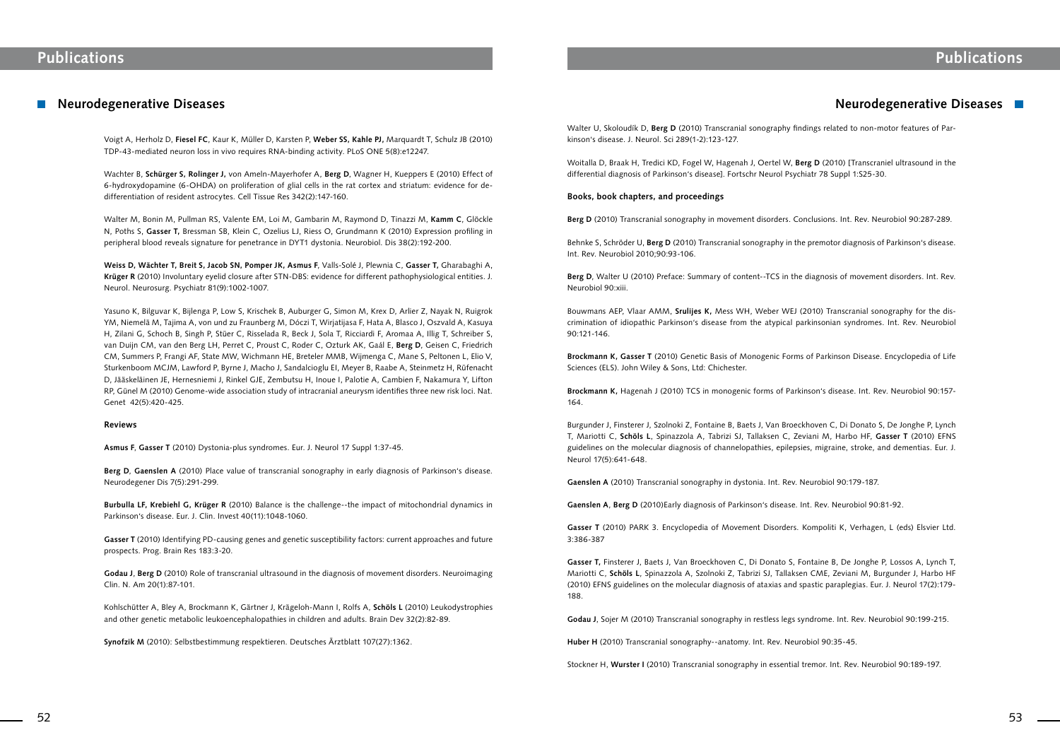## Neurodegenerative Diseases

Voigt A, Herholz D, **Fiesel FC**, Kaur K, Müller D, Karsten P, **Weber SS, Kahle PJ,** Marquardt T, Schulz JB (2010) TDP-43-mediated neuron loss in vivo requires RNA-binding activity. PLoS ONE 5(8):e12247.

Wachter B, **Schürger S, Rolinger J,** von Ameln-Mayerhofer A, **Berg D**, Wagner H, Kueppers E (2010) Effect of 6-hydroxydopamine (6-OHDA) on proliferation of glial cells in the rat cortex and striatum: evidence for de-differentiation of resident astrocytes. Cell Tissue Res 342(2):147-160.

Walter M, Bonin M, Pullman RS, Valente EM, Loi M, Gambarin M, Raymond D, Tinazzi M, **Kamm C**, Glöckle N, Poths S, **Gasser T,** Bressman SB, Klein C, Ozelius LJ, Riess O, Grundmann K (2010) Expression profiling in peripheral blood reveals signature for penetrance in DYT1 dystonia. Neurobiol. Dis 38(2):192-200.

**Weiss D, Wächter T, Breit S, Jacob SN, Pomper JK, Asmus F**, Valls-Solé J, Plewnia C, **Gasser T,** Gharabaghi A, **Krüger R** (2010) Involuntary eyelid closure after STN-DBS: evidence for different pathophysiological entities. J. Neurol. Neurosurg. Psychiatr 81(9):1002-1007.

Yasuno K, Bilguvar K, Bijlenga P, Low S, Krischek B, Auburger G, Simon M, Krex D, Arlier Z, Nayak N, Ruigrok YM, Niemelä M, Tajima A, von und zu Fraunberg M, Dóczi T, Wirjatijasa F, Hata A, Blasco J, Oszvald A, Kasuya H, Zilani G, Schoch B, Singh P, Stüer C, Risselada R, Beck J, Sola T, Ricciardi F, Aromaa A, Illig T, Schreiber S, van Duijn CM, van den Berg LH, Perret C, Proust C, Roder C, Ozturk AK, Gaál E, **Berg D**, Geisen C, Friedrich CM, Summers P, Frangi AF, State MW, Wichmann HE, Breteler MMB, Wijmenga C, Mane S, Peltonen L, Elio V, Sturkenboom MCJM, Lawford P, Byrne J, Macho J, Sandalcioglu EI, Meyer B, Raabe A, Steinmetz H, Rüfenacht D, Jääskeläinen JE, Hernesniemi J, Rinkel GJE, Zembutsu H, Inoue I, Palotie A, Cambien F, Nakamura Y, Lifton RP, Günel M (2010) Genome-wide association study of intracranial aneurysm identifies three new risk loci. Nat. Genet 42(5):420-425.

#### Reviews

**Asmus F**, **Gasser T** (2010) Dystonia-plus syndromes. Eur. J. Neurol 17 Suppl 1:37-45.

**Berg D**, **Gaenslen A** (2010) Place value of transcranial sonography in early diagnosis of Parkinson's disease. Neurodegener Dis 7(5):291-299.

**Burbulla LF, Krebiehl G, Krüger R** (2010) Balance is the challenge--the impact of mitochondrial dynamics in Parkinson's disease. Eur. J. Clin. Invest 40(11):1048-1060.

**Gasser T** (2010) Identifying PD-causing genes and genetic susceptibility factors: current approaches and future prospects. Prog. Brain Res 183:3-20.

**Godau J**, **Berg D** (2010) Role of transcranial ultrasound in the diagnosis of movement disorders. Neuroimaging Clin. N. Am 20(1):87-101.

Kohlschütter A, Bley A, Brockmann K, Gärtner J, Krägeloh-Mann I, Rolfs A, **Schöls L** (2010) Leukodystrophies and other genetic metabolic leukoencephalopathies in children and adults. Brain Dev 32(2):82-89.

**Synofzik M** (2010): Selbstbestimmung respektieren. Deutsches Ärztblatt 107(27):1362.

Walter U, Skoloudík D, **Berg D** (2010) Transcranial sonography findings related to non-motor features of Parkinson's disease. J. Neurol. Sci 289(1-2):123-127.

Woitalla D, Braak H, Tredici KD, Fogel W, Hagenah J, Oertel W, **Berg D** (2010) [Transcraniel ultrasound in the differential diagnosis of Parkinson's disease]. Fortschr Neurol Psychiatr 78 Suppl 1:S25-30.

#### Books, book chapters, and proceedings

**Berg D** (2010) Transcranial sonography in movement disorders. Conclusions. Int. Rev. Neurobiol 90:287-289.

Behnke S, Schröder U, **Berg D** (2010) Transcranial sonography in the premotor diagnosis of Parkinson's disease. Int. Rev. Neurobiol 2010;90:93-106.

**Berg D**, Walter U (2010) Preface: Summary of content--TCS in the diagnosis of movement disorders. Int. Rev. Neurobiol 90:xiii.

Bouwmans AEP, Vlaar AMM, **Srulijes K,** Mess WH, Weber WEJ (2010) Transcranial sonography for the discrimination of idiopathic Parkinson's disease from the atypical parkinsonian syndromes. Int. Rev. Neurobiol 90:121-146.

**Brockmann K, Gasser T** (2010) Genetic Basis of Monogenic Forms of Parkinson Disease. Encyclopedia of Life Sciences (ELS). John Wiley & Sons, Ltd: Chichester.

**Brockmann K,** Hagenah J (2010) TCS in monogenic forms of Parkinson's disease. Int. Rev. Neurobiol 90:157-164.

Burgunder J, Finsterer J, Szolnoki Z, Fontaine B, Baets J, Van Broeckhoven C, Di Donato S, De Jonghe P, Lynch T, Mariotti C, **Schöls L**, Spinazzola A, Tabrizi SJ, Tallaksen C, Zeviani M, Harbo HF, **Gasser T** (2010) EFNS guidelines on the molecular diagnosis of channelopathies, epilepsies, migraine, stroke, and dementias. Eur. J. Neurol 17(5):641-648.

**Gaenslen A** (2010) Transcranial sonography in dystonia. Int. Rev. Neurobiol 90:179-187.

**Gaenslen A**, **Berg D** (2010)Early diagnosis of Parkinson's disease. Int. Rev. Neurobiol 90:81-92.

**Gasser T** (2010) PARK 3. Encyclopedia of Movement Disorders. Kompoliti K, Verhagen, L (eds) Elsvier Ltd. 3:386-387

**Gasser T,** Finsterer J, Baets J, Van Broeckhoven C, Di Donato S, Fontaine B, De Jonghe P, Lossos A, Lynch T, Mariotti C, **Schöls L**, Spinazzola A, Szolnoki Z, Tabrizi SJ, Tallaksen CME, Zeviani M, Burgunder J, Harbo HF (2010) EFNS guidelines on the molecular diagnosis of ataxias and spastic paraplegias. Eur. J. Neurol 17(2):179-188.

**Godau J**, Sojer M (2010) Transcranial sonography in restless legs syndrome. Int. Rev. Neurobiol 90:199-215.

**Huber H** (2010) Transcranial sonography--anatomy. Int. Rev. Neurobiol 90:35-45.

Stockner H, **Wurster I** (2010) Transcranial sonography in essential tremor. Int. Rev. Neurobiol 90:189-197.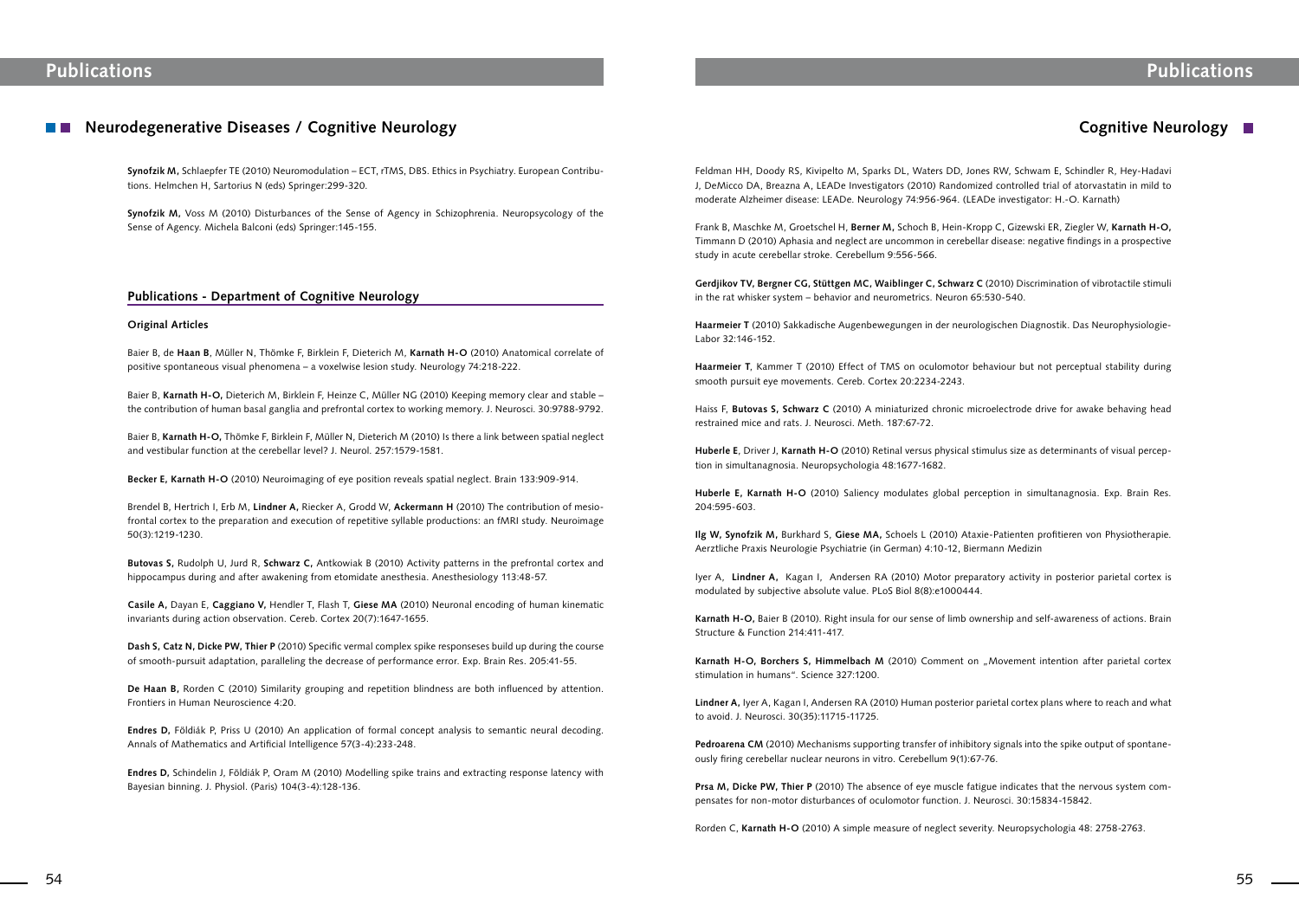## Neurodegenerative Diseases / Cognitive Neurology

**Synofzik M,** Schlaepfer TE (2010) Neuromodulation – ECT, rTMS, DBS. Ethics in Psychiatry. European Contributions. Helmchen H, Sartorius N (eds) Springer:299-320.

**Synofzik M,** Voss M (2010) Disturbances of the Sense of Agency in Schizophrenia. Neuropsycology of the Sense of Agency. Michela Balconi (eds) Springer:145-155.

### Publications - Department of Cognitive Neurology

#### Original Articles

Baier B, de **Haan B**, Müller N, Thömke F, Birklein F, Dieterich M, **Karnath H-O** (2010) Anatomical correlate of positive spontaneous visual phenomena – a voxelwise lesion study. Neurology 74:218-222.

Baier B, **Karnath H-O,** Dieterich M, Birklein F, Heinze C, Müller NG (2010) Keeping memory clear and stable – the contribution of human basal ganglia and prefrontal cortex to working memory. J. Neurosci. 30:9788-9792.

Baier B, **Karnath H-O,** Thömke F, Birklein F, Müller N, Dieterich M (2010) Is there a link between spatial neglect and vestibular function at the cerebellar level? J. Neurol. 257:1579-1581.

**Becker E, Karnath H-O** (2010) Neuroimaging of eye position reveals spatial neglect. Brain 133:909-914.

Brendel B, Hertrich I, Erb M, **Lindner A,** Riecker A, Grodd W, **Ackermann H** (2010) The contribution of mesiofrontal cortex to the preparation and execution of repetitive syllable productions: an fMRI study. Neuroimage 50(3):1219-1230.

**Butovas S,** Rudolph U, Jurd R, **Schwarz C,** Antkowiak B (2010) Activity patterns in the prefrontal cortex and hippocampus during and after awakening from etomidate anesthesia. Anesthesiology 113:48-57.

**Casile A,** Dayan E, **Caggiano V,** Hendler T, Flash T, **Giese MA** (2010) Neuronal encoding of human kinematic invariants during action observation. Cereb. Cortex 20(7):1647-1655.

**Dash S, Catz N, Dicke PW, Thier P** (2010) Specific vermal complex spike responseses build up during the course of smooth-pursuit adaptation, paralleling the decrease of performance error. Exp. Brain Res. 205:41-55.

**De Haan B,** Rorden C (2010) Similarity grouping and repetition blindness are both influenced by attention. Frontiers in Human Neuroscience 4:20.

**Endres D,** Földiák P, Priss U (2010) An application of formal concept analysis to semantic neural decoding. Annals of Mathematics and Artificial Intelligence 57(3-4):233-248.

**Endres D,** Schindelin J, Földiák P, Oram M (2010) Modelling spike trains and extracting response latency with Bayesian binning. J. Physiol. (Paris) 104(3-4):128-136.

## Cognitive Neurology

Feldman HH, Doody RS, Kivipelto M, Sparks DL, Waters DD, Jones RW, Schwam E, Schindler R, Hey-Hadavi J, DeMicco DA, Breazna A, LEADe Investigators (2010) Randomized controlled trial of atorvastatin in mild to moderate Alzheimer disease: LEADe. Neurology 74:956-964. (LEADe investigator: H.-O. Karnath)

Frank B, Maschke M, Groetschel H, **Berner M,** Schoch B, Hein-Kropp C, Gizewski ER, Ziegler W, **Karnath H-O,** Timmann D (2010) Aphasia and neglect are uncommon in cerebellar disease: negative findings in a prospective study in acute cerebellar stroke. Cerebellum 9:556-566.

**Gerdjikov TV, Bergner CG, Stüttgen MC, Waiblinger C, Schwarz C** (2010) Discrimination of vibrotactile stimuli in the rat whisker system – behavior and neurometrics. Neuron 65:530-540.

**Haarmeier T** (2010) Sakkadische Augenbewegungen in der neurologischen Diagnostik. Das Neurophysiologie-Labor 32:146-152.

**Haarmeier T**, Kammer T (2010) Effect of TMS on oculomotor behaviour but not perceptual stability during smooth pursuit eye movements. Cereb. Cortex 20:2234-2243.

Haiss F, **Butovas S, Schwarz C** (2010) A miniaturized chronic microelectrode drive for awake behaving head restrained mice and rats. J. Neurosci. Meth. 187:67-72.

**Huberle E**, Driver J, **Karnath H-O** (2010) Retinal versus physical stimulus size as determinants of visual perception in simultanagnosia. Neuropsychologia 48:1677-1682.

**Huberle E, Karnath H-O** (2010) Saliency modulates global perception in simultanagnosia. Exp. Brain Res. 204:595-603.

**Ilg W, Synofzik M,** Burkhard S, **Giese MA,** Schoels L (2010) Ataxie-Patienten profitieren von Physiotherapie. Aerztliche Praxis Neurologie Psychiatrie (in German) 4:10-12, Biermann Medizin

Iyer A, **Lindner A,** Kagan I, Andersen RA (2010) Motor preparatory activity in posterior parietal cortex is modulated by subjective absolute value. PLoS Biol 8(8):e1000444.

**Karnath H-O,** Baier B (2010). Right insula for our sense of limb ownership and self-awareness of actions. Brain Structure & Function 214:411-417.

**Karnath H-O, Borchers S, Himmelbach M** (2010) Comment on „Movement intention after parietal cortex stimulation in humans". Science 327:1200.

**Lindner A,** Iyer A, Kagan I, Andersen RA (2010) Human posterior parietal cortex plans where to reach and what to avoid. J. Neurosci. 30(35):11715-11725.

**Pedroarena CM** (2010) Mechanisms supporting transfer of inhibitory signals into the spike output of spontaneously firing cerebellar nuclear neurons in vitro. Cerebellum 9(1):67-76.

**Prsa M, Dicke PW, Thier P** (2010) The absence of eye muscle fatigue indicates that the nervous system compensates for non-motor disturbances of oculomotor function. J. Neurosci. 30:15834-15842.

Rorden C, **Karnath H-O** (2010) A simple measure of neglect severity. Neuropsychologia 48: 2758-2763.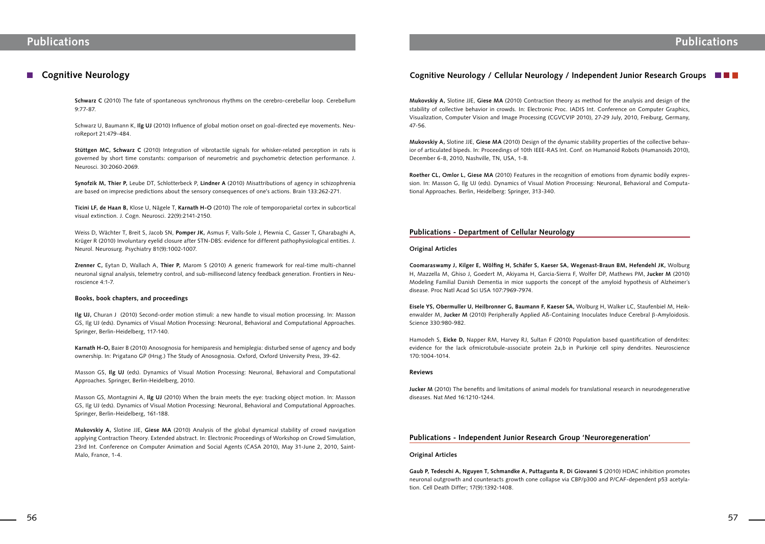## Cognitive Neurology

**Schwarz C** (2010) The fate of spontaneous synchronous rhythms on the cerebro-cerebellar loop. Cerebellum 9:77-87.

Schwarz U, Baumann K, **Ilg UJ** (2010) Influence of global motion onset on goal-directed eye movements. NeuroReport 21:479-484.

**Stüttgen MC, Schwarz C** (2010) Integration of vibrotactile signals for whisker-related perception in rats is governed by short time constants: comparison of neurometric and psychometric detection performance. J. Neurosci. 30:2060-2069.

**Synofzik M, Thier P,** Leube DT, Schlotterbeck P, **Lindner A** (2010) Misattributions of agency in schizophrenia are based on imprecise predictions about the sensory consequences of one's actions. Brain 133:262-271.

**Ticini LF, de Haan B,** Klose U, Nägele T, **Karnath H-O** (2010) The role of temporoparietal cortex in subcortical visual extinction. J. Cogn. Neurosci. 22(9):2141-2150.

Weiss D, Wächter T, Breit S, Jacob SN, **Pomper JK,** Asmus F, Valls-Sole J, Plewnia C, Gasser T, Gharabaghi A, Krüger R (2010) Involuntary eyelid closure after STN-DBS: evidence for different pathophysiological entities. J. Neurol. Neurosurg. Psychiatry 81(9):1002-1007.

**Zrenner C,** Eytan D, Wallach A, **Thier P,** Marom S (2010) A generic framework for real-time multi-channel neuronal signal analysis, telemetry control, and sub-millisecond latency feedback generation. Frontiers in Neuroscience 4:1-7.

#### Books, book chapters, and proceedings

**Ilg UJ,** Churan J (2010) Second-order motion stimuli: a new handle to visual motion processing. In: Masson GS, Ilg UJ (eds). Dynamics of Visual Motion Processing: Neuronal, Behavioral and Computational Approaches. Springer, Berlin-Heidelberg, 117-140.

**Karnath H-O,** Baier B (2010) Anosognosia for hemiparesis and hemiplegia: disturbed sense of agency and body ownership. In: Prigatano GP (Hrsg.) The Study of Anosognosia. Oxford, Oxford University Press, 39-62.

Masson GS, **Ilg UJ** (eds). Dynamics of Visual Motion Processing: Neuronal, Behavioral and Computational Approaches. Springer, Berlin-Heidelberg, 2010.

Masson GS, Montagnini A, **Ilg UJ** (2010) When the brain meets the eye: tracking object motion. In: Masson GS, Ilg UJ (eds). Dynamics of Visual Motion Processing: Neuronal, Behavioral and Computational Approaches. Springer, Berlin-Heidelberg, 161-188.

**Mukovskiy A,** Slotine JJE, **Giese MA** (2010) Analysis of the global dynamical stability of crowd navigation applying Contraction Theory. Extended abstract. In: Electronic Proceedings of Workshop on Crowd Simulation, 23rd Int. Conference on Computer Animation and Social Agents (CASA 2010), May 31-June 2, 2010, Saint-Malo, France, 1-4.

## Cognitive Neurology / Cellular Neurology / Independent Junior Research Groups

**Mukovskiy A,** Slotine JJE, **Giese MA** (2010) Contraction theory as method for the analysis and design of the stability of collective behavior in crowds. In: Electronic Proc. IADIS Int. Conference on Computer Graphics, Visualization, Computer Vision and Image Processing (CGVCVIP 2010), 27-29 July, 2010, Freiburg, Germany, 47-56.

**Mukovskiy A,** Slotine JJE, **Giese MA** (2010) Design of the dynamic stability properties of the collective behavior of articulated bipeds. In: Proceedings of 10th IEEE-RAS Int. Conf. on Humanoid Robots (Humanoids 2010), December 6-8, 2010, Nashville, TN, USA, 1-8.

**Roether CL, Omlor L, Giese MA** (2010) Features in the recognition of emotions from dynamic bodily expression. In: Masson G, Ilg UJ (eds). Dynamics of Visual Motion Processing: Neuronal, Behavioral and Computational Approaches. Berlin, Heidelberg: Springer, 313-340.

### Publications - Department of Cellular Neurology

#### Original Articles

**Coomaraswamy J, Kilger E, Wölfing H, Schäfer S, Kaeser SA, Wegenast-Braun BM, Hefendehl JK,** Wolburg H, Mazzella M, Ghiso J, Goedert M, Akiyama H, Garcia-Sierra F, Wolfer DP, Mathews PM, **Jucker M** (2010) Modeling Familial Danish Dementia in mice supports the concept of the amyloid hypothesis of Alzheimer's disease. Proc Natl Acad Sci USA 107:7969-7974.

**Eisele YS, Obermuller U, Heilbronner G, Baumann F, Kaeser SA,** Wolburg H, Walker LC, Staufenbiel M, Heikenwalder M, **Jucker M** (2010) Peripherally Applied Aß-Containing Inoculates Induce Cerebral β-Amyloidosis. Science 330:980-982.

Hamodeh S, **Eicke D,** Napper RM, Harvey RJ, Sultan F (2010) Population based quantification of dendrites: evidence for the lack ofmicrotubule-associate protein 2a,b in Purkinje cell spiny dendrites. Neuroscience 170:1004-1014.

#### Reviews

**Jucker M** (2010) The benefits and limitations of animal models for translational research in neurodegenerative diseases. Nat Med 16:1210-1244.

### Publications - Independent Junior Research Group 'Neuroregeneration'

#### Original Articles

**Gaub P, Tedeschi A, Nguyen T, Schmandke A, Puttagunta R, Di Giovanni S** (2010) HDAC inhibition promotes neuronal outgrowth and counteracts growth cone collapse via CBP/p300 and P/CAF-dependent p53 acetylation. Cell Death Differ; 17(9):1392-1408.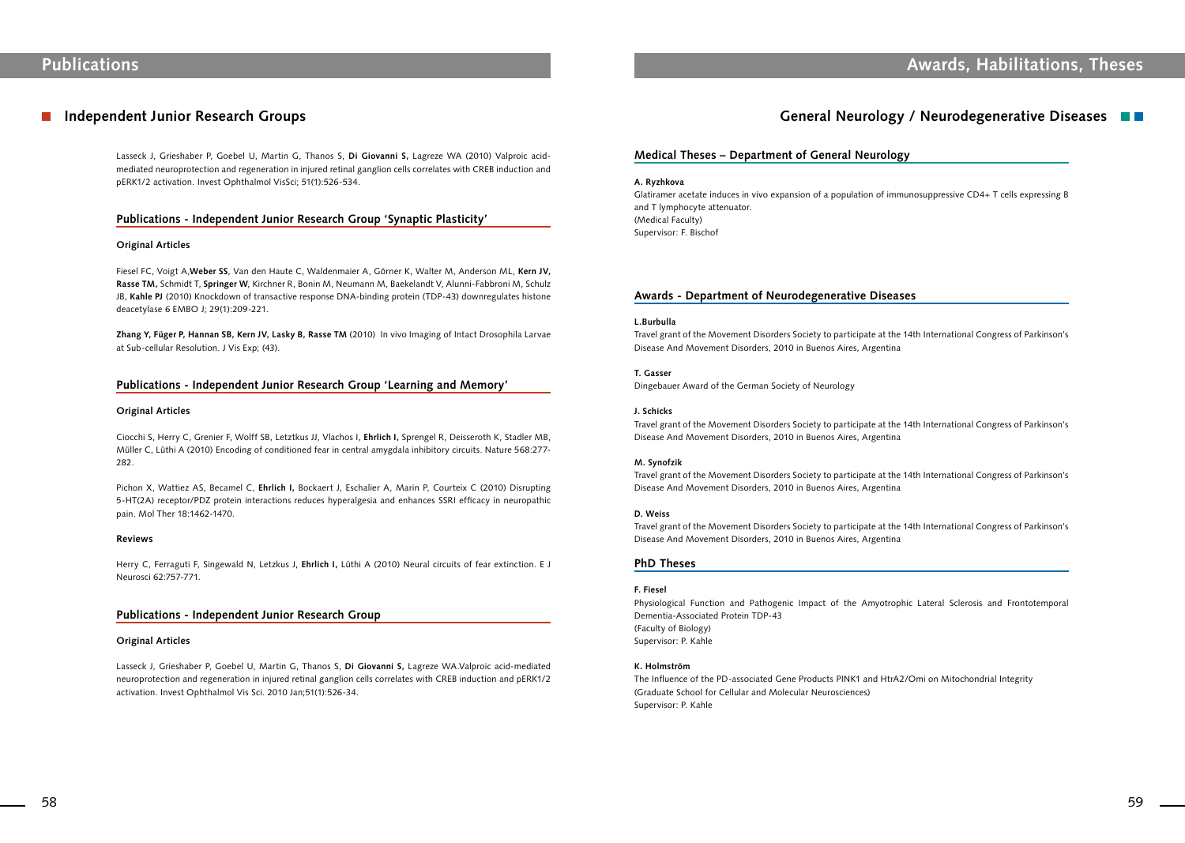# Publications

## Independent Junior Research Groups

Lasseck J, Grieshaber P, Goebel U, Martin G, Thanos S, **Di Giovanni S,** Lagreze WA (2010) Valproic acid-mediated neuroprotection and regeneration in injured retinal ganglion cells correlates with CREB induction and pERK1/2 activation. Invest Ophthalmol VisSci; 51(1):526-534.

### Publications - Independent Junior Research Group 'Synaptic Plasticity'

#### Original Articles

Fiesel FC, Voigt A,**Weber SS**, Van den Haute C, Waldenmaier A, Görner K, Walter M, Anderson ML, **Kern JV, Rasse TM,** Schmidt T, **Springer W**, Kirchner R, Bonin M, Neumann M, Baekelandt V, Alunni-Fabbroni M, Schulz JB, **Kahle PJ** (2010) Knockdown of transactive response DNA-binding protein (TDP-43) downregulates histone deacetylase 6 EMBO J; 29(1):209-221.

**Zhang Y, Füger P, Hannan SB, Kern JV, Lasky B, Rasse TM** (2010) In vivo Imaging of Intact Drosophila Larvae at Sub-cellular Resolution. J Vis Exp; (43).

### Publications - Independent Junior Research Group 'Learning and Memory'

#### Original Articles

Ciocchi S, Herry C, Grenier F, Wolff SB, Letztkus JJ, Vlachos I, **Ehrlich I,** Sprengel R, Deisseroth K, Stadler MB, Müller C, Lüthi A (2010) Encoding of conditioned fear in central amygdala inhibitory circuits. Nature 568:277-282.

Pichon X, Wattiez AS, Becamel C, **Ehrlich I,** Bockaert J, Eschalier A, Marin P, Courteix C (2010) Disrupting 5-HT(2A) receptor/PDZ protein interactions reduces hyperalgesia and enhances SSRI efficacy in neuropathic pain. Mol Ther 18:1462-1470.

#### Reviews

Herry C, Ferraguti F, Singewald N, Letzkus J, **Ehrlich I,** Lüthi A (2010) Neural circuits of fear extinction. E J Neurosci 62:757-771.

### Publications - Independent Junior Research Group

#### Original Articles

Lasseck J, Grieshaber P, Goebel U, Martin G, Thanos S, **Di Giovanni S,** Lagreze WA.Valproic acid-mediated neuroprotection and regeneration in injured retinal ganglion cells correlates with CREB induction and pERK1/2 activation. Invest Ophthalmol Vis Sci. 2010 Jan;51(1):526-34.

# Awards, Habilitations, Theses

## General Neurology / Neurodegenerative Diseases

### Medical Theses – Department of General Neurology

**A. Ryzhkova**
Glatiramer acetate induces in vivo expansion of a population of immunosuppressive CD4+ T cells expressing B and T lymphocyte attenuator.
(Medical Faculty)
Supervisor: F. Bischof

### Awards - Department of Neurodegenerative Diseases

**L.Burbulla**
Travel grant of the Movement Disorders Society to participate at the 14th International Congress of Parkinson's Disease And Movement Disorders, 2010 in Buenos Aires, Argentina

**T. Gasser**
Dingebauer Award of the German Society of Neurology

**J. Schicks**
Travel grant of the Movement Disorders Society to participate at the 14th International Congress of Parkinson's Disease And Movement Disorders, 2010 in Buenos Aires, Argentina

**M. Synofzik**
Travel grant of the Movement Disorders Society to participate at the 14th International Congress of Parkinson's Disease And Movement Disorders, 2010 in Buenos Aires, Argentina

**D. Weiss**
Travel grant of the Movement Disorders Society to participate at the 14th International Congress of Parkinson's Disease And Movement Disorders, 2010 in Buenos Aires, Argentina

### PhD Theses

**F. Fiesel**
Physiological Function and Pathogenic Impact of the Amyotrophic Lateral Sclerosis and Frontotemporal Dementia-Associated Protein TDP-43
(Faculty of Biology)
Supervisor: P. Kahle

**K. Holmström**
The Influence of the PD-associated Gene Products PINK1 and HtrA2/Omi on Mitochondrial Integrity
(Graduate School for Cellular and Molecular Neurosciences)
Supervisor: P. Kahle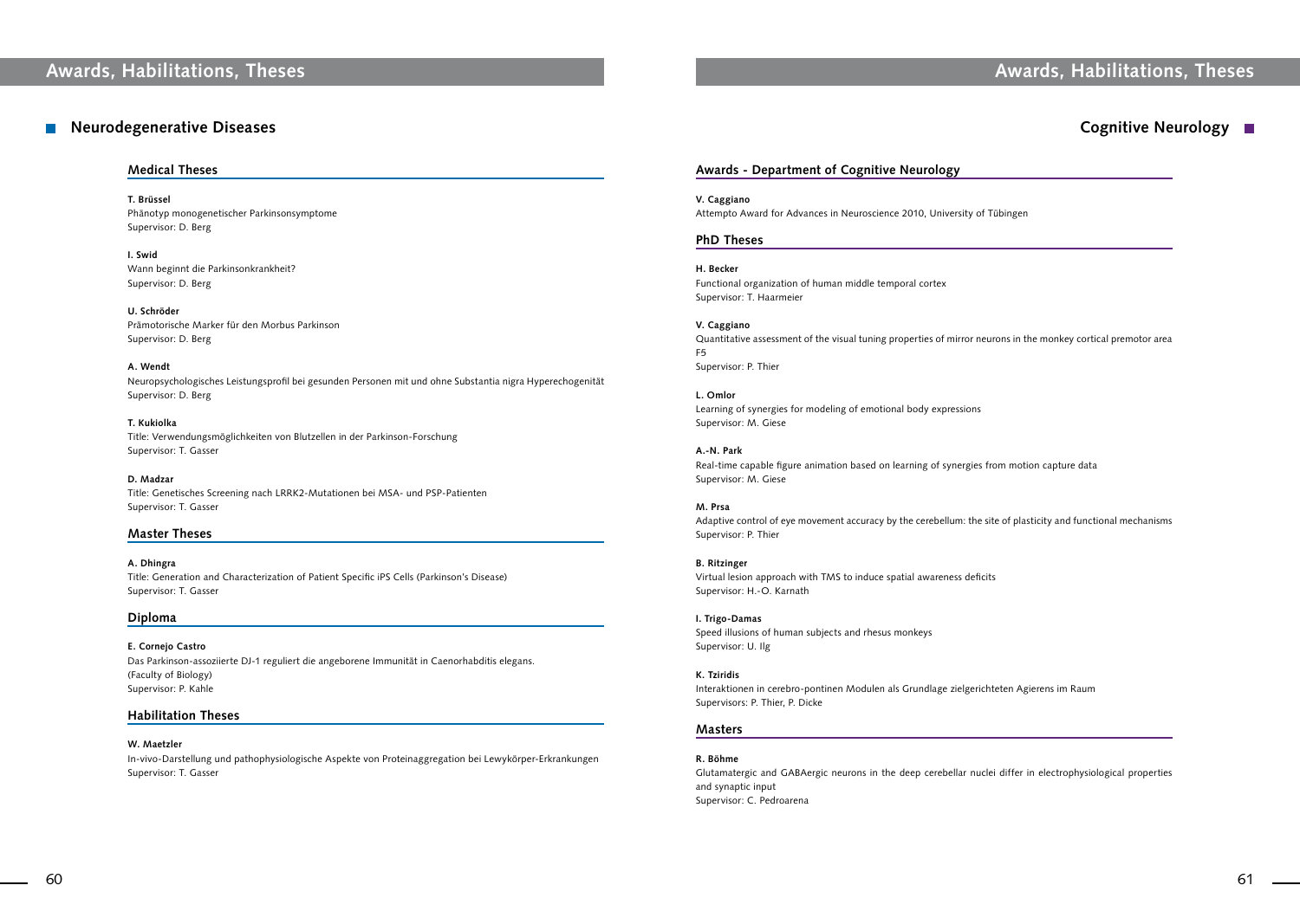## Neurodegenerative Diseases

### Medical Theses

**T. Brüssel**
Phänotyp monogenetischer Parkinsonsymptome
Supervisor: D. Berg

**I. Swid**
Wann beginnt die Parkinsonkrankheit?
Supervisor: D. Berg

**U. Schröder**
Prämotorische Marker für den Morbus Parkinson
Supervisor: D. Berg

**A. Wendt**
Neuropsychologisches Leistungsprofil bei gesunden Personen mit und ohne Substantia nigra Hyperechogenität
Supervisor: D. Berg

**T. Kukiolka**
Title: Verwendungsmöglichkeiten von Blutzellen in der Parkinson-Forschung
Supervisor: T. Gasser

**D. Madzar**
Title: Genetisches Screening nach LRRK2-Mutationen bei MSA- und PSP-Patienten
Supervisor: T. Gasser

### Master Theses

**A. Dhingra**
Title: Generation and Characterization of Patient Specific iPS Cells (Parkinson's Disease)
Supervisor: T. Gasser

### Diploma

**E. Cornejo Castro**
Das Parkinson-assoziierte DJ-1 reguliert die angeborene Immunität in Caenorhabditis elegans.
(Faculty of Biology)
Supervisor: P. Kahle

### Habilitation Theses

**W. Maetzler**
In-vivo-Darstellung und pathophysiologische Aspekte von Proteinaggregation bei Lewykörper-Erkrankungen
Supervisor: T. Gasser

## Cognitive Neurology

### Awards - Department of Cognitive Neurology

**V. Caggiano**
Attempto Award for Advances in Neuroscience 2010, University of Tübingen

### PhD Theses

**H. Becker**
Functional organization of human middle temporal cortex
Supervisor: T. Haarmeier

**V. Caggiano**
Quantitative assessment of the visual tuning properties of mirror neurons in the monkey cortical premotor area F5
Supervisor: P. Thier

**L. Omlor**
Learning of synergies for modeling of emotional body expressions
Supervisor: M. Giese

**A.-N. Park**
Real-time capable figure animation based on learning of synergies from motion capture data
Supervisor: M. Giese

**M. Prsa**
Adaptive control of eye movement accuracy by the cerebellum: the site of plasticity and functional mechanisms
Supervisor: P. Thier

**B. Ritzinger**
Virtual lesion approach with TMS to induce spatial awareness deficits
Supervisor: H.-O. Karnath

**I. Trigo-Damas**
Speed illusions of human subjects and rhesus monkeys
Supervisor: U. Ilg

**K. Tziridis**
Interaktionen in cerebro-pontinen Modulen als Grundlage zielgerichteten Agierens im Raum
Supervisors: P. Thier, P. Dicke

### Masters

**R. Böhme**
Glutamatergic and GABAergic neurons in the deep cerebellar nuclei differ in electrophysiological properties and synaptic input
Supervisor: C. Pedroarena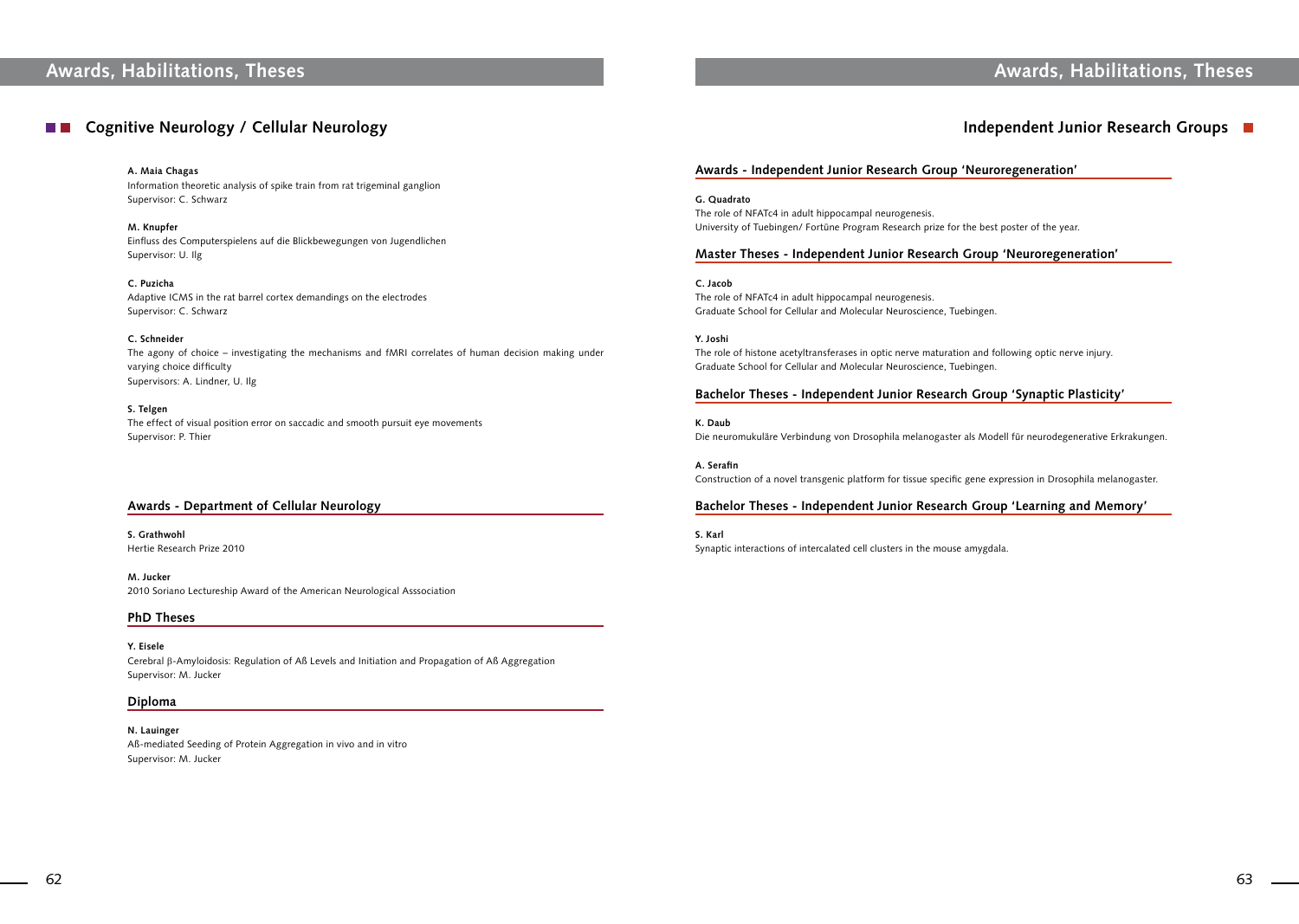# Awards, Habilitations, Theses

## Cognitive Neurology / Cellular Neurology

**A. Maia Chagas**
Information theoretic analysis of spike train from rat trigeminal ganglion
Supervisor: C. Schwarz

**M. Knupfer**
Einfluss des Computerspielens auf die Blickbewegungen von Jugendlichen
Supervisor: U. Ilg

**C. Puzicha**
Adaptive ICMS in the rat barrel cortex demandings on the electrodes
Supervisor: C. Schwarz

**C. Schneider**
The agony of choice – investigating the mechanisms and fMRI correlates of human decision making under varying choice difficulty
Supervisors: A. Lindner, U. Ilg

**S. Telgen**
The effect of visual position error on saccadic and smooth pursuit eye movements
Supervisor: P. Thier

### Awards - Department of Cellular Neurology

**S. Grathwohl**
Hertie Research Prize 2010

**M. Jucker**
2010 Soriano Lectureship Award of the American Neurological Asssociation

### PhD Theses

**Y. Eisele**
Cerebral β-Amyloidosis: Regulation of Aß Levels and Initiation and Propagation of Aß Aggregation
Supervisor: M. Jucker

### Diploma

**N. Lauinger**
Aß-mediated Seeding of Protein Aggregation in vivo and in vitro
Supervisor: M. Jucker

## Independent Junior Research Groups

### Awards - Independent Junior Research Group 'Neuroregeneration'

**G. Quadrato**
The role of NFATc4 in adult hippocampal neurogenesis.
University of Tuebingen/ Fortüne Program Research prize for the best poster of the year.

### Master Theses - Independent Junior Research Group 'Neuroregeneration'

**C. Jacob**
The role of NFATc4 in adult hippocampal neurogenesis.
Graduate School for Cellular and Molecular Neuroscience, Tuebingen.

**Y. Joshi**
The role of histone acetyltransferases in optic nerve maturation and following optic nerve injury.
Graduate School for Cellular and Molecular Neuroscience, Tuebingen.

### Bachelor Theses - Independent Junior Research Group 'Synaptic Plasticity'

**K. Daub**
Die neuromukuläre Verbindung von Drosophila melanogaster als Modell für neurodegenerative Erkrakungen.

**A. Serafin**
Construction of a novel transgenic platform for tissue specific gene expression in Drosophila melanogaster.

### Bachelor Theses - Independent Junior Research Group 'Learning and Memory'

**S. Karl**
Synaptic interactions of intercalated cell clusters in the mouse amygdala.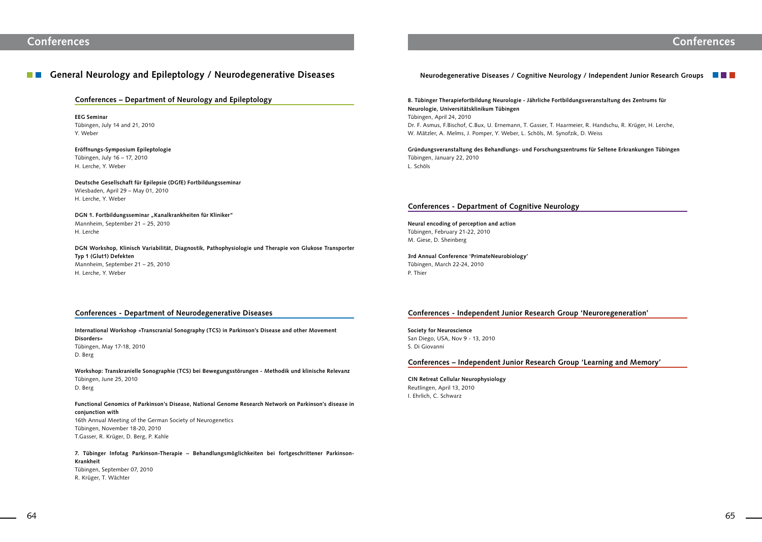# Conferences

## General Neurology and Epileptology / Neurodegenerative Diseases

### Conferences – Department of Neurology and Epileptology

**EEG Seminar**
Tübingen, July 14 and 21, 2010
Y. Weber

**Eröffnungs-Symposium Epileptologie**
Tübingen, July 16 – 17, 2010
H. Lerche, Y. Weber

**Deutsche Gesellschaft für Epilepsie (DGfE) Fortbildungsseminar**
Wiesbaden, April 29 – May 01, 2010
H. Lerche, Y. Weber

**DGN 1. Fortbildungsseminar „Kanalkrankheiten für Kliniker"**
Mannheim, September 21 – 25, 2010
H. Lerche

**DGN Workshop, Klinisch Variabilität, Diagnostik, Pathophysiologie und Therapie von Glukose Transporter Typ 1 (Glut1) Defekten**
Mannheim, September 21 – 25, 2010
H. Lerche, Y. Weber

### Conferences - Department of Neurodegenerative Diseases

**International Workshop «Transcranial Sonography (TCS) in Parkinson's Disease and other Movement Disorders»**
Tübingen, May 17-18, 2010
D. Berg

**Workshop: Transkranielle Sonographie (TCS) bei Bewegungsstörungen - Methodik und klinische Relevanz**
Tübingen, June 25, 2010
D. Berg

**Functional Genomics of Parkinson's Disease, National Genome Research Network on Parkinson's disease in conjunction with**
16th Annual Meeting of the German Society of Neurogenetics
Tübingen, November 18-20, 2010
T.Gasser, R. Krüger, D. Berg, P. Kahle

**7. Tübinger Infotag Parkinson-Therapie – Behandlungsmöglichkeiten bei fortgeschrittener Parkinson-Krankheit**
Tübingen, September 07, 2010
R. Krüger, T. Wächter

## Neurodegenerative Diseases / Cognitive Neurology / Independent Junior Research Groups

**8. Tübinger Therapiefortbildung Neurologie - Jährliche Fortbildungsveranstaltung des Zentrums für Neurologie, Universitätsklinikum Tübingen**
Tübingen, April 24, 2010
Dr. F. Asmus, F.Bischof, C.Bux, U. Ernemann, T. Gasser, T. Haarmeier, R. Handschu, R. Krüger, H. Lerche, W. Mätzler, A. Melms, J. Pomper, Y. Weber, L. Schöls, M. Synofzik, D. Weiss

**Gründungsveranstaltung des Behandlungs- und Forschungszentrums für Seltene Erkrankungen Tübingen**
Tübingen, January 22, 2010
L. Schöls

### Conferences - Department of Cognitive Neurology

**Neural encoding of perception and action**
Tübingen, February 21-22, 2010
M. Giese, D. Sheinberg

**3rd Annual Conference 'PrimateNeurobiology'**
Tübingen, March 22-24, 2010
P. Thier

### Conferences - Independent Junior Research Group 'Neuroregeneration'

**Society for Neuroscience**
San Diego, USA, Nov 9 - 13, 2010
S. Di Giovanni

### Conferences – Independent Junior Research Group 'Learning and Memory'

**CIN Retreat Cellular Neurophysiology**
Reutlingen, April 13, 2010
I. Ehrlich, C. Schwarz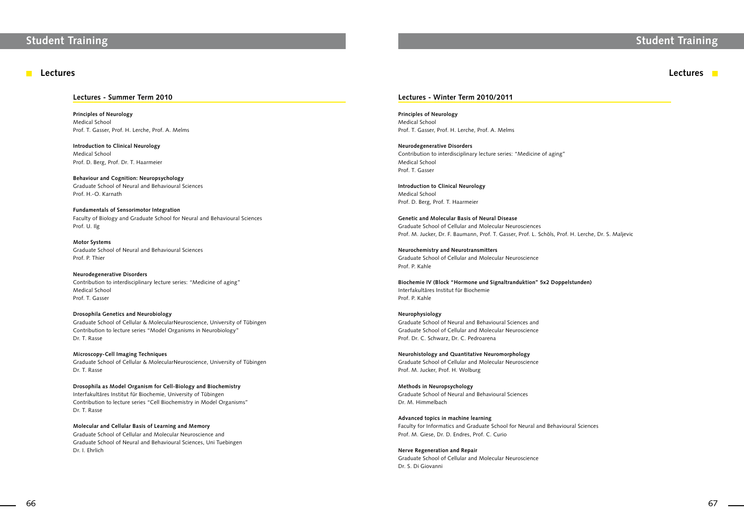# Student Training

## Lectures

### Lectures - Summer Term 2010

**Principles of Neurology**
Medical School
Prof. T. Gasser, Prof. H. Lerche, Prof. A. Melms

**Introduction to Clinical Neurology**
Medical School
Prof. D. Berg, Prof. Dr. T. Haarmeier

**Behaviour and Cognition: Neuropsychology**
Graduate School of Neural and Behavioural Sciences
Prof. H.-O. Karnath

**Fundamentals of Sensorimotor Integration**
Faculty of Biology and Graduate School for Neural and Behavioural Sciences
Prof. U. Ilg

**Motor Systems**
Graduate School of Neural and Behavioural Sciences
Prof. P. Thier

**Neurodegenerative Disorders**
Contribution to interdisciplinary lecture series: "Medicine of aging"
Medical School
Prof. T. Gasser

**Drosophila Genetics and Neurobiology**
Graduate School of Cellular & MolecularNeuroscience, University of Tübingen
Contribution to lecture series "Model Organisms in Neurobiology"
Dr. T. Rasse

**Microscopy-Cell Imaging Techniques**
Graduate School of Cellular & MolecularNeuroscience, University of Tübingen
Dr. T. Rasse

**Drosophila as Model Organism for Cell-Biology and Biochemistry**
Interfakultäres Institut für Biochemie, University of Tübingen
Contribution to lecture series "Cell Biochemistry in Model Organisms"
Dr. T. Rasse

**Molecular and Cellular Basis of Learning and Memory**
Graduate School of Cellular and Molecular Neuroscience and
Graduate School of Neural and Behavioural Sciences, Uni Tuebingen
Dr. I. Ehrlich

### Lectures - Winter Term 2010/2011

**Principles of Neurology**
Medical School
Prof. T. Gasser, Prof. H. Lerche, Prof. A. Melms

**Neurodegenerative Disorders**
Contribution to interdisciplinary lecture series: "Medicine of aging"
Medical School
Prof. T. Gasser

**Introduction to Clinical Neurology**
Medical School
Prof. D. Berg, Prof. T. Haarmeier

**Genetic and Molecular Basis of Neural Disease**
Graduate School of Cellular and Molecular Neurosciences
Prof. M. Jucker, Dr. F. Baumann, Prof. T. Gasser, Prof. L. Schöls, Prof. H. Lerche, Dr. S. Maljevic

**Neurochemistry and Neurotransmitters**
Graduate School of Cellular and Molecular Neuroscience
Prof. P. Kahle

**Biochemie IV (Block "Hormone und Signaltranduktion" 5x2 Doppelstunden)**
Interfakultäres Institut für Biochemie
Prof. P. Kahle

**Neurophysiology**
Graduate School of Neural and Behavioural Sciences and
Graduate School of Cellular and Molecular Neuroscience
Prof. Dr. C. Schwarz, Dr. C. Pedroarena

**Neurohistology and Quantitative Neuromorphology**
Graduate School of Cellular and Molecular Neuroscience
Prof. M. Jucker, Prof. H. Wolburg

**Methods in Neuropsychology**
Graduate School of Neural and Behavioural Sciences
Dr. M. Himmelbach

**Advanced topics in machine learning**
Faculty for Informatics and Graduate School for Neural and Behavioural Sciences
Prof. M. Giese, Dr. D. Endres, Prof. C. Curio

**Nerve Regeneration and Repair**
Graduate School of Cellular and Molecular Neuroscience
Dr. S. Di Giovanni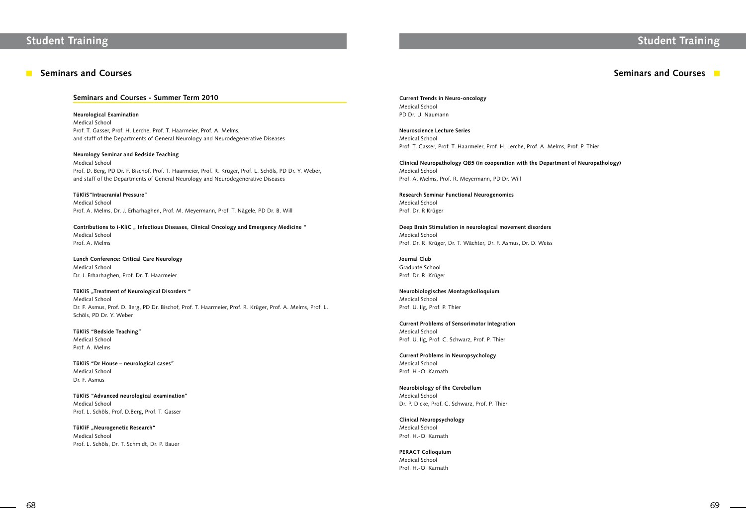# Student Training

## Seminars and Courses

### Seminars and Courses - Summer Term 2010

**Neurological Examination**
Medical School
Prof. T. Gasser, Prof. H. Lerche, Prof. T. Haarmeier, Prof. A. Melms,
and staff of the Departments of General Neurology and Neurodegenerative Diseases

**Neurology Seminar and Bedside Teaching**
Medical School
Prof. D. Berg, PD Dr. F. Bischof, Prof. T. Haarmeier, Prof. R. Krüger, Prof. L. Schöls, PD Dr. Y. Weber,
and staff of the Departments of General Neurology and Neurodegenerative Diseases

**TüKliS"Intracranial Pressure"**
Medical School
Prof. A. Melms, Dr. J. Erharhaghen, Prof. M. Meyermann, Prof. T. Nägele, PD Dr. B. Will

**Contributions to i-KliC „ Infectious Diseases, Clinical Oncology and Emergency Medicine "**
Medical School
Prof. A. Melms

**Lunch Conference: Critical Care Neurology**
Medical School
Dr. J. Erharhaghen, Prof. Dr. T. Haarmeier

**TüKliS „Treatment of Neurological Disorders "**
Medical School
Dr. F. Asmus, Prof. D. Berg, PD Dr. Bischof, Prof. T. Haarmeier, Prof. R. Krüger, Prof. A. Melms, Prof. L. Schöls, PD Dr. Y. Weber

**TüKliS "Bedside Teaching"**
Medical School
Prof. A. Melms

**TüKliS "Dr House – neurological cases"**
Medical School
Dr. F. Asmus

**TüKliS "Advanced neurological examination"**
Medical School
Prof. L. Schöls, Prof. D.Berg, Prof. T. Gasser

**TüKliF „Neurogenetic Research"**
Medical School
Prof. L. Schöls, Dr. T. Schmidt, Dr. P. Bauer

**Current Trends in Neuro-oncology**
Medical School
PD Dr. U. Naumann

**Neuroscience Lecture Series**
Medical School
Prof. T. Gasser, Prof. T. Haarmeier, Prof. H. Lerche, Prof. A. Melms, Prof. P. Thier

**Clinical Neuropathology QB5 (in cooperation with the Department of Neuropathology)**
Medical School
Prof. A. Melms, Prof. R. Meyermann, PD Dr. Will

**Research Seminar Functional Neurogenomics**
Medical School
Prof. Dr. R Krüger

**Deep Brain Stimulation in neurological movement disorders**
Medical School
Prof. Dr. R. Krüger, Dr. T. Wächter, Dr. F. Asmus, Dr. D. Weiss

**Journal Club**
Graduate School
Prof. Dr. R. Krüger

**Neurobiologisches Montagskolloquium**
Medical School
Prof. U. Ilg, Prof. P. Thier

**Current Problems of Sensorimotor Integration**
Medical School
Prof. U. Ilg, Prof. C. Schwarz, Prof. P. Thier

**Current Problems in Neuropsychology**
Medical School
Prof. H.-O. Karnath

**Neurobiology of the Cerebellum**
Medical School
Dr. P. Dicke, Prof. C. Schwarz, Prof. P. Thier

**Clinical Neuropsychology**
Medical School
Prof. H.-O. Karnath

**PERACT Colloquium**
Medical School
Prof. H.-O. Karnath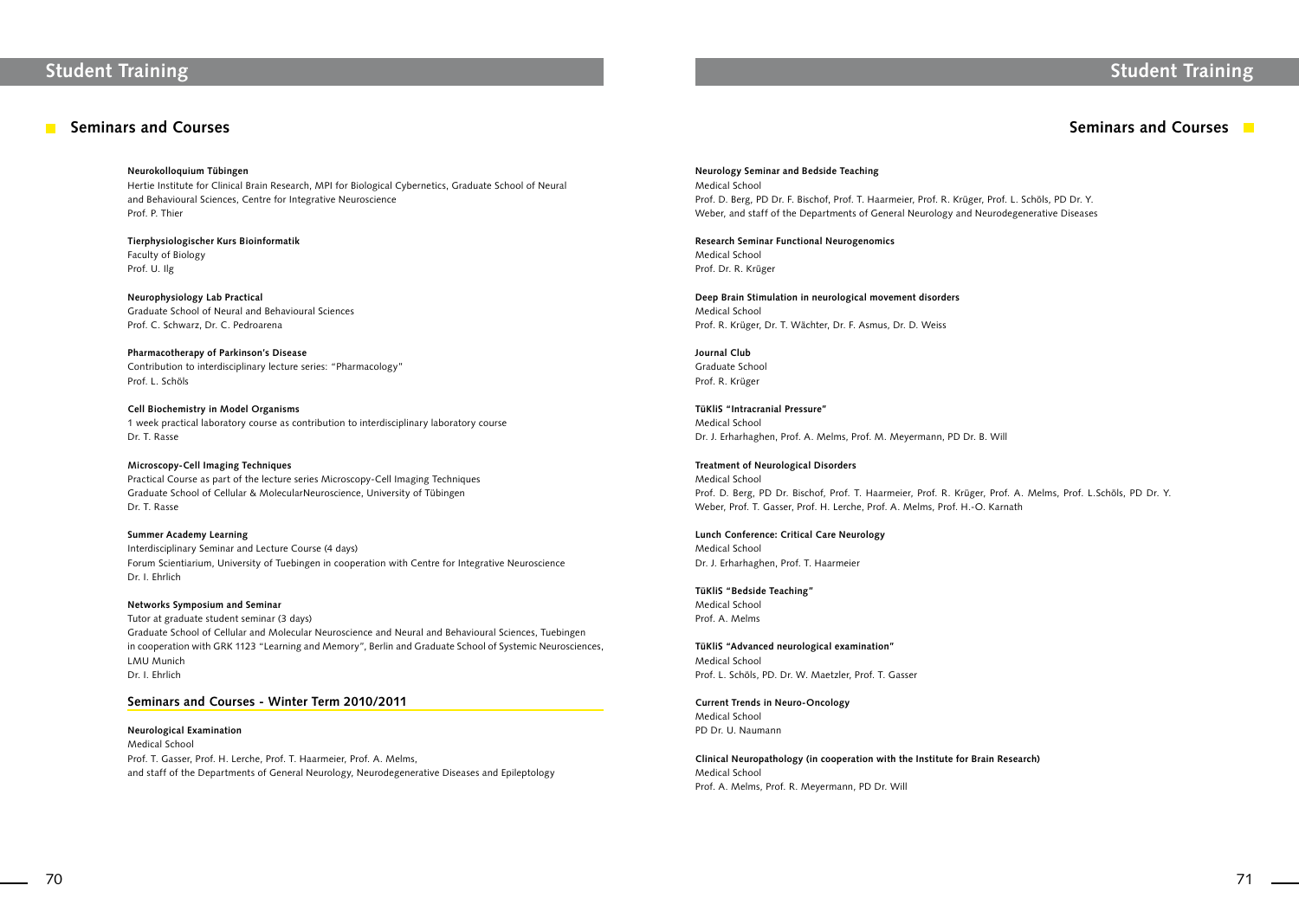# Student Training

## Seminars and Courses

**Neurokolloquium Tübingen**
Hertie Institute for Clinical Brain Research, MPI for Biological Cybernetics, Graduate School of Neural and Behavioural Sciences, Centre for Integrative Neuroscience
Prof. P. Thier

**Tierphysiologischer Kurs Bioinformatik**
Faculty of Biology
Prof. U. Ilg

**Neurophysiology Lab Practical**
Graduate School of Neural and Behavioural Sciences
Prof. C. Schwarz, Dr. C. Pedroarena

**Pharmacotherapy of Parkinson's Disease**
Contribution to interdisciplinary lecture series: "Pharmacology"
Prof. L. Schöls

**Cell Biochemistry in Model Organisms**
1 week practical laboratory course as contribution to interdisciplinary laboratory course
Dr. T. Rasse

**Microscopy-Cell Imaging Techniques**
Practical Course as part of the lecture series Microscopy-Cell Imaging Techniques
Graduate School of Cellular & MolecularNeuroscience, University of Tübingen
Dr. T. Rasse

**Summer Academy Learning**
Interdisciplinary Seminar and Lecture Course (4 days)
Forum Scientiarium, University of Tuebingen in cooperation with Centre for Integrative Neuroscience
Dr. I. Ehrlich

**Networks Symposium and Seminar**
Tutor at graduate student seminar (3 days)
Graduate School of Cellular and Molecular Neuroscience and Neural and Behavioural Sciences, Tuebingen in cooperation with GRK 1123 "Learning and Memory", Berlin and Graduate School of Systemic Neurosciences, LMU Munich
Dr. I. Ehrlich

### Seminars and Courses - Winter Term 2010/2011

**Neurological Examination**
Medical School
Prof. T. Gasser, Prof. H. Lerche, Prof. T. Haarmeier, Prof. A. Melms,
and staff of the Departments of General Neurology, Neurodegenerative Diseases and Epileptology

**Neurology Seminar and Bedside Teaching**
Medical School
Prof. D. Berg, PD Dr. F. Bischof, Prof. T. Haarmeier, Prof. R. Krüger, Prof. L. Schöls, PD Dr. Y. Weber, and staff of the Departments of General Neurology and Neurodegenerative Diseases

**Research Seminar Functional Neurogenomics**
Medical School
Prof. Dr. R. Krüger

**Deep Brain Stimulation in neurological movement disorders**
Medical School
Prof. R. Krüger, Dr. T. Wächter, Dr. F. Asmus, Dr. D. Weiss

**Journal Club**
Graduate School
Prof. R. Krüger

**TüKliS "Intracranial Pressure"**
Medical School
Dr. J. Erharhaghen, Prof. A. Melms, Prof. M. Meyermann, PD Dr. B. Will

**Treatment of Neurological Disorders**
Medical School
Prof. D. Berg, PD Dr. Bischof, Prof. T. Haarmeier, Prof. R. Krüger, Prof. A. Melms, Prof. L.Schöls, PD Dr. Y. Weber, Prof. T. Gasser, Prof. H. Lerche, Prof. A. Melms, Prof. H.-O. Karnath

**Lunch Conference: Critical Care Neurology**
Medical School
Dr. J. Erharhaghen, Prof. T. Haarmeier

**TüKliS "Bedside Teaching"**
Medical School
Prof. A. Melms

**TüKliS "Advanced neurological examination"**
Medical School
Prof. L. Schöls, PD. Dr. W. Maetzler, Prof. T. Gasser

**Current Trends in Neuro-Oncology**
Medical School
PD Dr. U. Naumann

**Clinical Neuropathology (in cooperation with the Institute for Brain Research)**
Medical School
Prof. A. Melms, Prof. R. Meyermann, PD Dr. Will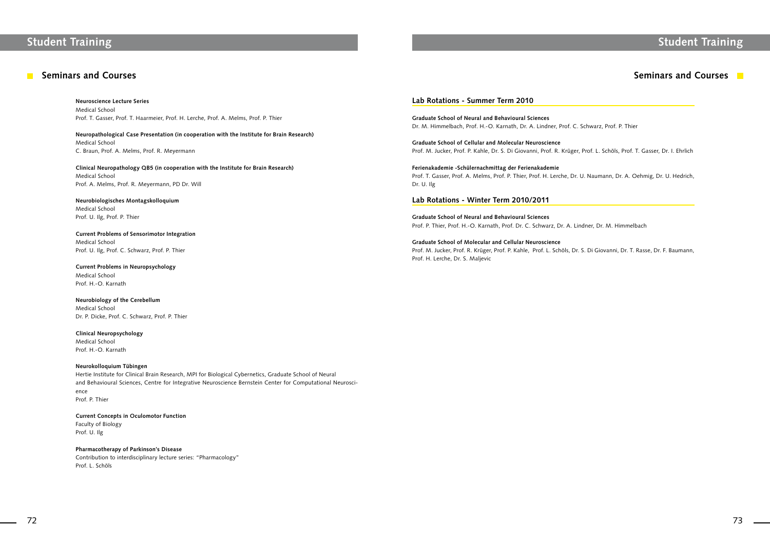# Student Training

## Seminars and Courses

**Neuroscience Lecture Series**
Medical School
Prof. T. Gasser, Prof. T. Haarmeier, Prof. H. Lerche, Prof. A. Melms, Prof. P. Thier

**Neuropathological Case Presentation (in cooperation with the Institute for Brain Research)**
Medical School
C. Braun, Prof. A. Melms, Prof. R. Meyermann

**Clinical Neuropathology QB5 (in cooperation with the Institute for Brain Research)**
Medical School
Prof. A. Melms, Prof. R. Meyermann, PD Dr. Will

**Neurobiologisches Montagskolloquium**
Medical School
Prof. U. Ilg, Prof. P. Thier

**Current Problems of Sensorimotor Integration**
Medical School
Prof. U. Ilg, Prof. C. Schwarz, Prof. P. Thier

**Current Problems in Neuropsychology**
Medical School
Prof. H.-O. Karnath

**Neurobiology of the Cerebellum**
Medical School
Dr. P. Dicke, Prof. C. Schwarz, Prof. P. Thier

**Clinical Neuropsychology**
Medical School
Prof. H.-O. Karnath

**Neurokolloquium Tübingen**
Hertie Institute for Clinical Brain Research, MPI for Biological Cybernetics, Graduate School of Neural and Behavioural Sciences, Centre for Integrative Neuroscience Bernstein Center for Computational Neuroscience
Prof. P. Thier

**Current Concepts in Oculomotor Function**
Faculty of Biology
Prof. U. Ilg

**Pharmacotherapy of Parkinson's Disease**
Contribution to interdisciplinary lecture series: "Pharmacology"
Prof. L. Schöls

### Lab Rotations - Summer Term 2010

**Graduate School of Neural and Behavioural Sciences**
Dr. M. Himmelbach, Prof. H.-O. Karnath, Dr. A. Lindner, Prof. C. Schwarz, Prof. P. Thier

**Graduate School of Cellular and Molecular Neuroscience**
Prof. M. Jucker, Prof. P. Kahle, Dr. S. Di Giovanni, Prof. R. Krüger, Prof. L. Schöls, Prof. T. Gasser, Dr. I. Ehrlich

**Ferienakademie -Schülernachmittag der Ferienakademie**
Prof. T. Gasser, Prof. A. Melms, Prof. P. Thier, Prof. H. Lerche, Dr. U. Naumann, Dr. A. Oehmig, Dr. U. Hedrich, Dr. U. Ilg

### Lab Rotations - Winter Term 2010/2011

**Graduate School of Neural and Behavioural Sciences**
Prof. P. Thier, Prof. H.-O. Karnath, Prof. Dr. C. Schwarz, Dr. A. Lindner, Dr. M. Himmelbach

**Graduate School of Molecular and Cellular Neuroscience**
Prof. M. Jucker, Prof. R. Krüger, Prof. P. Kahle, Prof. L. Schöls, Dr. S. Di Giovanni, Dr. T. Rasse, Dr. F. Baumann, Prof. H. Lerche, Dr. S. Maljevic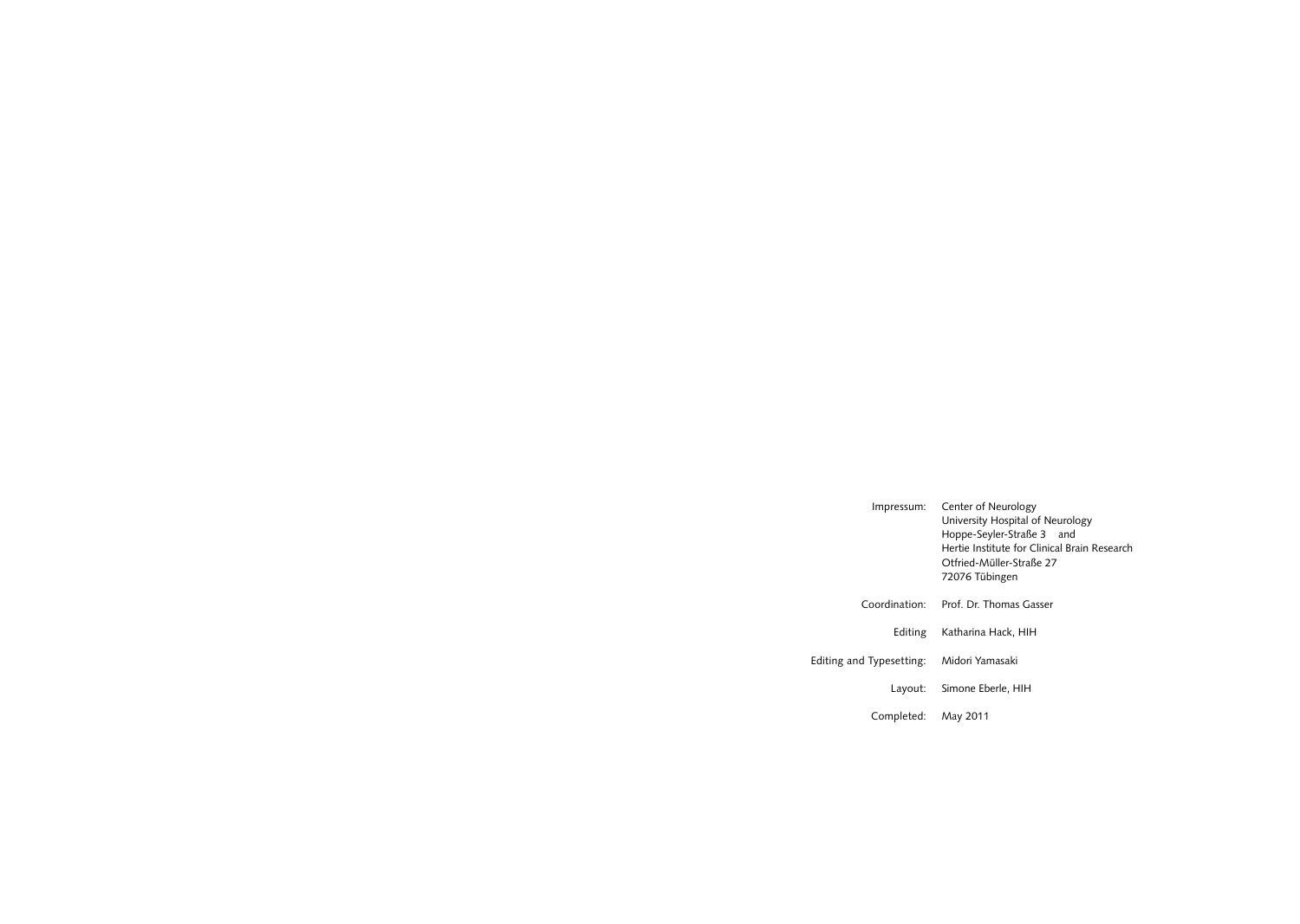Impressum: Center of Neurology
University Hospital of Neurology
Hoppe-Seyler-Straße 3 and
Hertie Institute for Clinical Brain Research
Otfried-Müller-Straße 27
72076 Tübingen

Coordination: Prof. Dr. Thomas Gasser

Editing Katharina Hack, HIH

Editing and Typesetting: Midori Yamasaki

Layout: Simone Eberle, HIH

Completed: May 2011